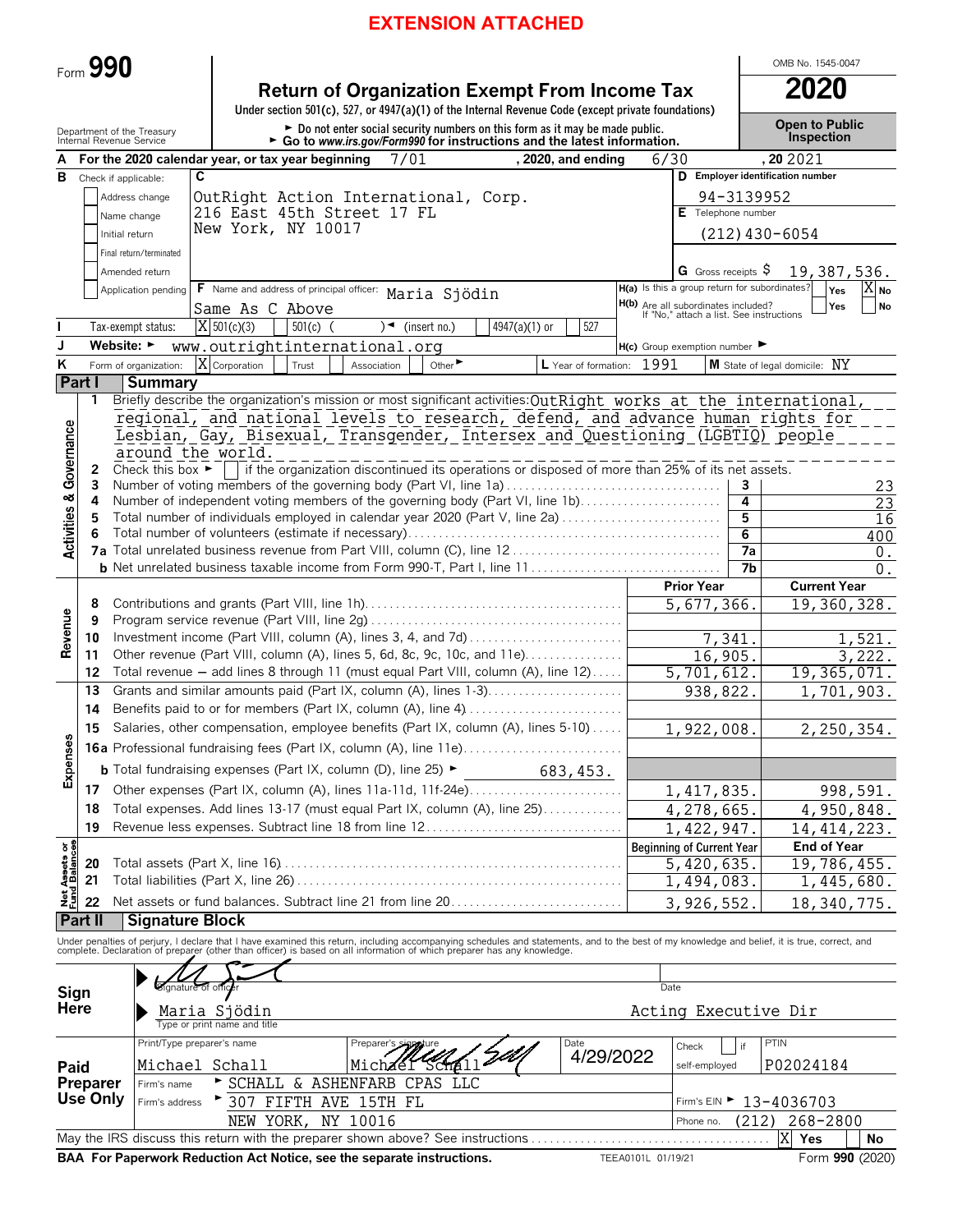**EXTENSION ATTACHED**

Form **990**

# Return of Organization Exempt From Income Tax

Under section 501(c), 527, or 4947(a)(1) of the Internal Revenue Code (except private foundations)

► Do not enter social security numbers on this form as it may be made public.
► Go to www.irs.gov/Form990 for instructions and the latest information.

OMB No. 1545-0047

**2020**

**Open to Public Inspection**

Department of the Treasury
Internal Revenue Service

**A** For the 2020 calendar year, or tax year beginning 7/01, 2020, and ending 6/30, 20 2021

**B** Check if applicable:
- [ ] Address change
- [ ] Name change
- [ ] Initial return
- [ ] Final return/terminated
- [ ] Amended return
- [ ] Application pending

**C** OutRight Action International, Corp.
216 East 45th Street 17 FL
New York, NY 10017

**D** Employer identification number: 94-3139952

**E** Telephone number: (212)430-6054

**G** Gross receipts $ 19,387,536.

**F** Name and address of principal officer: Maria Sjödin
Same As C Above

**H(a)** Is this a group return for subordinates? Yes [ ] No [X]

**H(b)** Are all subordinates included? Yes [ ] No [ ]
If "No," attach a list. See instructions

**I** Tax-exempt status: [X] 501(c)(3) [ ] 501(c) ( ) ◄ (insert no.) [ ] 4947(a)(1) or [ ] 527

**J** Website: ► www.outrightinternational.org

**H(c)** Group exemption number ►

**K** Form of organization: [X] Corporation [ ] Trust [ ] Association [ ] Other ►

**L** Year of formation: 1991

**M** State of legal domicile: NY

## Part I Summary

**Activities & Governance**

1. Briefly describe the organization's mission or most significant activities: OutRight works at the international, regional, and national levels to research, defend, and advance human rights for Lesbian, Gay, Bisexual, Transgender, Intersex and Questioning (LGBTIQ) people around the world.
2. Check this box ► [ ] if the organization discontinued its operations or disposed of more than 25% of its net assets.

| | | | |
|---|---|---|---|
| 3 | Number of voting members of the governing body (Part VI, line 1a) | 3 | 23 |
| 4 | Number of independent voting members of the governing body (Part VI, line 1b) | 4 | 23 |
| 5 | Total number of individuals employed in calendar year 2020 (Part V, line 2a) | 5 | 16 |
| 6 | Total number of volunteers (estimate if necessary) | 6 | 400 |
| 7a | Total unrelated business revenue from Part VIII, column (C), line 12 | 7a | 0. |
| b | Net unrelated business taxable income from Form 990-T, Part I, line 11 | 7b | 0. |

| | | | Prior Year | Current Year |
|---|---|---|---|---|
| **Revenue** | 8 | Contributions and grants (Part VIII, line 1h) | 5,677,366. | 19,360,328. |
| | 9 | Program service revenue (Part VIII, line 2g) | | |
| | 10 | Investment income (Part VIII, column (A), lines 3, 4, and 7d) | 7,341. | 1,521. |
| | 11 | Other revenue (Part VIII, column (A), lines 5, 6d, 8c, 9c, 10c, and 11e) | 16,905. | 3,222. |
| | 12 | Total revenue – add lines 8 through 11 (must equal Part VIII, column (A), line 12) | 5,701,612. | 19,365,071. |
| **Expenses** | 13 | Grants and similar amounts paid (Part IX, column (A), lines 1-3) | 938,822. | 1,701,903. |
| | 14 | Benefits paid to or for members (Part IX, column (A), line 4) | | |
| | 15 | Salaries, other compensation, employee benefits (Part IX, column (A), lines 5-10) | 1,922,008. | 2,250,354. |
| | 16a | Professional fundraising fees (Part IX, column (A), line 11e) | | |
| | b | Total fundraising expenses (Part IX, column (D), line 25) ► 683,453. | | |
| | 17 | Other expenses (Part IX, column (A), lines 11a-11d, 11f-24e) | 1,417,835. | 998,591. |
| | 18 | Total expenses. Add lines 13-17 (must equal Part IX, column (A), line 25) | 4,278,665. | 4,950,848. |
| | 19 | Revenue less expenses. Subtract line 18 from line 12 | 1,422,947. | 14,414,223. |

| | | | Beginning of Current Year | End of Year |
|---|---|---|---|---|
| **Net Assets or Fund Balances** | 20 | Total assets (Part X, line 16) | 5,420,635. | 19,786,455. |
| | 21 | Total liabilities (Part X, line 26) | 1,494,083. | 1,445,680. |
| | 22 | Net assets or fund balances. Subtract line 21 from line 20 | 3,926,552. | 18,340,775. |

## Part II Signature Block

Under penalties of perjury, I declare that I have examined this return, including accompanying schedules and statements, and to the best of my knowledge and belief, it is true, correct, and complete. Declaration of preparer (other than officer) is based on all information of which preparer has any knowledge.

**Sign Here**

► Signature of officer — Date

► Maria Sjödin — Acting Executive Dir
Type or print name and title

**Paid Preparer Use Only**

| Print/Type preparer's name | Preparer's signature | Date | Check [ ] if self-employed | PTIN |
|---|---|---|---|---|
| Michael Schall | Michael Schall | 4/29/2022 | | P02024184 |

Firm's name ► SCHALL & ASHENFARB CPAS LLC
Firm's address ► 307 FIFTH AVE 15TH FL, NEW YORK, NY 10016
Firm's EIN ► 13-4036703
Phone no. (212) 268-2800

May the IRS discuss this return with the preparer shown above? See instructions [X] Yes [ ] No

BAA For Paperwork Reduction Act Notice, see the separate instructions. TEEA0101L 01/19/21 Form **990** (2020)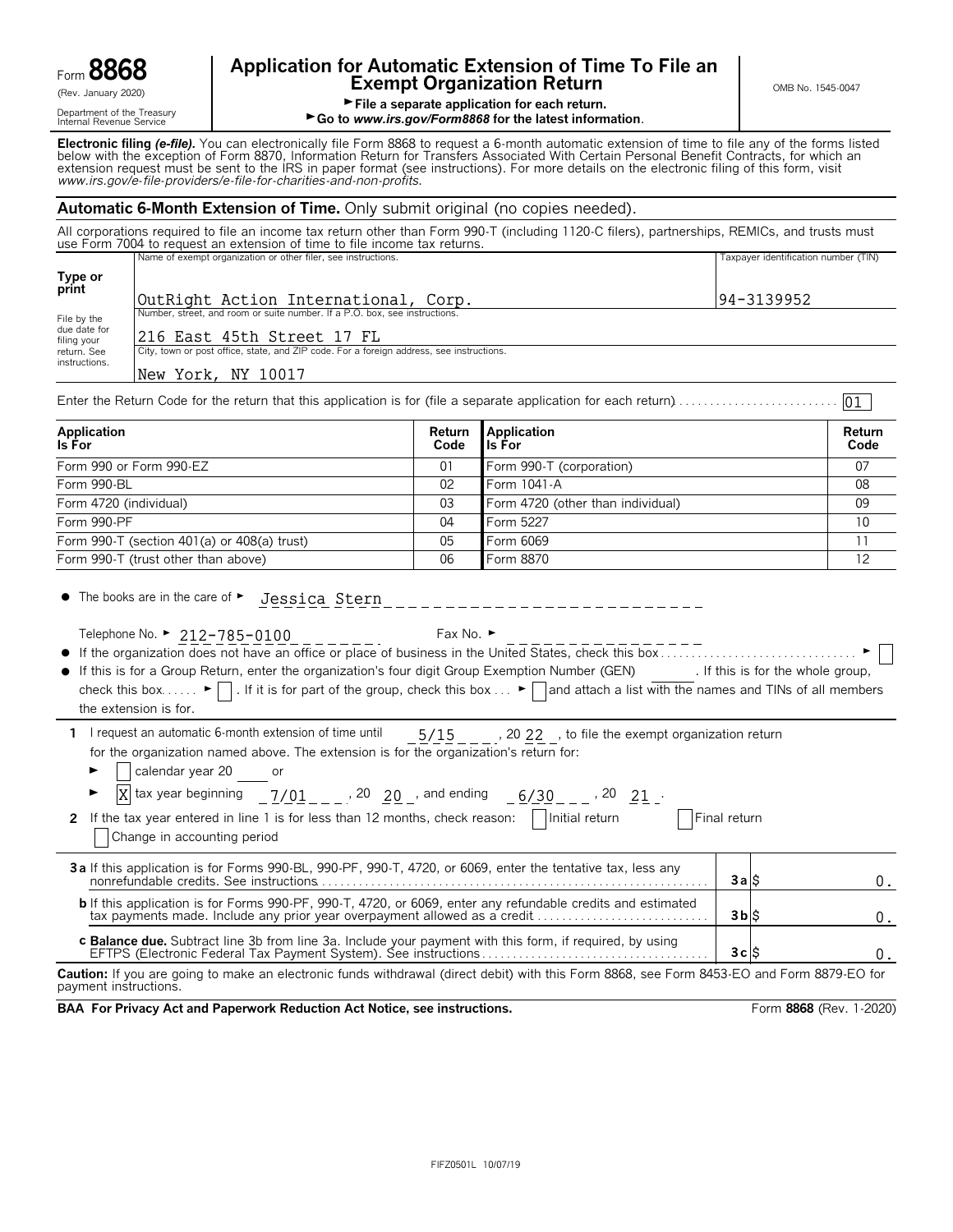Form **8868**

(Rev. January 2020)

Department of the Treasury
Internal Revenue Service

# Application for Automatic Extension of Time To File an Exempt Organization Return

► File a separate application for each return.

► Go to *www.irs.gov/Form8868* for the latest information.

OMB No. 1545-0047

**Electronic filing *(e-file)*.** You can electronically file Form 8868 to request a 6-month automatic extension of time to file any of the forms listed below with the exception of Form 8870, Information Return for Transfers Associated With Certain Personal Benefit Contracts, for which an extension request must be sent to the IRS in paper format (see instructions). For more details on the electronic filing of this form, visit *www.irs.gov/e-file-providers/e-file-for-charities-and-non-profits.*

## Automatic 6-Month Extension of Time. Only submit original (no copies needed).

All corporations required to file an income tax return other than Form 990-T (including 1120-C filers), partnerships, REMICs, and trusts must use Form 7004 to request an extension of time to file income tax returns.

**Type or print**

File by the due date for filing your return. See instructions.

Name of exempt organization or other filer, see instructions.: OutRight Action International, Corp.

Taxpayer identification number (TIN): 94-3139952

Number, street, and room or suite number. If a P.O. box, see instructions.: 216 East 45th Street 17 FL

City, town or post office, state, and ZIP code. For a foreign address, see instructions.: New York, NY 10017

Enter the Return Code for the return that this application is for (file a separate application for each return) . . . 01

| Application Is For | Return Code | Application Is For | Return Code |
|---|---|---|---|
| Form 990 or Form 990-EZ | 01 | Form 990-T (corporation) | 07 |
| Form 990-BL | 02 | Form 1041-A | 08 |
| Form 4720 (individual) | 03 | Form 4720 (other than individual) | 09 |
| Form 990-PF | 04 | Form 5227 | 10 |
| Form 990-T (section 401(a) or 408(a) trust) | 05 | Form 6069 | 11 |
| Form 990-T (trust other than above) | 06 | Form 8870 | 12 |

- The books are in the care of ► Jessica Stern

  Telephone No. ► 212-785-0100  Fax No. ►
- If the organization does not have an office or place of business in the United States, check this box . . . ► [ ]
- If this is for a Group Return, enter the organization's four digit Group Exemption Number (GEN) ______. If this is for the whole group, check this box . . . ► [ ]. If it is for part of the group, check this box . . . ► [ ] and attach a list with the names and TINs of all members the extension is for.

**1** I request an automatic 6-month extension of time until 5/15, 20 22, to file the exempt organization return for the organization named above. The extension is for the organization's return for:

► [ ] calendar year 20 ____ or

► [X] tax year beginning 7/01, 20 20, and ending 6/30, 20 21.

**2** If the tax year entered in line 1 is for less than 12 months, check reason: [ ] Initial return [ ] Final return [ ] Change in accounting period

| | | |
|---|---|---|
| **3a** If this application is for Forms 990-BL, 990-PF, 990-T, 4720, or 6069, enter the tentative tax, less any nonrefundable credits. See instructions . . . | **3a** | $ 0. |
| **b** If this application is for Forms 990-PF, 990-T, 4720, or 6069, enter any refundable credits and estimated tax payments made. Include any prior year overpayment allowed as a credit . . . | **3b** | $ 0. |
| **c Balance due.** Subtract line 3b from line 3a. Include your payment with this form, if required, by using EFTPS (Electronic Federal Tax Payment System). See instructions . . . | **3c** | $ 0. |

**Caution:** If you are going to make an electronic funds withdrawal (direct debit) with this Form 8868, see Form 8453-EO and Form 8879-EO for payment instructions.

**BAA For Privacy Act and Paperwork Reduction Act Notice, see instructions.** Form **8868** (Rev. 1-2020)

FIFZ0501L 10/07/19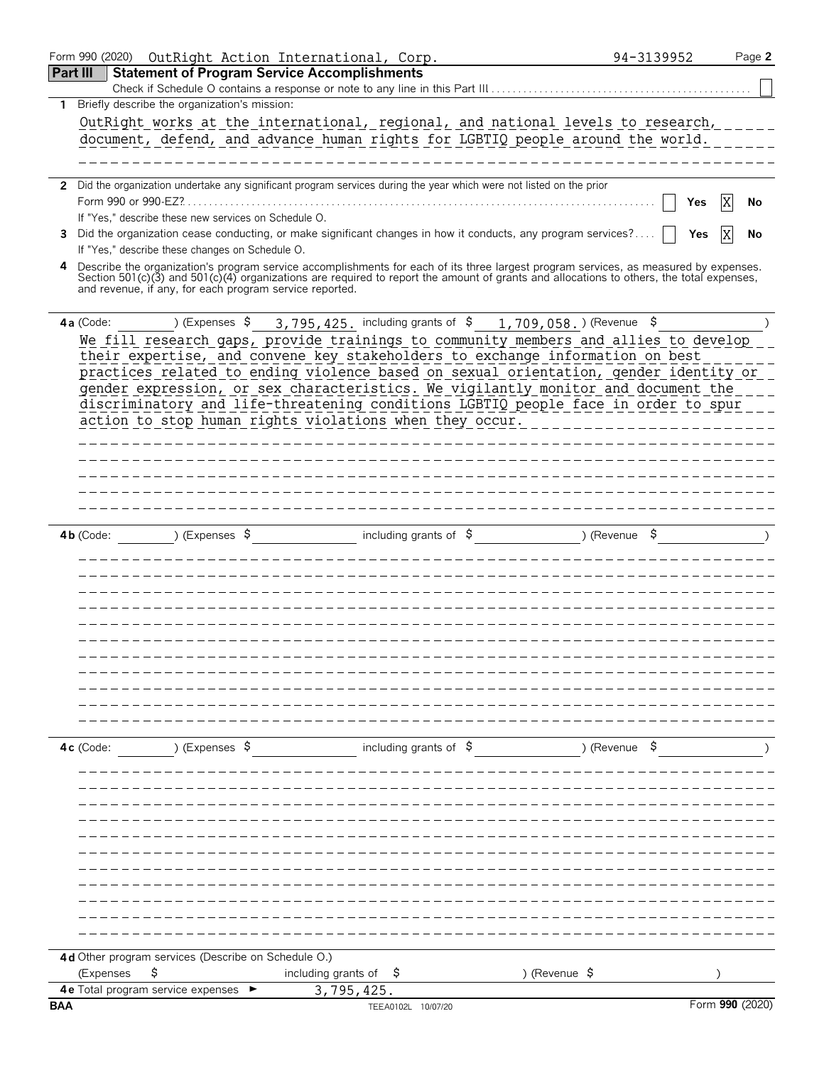Form 990 (2020) OutRight Action International, Corp. 94-3139952 Page **2**

## Part III Statement of Program Service Accomplishments

Check if Schedule O contains a response or note to any line in this Part III . . . . . . . . . . . . . . . . . . . . . . . . . . . . . . . . . . . . . . . . . . . . . . . . ☐

**1** Briefly describe the organization's mission:

OutRight works at the international, regional, and national levels to research, document, defend, and advance human rights for LGBTIQ people around the world.

**2** Did the organization undertake any significant program services during the year which were not listed on the prior Form 990 or 990-EZ? . . . . . . . . . . . . . . . . . . . . . . . . . . . . . . . . . . . ☐ **Yes** ☒ **No**

If "Yes," describe these new services on Schedule O.

**3** Did the organization cease conducting, or make significant changes in how it conducts, any program services? . . . . ☐ **Yes** ☒ **No**

If "Yes," describe these changes on Schedule O.

**4** Describe the organization's program service accomplishments for each of its three largest program services, as measured by expenses. Section 501(c)(3) and 501(c)(4) organizations are required to report the amount of grants and allocations to others, the total expenses, and revenue, if any, for each program service reported.

**4a** (Code: ) (Expenses $ 3,795,425. including grants of $ 1,709,058. ) (Revenue $ )

We fill research gaps, provide trainings to community members and allies to develop their expertise, and convene key stakeholders to exchange information on best practices related to ending violence based on sexual orientation, gender identity or gender expression, or sex characteristics. We vigilantly monitor and document the discriminatory and life-threatening conditions LGBTIQ people face in order to spur action to stop human rights violations when they occur.

**4b** (Code: ) (Expenses $ including grants of $ ) (Revenue $ )

**4c** (Code: ) (Expenses $ including grants of $ ) (Revenue $ )

**4d** Other program services (Describe on Schedule O.)

(Expenses $ including grants of $ ) (Revenue $ )

**4e** Total program service expenses ► 3,795,425.

BAA TEEA0102L 10/07/20 Form **990** (2020)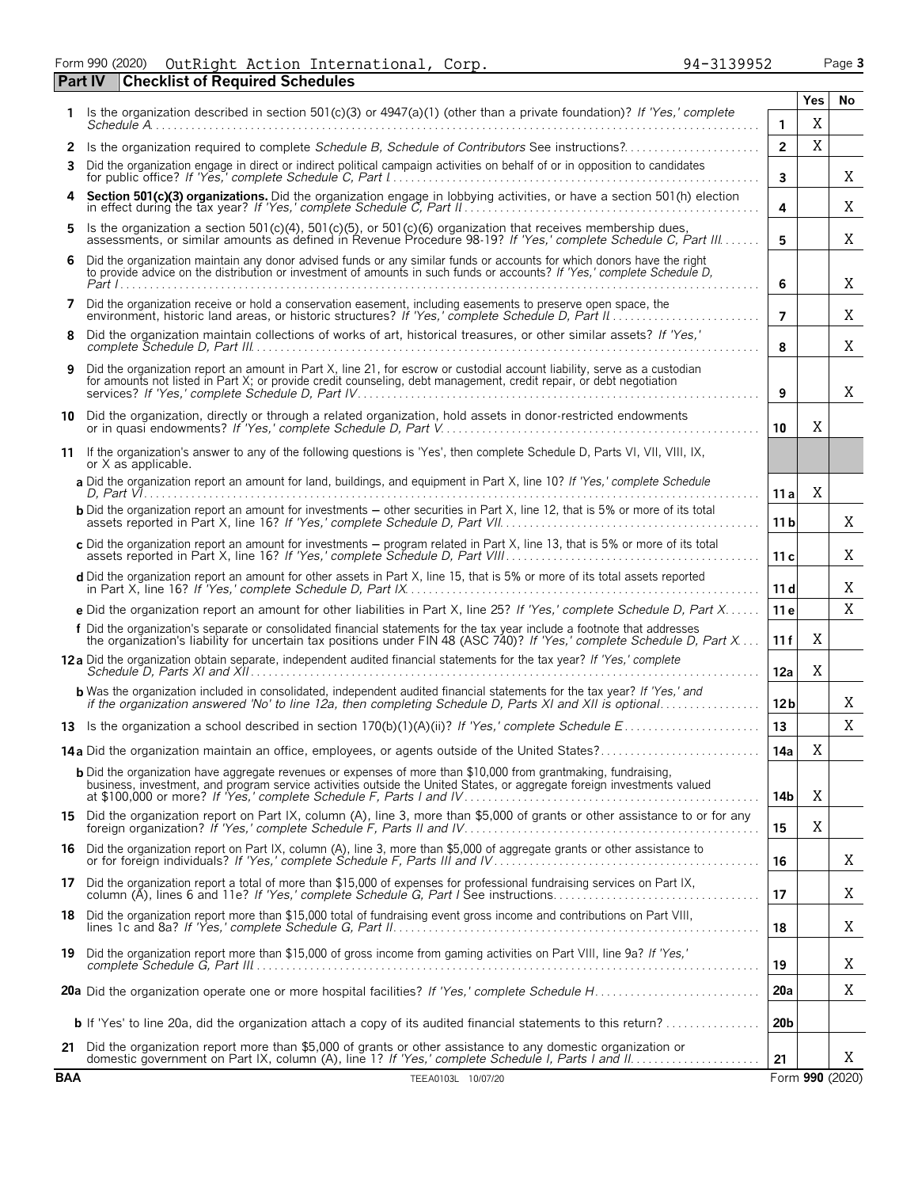Form 990 (2020) OutRight Action International, Corp. 94-3139952

## Part IV Checklist of Required Schedules

| | | | Yes | No |
|---|---|---|---|---|
| 1 | Is the organization described in section 501(c)(3) or 4947(a)(1) (other than a private foundation)? *If 'Yes,' complete Schedule A* | 1 | X | |
| 2 | Is the organization required to complete *Schedule B, Schedule of Contributors* See instructions? | 2 | X | |
| 3 | Did the organization engage in direct or indirect political campaign activities on behalf of or in opposition to candidates for public office? *If 'Yes,' complete Schedule C, Part I* | 3 | | X |
| 4 | **Section 501(c)(3) organizations.** Did the organization engage in lobbying activities, or have a section 501(h) election in effect during the tax year? *If 'Yes,' complete Schedule C, Part II* | 4 | | X |
| 5 | Is the organization a section 501(c)(4), 501(c)(5), or 501(c)(6) organization that receives membership dues, assessments, or similar amounts as defined in Revenue Procedure 98-19? *If 'Yes,' complete Schedule C, Part III* | 5 | | X |
| 6 | Did the organization maintain any donor advised funds or any similar funds or accounts for which donors have the right to provide advice on the distribution or investment of amounts in such funds or accounts? *If 'Yes,' complete Schedule D, Part I* | 6 | | X |
| 7 | Did the organization receive or hold a conservation easement, including easements to preserve open space, the environment, historic land areas, or historic structures? *If 'Yes,' complete Schedule D, Part II* | 7 | | X |
| 8 | Did the organization maintain collections of works of art, historical treasures, or other similar assets? *If 'Yes,' complete Schedule D, Part III* | 8 | | X |
| 9 | Did the organization report an amount in Part X, line 21, for escrow or custodial account liability, serve as a custodian for amounts not listed in Part X; or provide credit counseling, debt management, credit repair, or debt negotiation services? *If 'Yes,' complete Schedule D, Part IV* | 9 | | X |
| 10 | Did the organization, directly or through a related organization, hold assets in donor-restricted endowments or in quasi endowments? *If 'Yes,' complete Schedule D, Part V* | 10 | X | |
| 11 | If the organization's answer to any of the following questions is 'Yes', then complete Schedule D, Parts VI, VII, VIII, IX, or X as applicable. | | | |
| | **a** Did the organization report an amount for land, buildings, and equipment in Part X, line 10? *If 'Yes,' complete Schedule D, Part VI* | 11a | X | |
| | **b** Did the organization report an amount for investments – other securities in Part X, line 12, that is 5% or more of its total assets reported in Part X, line 16? *If 'Yes,' complete Schedule D, Part VII* | 11b | | X |
| | **c** Did the organization report an amount for investments – program related in Part X, line 13, that is 5% or more of its total assets reported in Part X, line 16? *If 'Yes,' complete Schedule D, Part VIII* | 11c | | X |
| | **d** Did the organization report an amount for other assets in Part X, line 15, that is 5% or more of its total assets reported in Part X, line 16? *If 'Yes,' complete Schedule D, Part IX* | 11d | | X |
| | **e** Did the organization report an amount for other liabilities in Part X, line 25? *If 'Yes,' complete Schedule D, Part X* | 11e | | X |
| | **f** Did the organization's separate or consolidated financial statements for the tax year include a footnote that addresses the organization's liability for uncertain tax positions under FIN 48 (ASC 740)? *If 'Yes,' complete Schedule D, Part X* | 11f | X | |
| 12a | Did the organization obtain separate, independent audited financial statements for the tax year? *If 'Yes,' complete Schedule D, Parts XI and XII* | 12a | X | |
| | **b** Was the organization included in consolidated, independent audited financial statements for the tax year? *If 'Yes,' and if the organization answered 'No' to line 12a, then completing Schedule D, Parts XI and XII is optional* | 12b | | X |
| 13 | Is the organization a school described in section 170(b)(1)(A)(ii)? *If 'Yes,' complete Schedule E* | 13 | | X |
| 14a | Did the organization maintain an office, employees, or agents outside of the United States? | 14a | X | |
| | **b** Did the organization have aggregate revenues or expenses of more than $10,000 from grantmaking, fundraising, business, investment, and program service activities outside the United States, or aggregate foreign investments valued at $100,000 or more? *If 'Yes,' complete Schedule F, Parts I and IV* | 14b | X | |
| 15 | Did the organization report on Part IX, column (A), line 3, more than $5,000 of grants or other assistance to or for any foreign organization? *If 'Yes,' complete Schedule F, Parts II and IV* | 15 | X | |
| 16 | Did the organization report on Part IX, column (A), line 3, more than $5,000 of aggregate grants or other assistance to or for foreign individuals? *If 'Yes,' complete Schedule F, Parts III and IV* | 16 | | X |
| 17 | Did the organization report a total of more than $15,000 of expenses for professional fundraising services on Part IX, column (A), lines 6 and 11e? *If 'Yes,' complete Schedule G, Part I* See instructions | 17 | | X |
| 18 | Did the organization report more than $15,000 total of fundraising event gross income and contributions on Part VIII, lines 1c and 8a? *If 'Yes,' complete Schedule G, Part II* | 18 | | X |
| 19 | Did the organization report more than $15,000 of gross income from gaming activities on Part VIII, line 9a? *If 'Yes,' complete Schedule G, Part III* | 19 | | X |
| 20a | Did the organization operate one or more hospital facilities? *If 'Yes,' complete Schedule H* | 20a | | X |
| | **b** If 'Yes' to line 20a, did the organization attach a copy of its audited financial statements to this return? | 20b | | |
| 21 | Did the organization report more than $5,000 of grants or other assistance to any domestic organization or domestic government on Part IX, column (A), line 1? *If 'Yes,' complete Schedule I, Parts I and II* | 21 | | X |

BAA TEEA0103L 10/07/20 Form **990** (2020)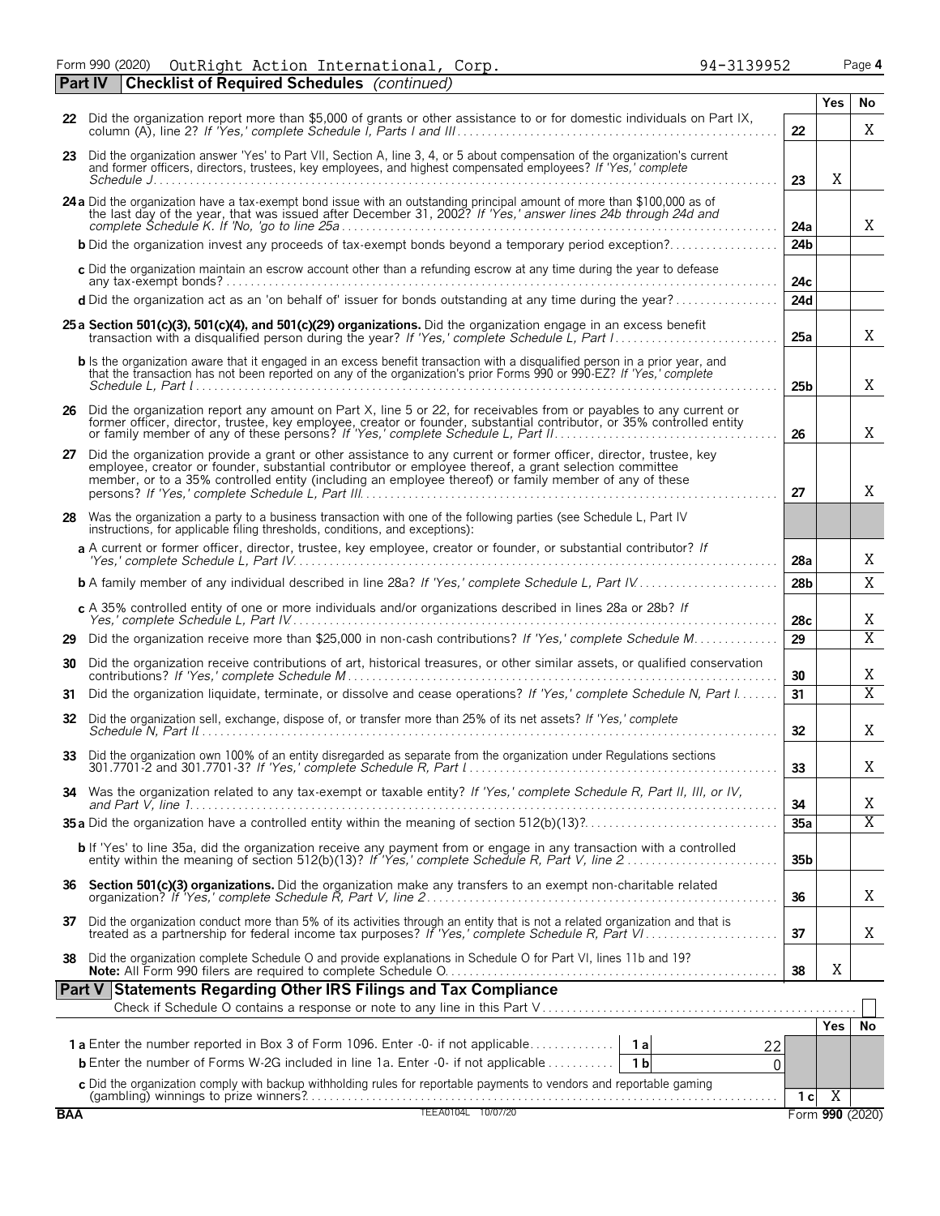Form 990 (2020) OutRight Action International, Corp. 94-3139952 Page 4

## Part IV Checklist of Required Schedules *(continued)*

| | | | Yes | No |
|---|---|---|---|---|
| **22** | Did the organization report more than $5,000 of grants or other assistance to or for domestic individuals on Part IX, column (A), line 2? *If 'Yes,' complete Schedule I, Parts I and III* | 22 | | X |
| **23** | Did the organization answer 'Yes' to Part VII, Section A, line 3, 4, or 5 about compensation of the organization's current and former officers, directors, trustees, key employees, and highest compensated employees? *If 'Yes,' complete Schedule J* | 23 | X | |
| **24a** | Did the organization have a tax-exempt bond issue with an outstanding principal amount of more than $100,000 as of the last day of the year, that was issued after December 31, 2002? *If 'Yes,' answer lines 24b through 24d and complete Schedule K. If 'No,' go to line 25a* | 24a | | X |
| **b** | Did the organization invest any proceeds of tax-exempt bonds beyond a temporary period exception? | 24b | | |
| **c** | Did the organization maintain an escrow account other than a refunding escrow at any time during the year to defease any tax-exempt bonds? | 24c | | |
| **d** | Did the organization act as an 'on behalf of' issuer for bonds outstanding at any time during the year? | 24d | | |
| **25a** | **Section 501(c)(3), 501(c)(4), and 501(c)(29) organizations.** Did the organization engage in an excess benefit transaction with a disqualified person during the year? *If 'Yes,' complete Schedule L, Part I* | 25a | | X |
| **b** | Is the organization aware that it engaged in an excess benefit transaction with a disqualified person in a prior year, and that the transaction has not been reported on any of the organization's prior Forms 990 or 990-EZ? *If 'Yes,' complete Schedule L, Part I* | 25b | | X |
| **26** | Did the organization report any amount on Part X, line 5 or 22, for receivables from or payables to any current or former officer, director, trustee, key employee, creator or founder, substantial contributor, or 35% controlled entity or family member of any of these persons? *If 'Yes,' complete Schedule L, Part II* | 26 | | X |
| **27** | Did the organization provide a grant or other assistance to any current or former officer, director, trustee, key employee, creator or founder, substantial contributor or employee thereof, a grant selection committee member, or to a 35% controlled entity (including an employee thereof) or family member of any of these persons? *If 'Yes,' complete Schedule L, Part III* | 27 | | X |
| **28** | Was the organization a party to a business transaction with one of the following parties (see Schedule L, Part IV instructions, for applicable filing thresholds, conditions, and exceptions): | | | |
| **a** | A current or former officer, director, trustee, key employee, creator or founder, or substantial contributor? *If 'Yes,' complete Schedule L, Part IV* | 28a | | X |
| **b** | A family member of any individual described in line 28a? *If 'Yes,' complete Schedule L, Part IV* | 28b | | X |
| **c** | A 35% controlled entity of one or more individuals and/or organizations described in lines 28a or 28b? *If Yes,' complete Schedule L, Part IV* | 28c | | X |
| **29** | Did the organization receive more than $25,000 in non-cash contributions? *If 'Yes,' complete Schedule M* | 29 | | X |
| **30** | Did the organization receive contributions of art, historical treasures, or other similar assets, or qualified conservation contributions? *If 'Yes,' complete Schedule M* | 30 | | X |
| **31** | Did the organization liquidate, terminate, or dissolve and cease operations? *If 'Yes,' complete Schedule N, Part I* | 31 | | X |
| **32** | Did the organization sell, exchange, dispose of, or transfer more than 25% of its net assets? *If 'Yes,' complete Schedule N, Part II* | 32 | | X |
| **33** | Did the organization own 100% of an entity disregarded as separate from the organization under Regulations sections 301.7701-2 and 301.7701-3? *If 'Yes,' complete Schedule R, Part I* | 33 | | X |
| **34** | Was the organization related to any tax-exempt or taxable entity? *If 'Yes,' complete Schedule R, Part II, III, or IV, and Part V, line 1* | 34 | | X |
| **35a** | Did the organization have a controlled entity within the meaning of section 512(b)(13)? | 35a | | X |
| **b** | If 'Yes' to line 35a, did the organization receive any payment from or engage in any transaction with a controlled entity within the meaning of section 512(b)(13)? *If 'Yes,' complete Schedule R, Part V, line 2* | 35b | | |
| **36** | **Section 501(c)(3) organizations.** Did the organization make any transfers to an exempt non-charitable related organization? *If 'Yes,' complete Schedule R, Part V, line 2* | 36 | | X |
| **37** | Did the organization conduct more than 5% of its activities through an entity that is not a related organization and that is treated as a partnership for federal income tax purposes? *If 'Yes,' complete Schedule R, Part VI* | 37 | | X |
| **38** | Did the organization complete Schedule O and provide explanations in Schedule O for Part VI, lines 11b and 19? **Note:** All Form 990 filers are required to complete Schedule O. | 38 | X | |

## Part V Statements Regarding Other IRS Filings and Tax Compliance

Check if Schedule O contains a response or note to any line in this Part V ☐

| | | | | | Yes | No |
|---|---|---|---|---|---|---|
| **1a** | Enter the number reported in Box 3 of Form 1096. Enter -0- if not applicable | 1a | 22 | | | |
| **b** | Enter the number of Forms W-2G included in line 1a. Enter -0- if not applicable | 1b | 0 | | | |
| **c** | Did the organization comply with backup withholding rules for reportable payments to vendors and reportable gaming (gambling) winnings to prize winners? | | | 1c | X | |

BAA TEEA0104L 10/07/20 Form **990** (2020)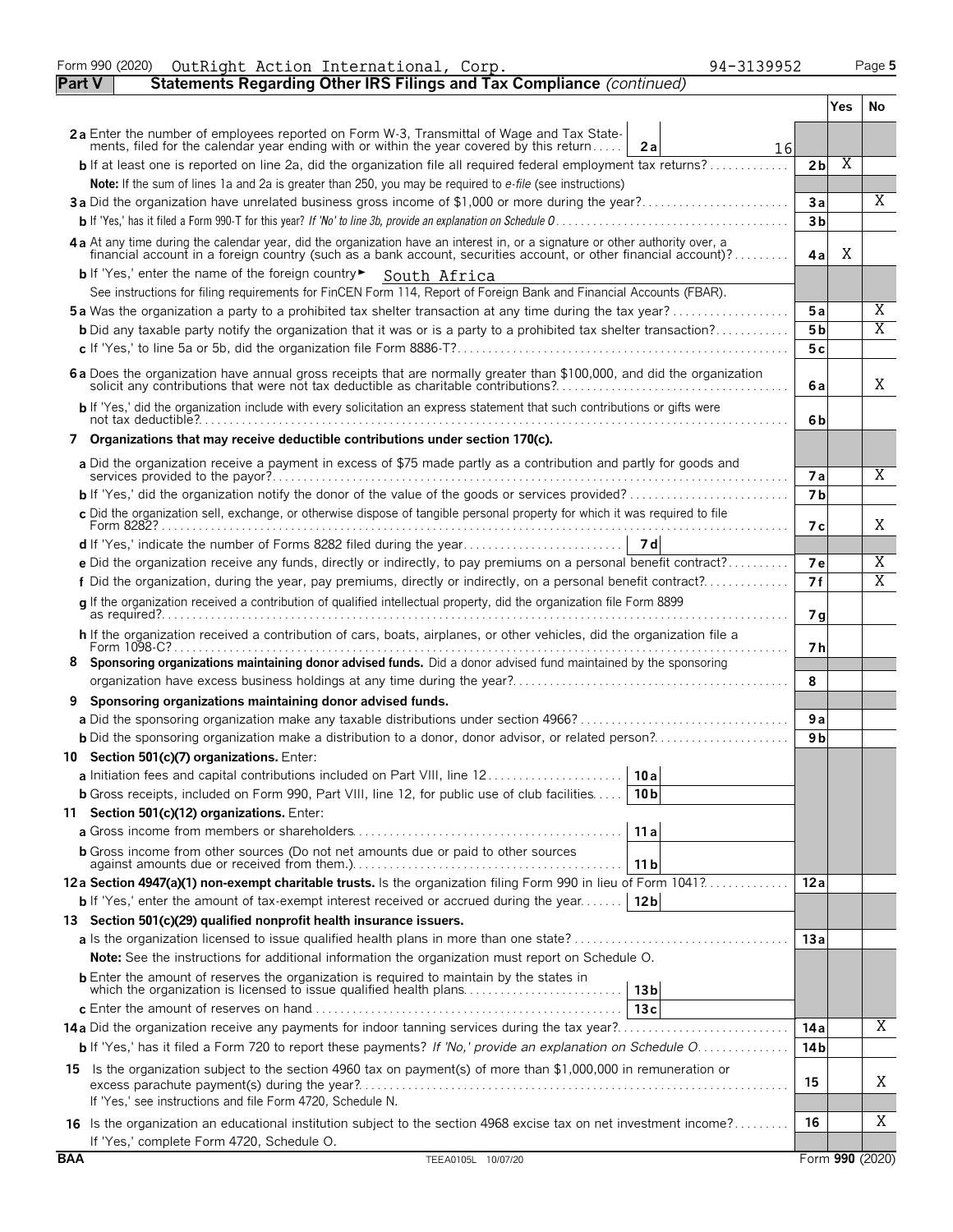Form 990 (2020) OutRight Action International, Corp. 94-3139952 Page 5

**Part V — Statements Regarding Other IRS Filings and Tax Compliance** *(continued)*

| | | | Yes | No |
|---|---|---|---|---|
| **2a** Enter the number of employees reported on Form W-3, Transmittal of Wage and Tax Statements, filed for the calendar year ending with or within the year covered by this return | 2a 16 | | | |
| **b** If at least one is reported on line 2a, did the organization file all required federal employment tax returns? | | 2b | X | |
| **Note:** If the sum of lines 1a and 2a is greater than 250, you may be required to *e-file* (see instructions) | | | | |
| **3a** Did the organization have unrelated business gross income of $1,000 or more during the year? | | 3a | | X |
| **b** If 'Yes,' has it filed a Form 990-T for this year? *If 'No' to line 3b, provide an explanation on Schedule O* | | 3b | | |
| **4a** At any time during the calendar year, did the organization have an interest in, or a signature or other authority over, a financial account in a foreign country (such as a bank account, securities account, or other financial account)? | | 4a | X | |
| **b** If 'Yes,' enter the name of the foreign country ► South Africa | | | | |
| See instructions for filing requirements for FinCEN Form 114, Report of Foreign Bank and Financial Accounts (FBAR). | | | | |
| **5a** Was the organization a party to a prohibited tax shelter transaction at any time during the tax year? | | 5a | | X |
| **b** Did any taxable party notify the organization that it was or is a party to a prohibited tax shelter transaction? | | 5b | | X |
| **c** If 'Yes,' to line 5a or 5b, did the organization file Form 8886-T? | | 5c | | |
| **6a** Does the organization have annual gross receipts that are normally greater than $100,000, and did the organization solicit any contributions that were not tax deductible as charitable contributions? | | 6a | | X |
| **b** If 'Yes,' did the organization include with every solicitation an express statement that such contributions or gifts were not tax deductible? | | 6b | | |
| **7 Organizations that may receive deductible contributions under section 170(c).** | | | | |
| **a** Did the organization receive a payment in excess of $75 made partly as a contribution and partly for goods and services provided to the payor? | | 7a | | X |
| **b** If 'Yes,' did the organization notify the donor of the value of the goods or services provided? | | 7b | | |
| **c** Did the organization sell, exchange, or otherwise dispose of tangible personal property for which it was required to file Form 8282? | | 7c | | X |
| **d** If 'Yes,' indicate the number of Forms 8282 filed during the year | 7d | | | |
| **e** Did the organization receive any funds, directly or indirectly, to pay premiums on a personal benefit contract? | | 7e | | X |
| **f** Did the organization, during the year, pay premiums, directly or indirectly, on a personal benefit contract? | | 7f | | X |
| **g** If the organization received a contribution of qualified intellectual property, did the organization file Form 8899 as required? | | 7g | | |
| **h** If the organization received a contribution of cars, boats, airplanes, or other vehicles, did the organization file a Form 1098-C? | | 7h | | |
| **8 Sponsoring organizations maintaining donor advised funds.** Did a donor advised fund maintained by the sponsoring organization have excess business holdings at any time during the year? | | 8 | | |
| **9 Sponsoring organizations maintaining donor advised funds.** | | | | |
| **a** Did the sponsoring organization make any taxable distributions under section 4966? | | 9a | | |
| **b** Did the sponsoring organization make a distribution to a donor, donor advisor, or related person? | | 9b | | |
| **10 Section 501(c)(7) organizations.** Enter: | | | | |
| **a** Initiation fees and capital contributions included on Part VIII, line 12 | 10a | | | |
| **b** Gross receipts, included on Form 990, Part VIII, line 12, for public use of club facilities | 10b | | | |
| **11 Section 501(c)(12) organizations.** Enter: | | | | |
| **a** Gross income from members or shareholders | 11a | | | |
| **b** Gross income from other sources (Do not net amounts due or paid to other sources against amounts due or received from them.) | 11b | | | |
| **12a Section 4947(a)(1) non-exempt charitable trusts.** Is the organization filing Form 990 in lieu of Form 1041? | | 12a | | |
| **b** If 'Yes,' enter the amount of tax-exempt interest received or accrued during the year | 12b | | | |
| **13 Section 501(c)(29) qualified nonprofit health insurance issuers.** | | | | |
| **a** Is the organization licensed to issue qualified health plans in more than one state? | | 13a | | |
| **Note:** See the instructions for additional information the organization must report on Schedule O. | | | | |
| **b** Enter the amount of reserves the organization is required to maintain by the states in which the organization is licensed to issue qualified health plans | 13b | | | |
| **c** Enter the amount of reserves on hand | 13c | | | |
| **14a** Did the organization receive any payments for indoor tanning services during the tax year? | | 14a | | X |
| **b** If 'Yes,' has it filed a Form 720 to report these payments? *If 'No,' provide an explanation on Schedule O* | | 14b | | |
| **15** Is the organization subject to the section 4960 tax on payment(s) of more than $1,000,000 in remuneration or excess parachute payment(s) during the year? If 'Yes,' see instructions and file Form 4720, Schedule N. | | 15 | | X |
| **16** Is the organization an educational institution subject to the section 4968 excise tax on net investment income? If 'Yes,' complete Form 4720, Schedule O. | | 16 | | X |

BAA TEEA0105L 10/07/20 Form **990** (2020)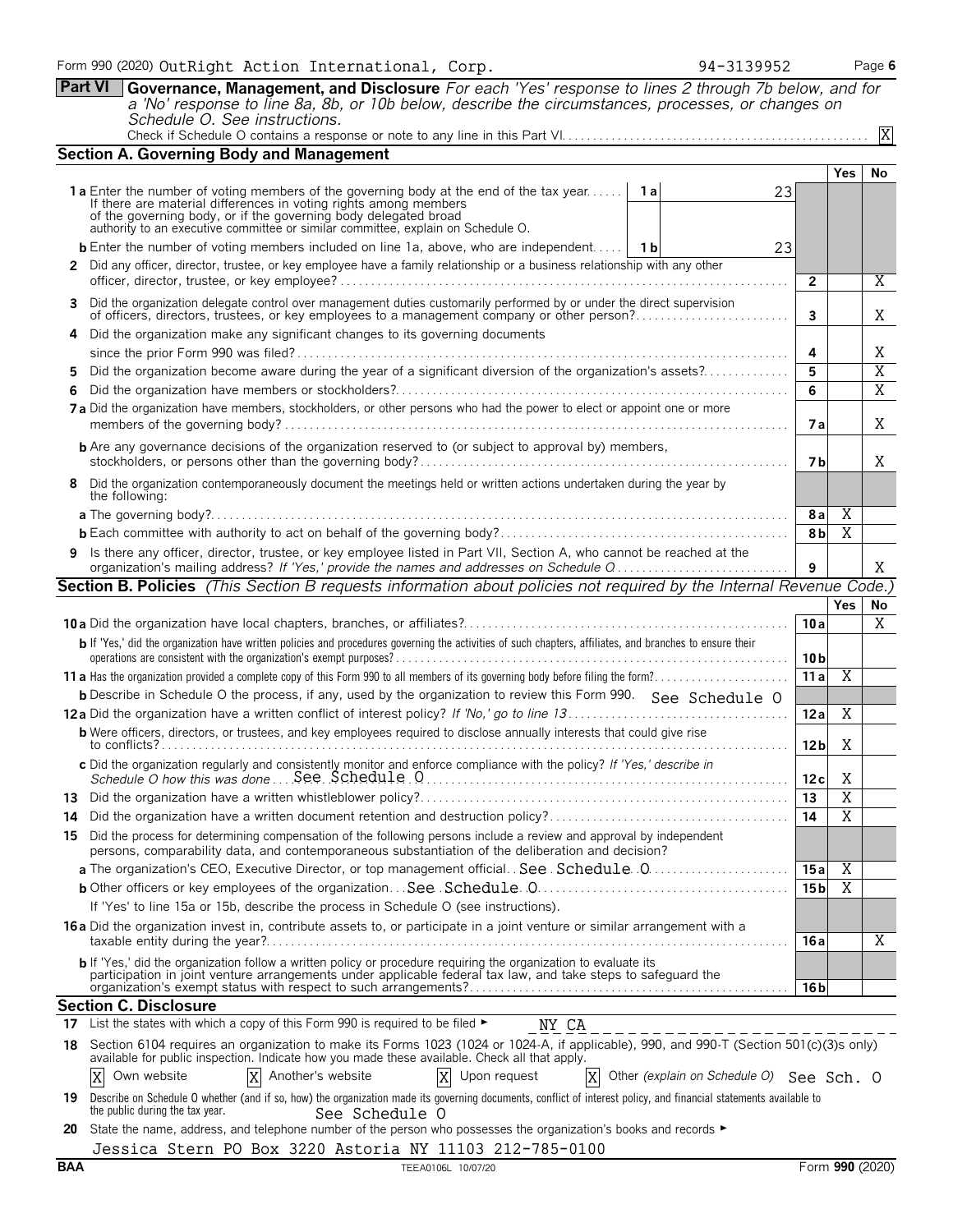Form 990 (2020) OutRight Action International, Corp. 94-3139952

**Part VI Governance, Management, and Disclosure** *For each 'Yes' response to lines 2 through 7b below, and for a 'No' response to line 8a, 8b, or 10b below, describe the circumstances, processes, or changes on Schedule O. See instructions.*

Check if Schedule O contains a response or note to any line in this Part VI. [X]

## Section A. Governing Body and Management

| | | | Yes | No |
|---|---|---|---|---|
| **1a** Enter the number of voting members of the governing body at the end of the tax year. If there are material differences in voting rights among members of the governing body, or if the governing body delegated broad authority to an executive committee or similar committee, explain on Schedule O. | 1a 23 | | | |
| **b** Enter the number of voting members included on line 1a, above, who are independent | 1b 23 | | | |
| **2** Did any officer, director, trustee, or key employee have a family relationship or a business relationship with any other officer, director, trustee, or key employee? | | 2 | | X |
| **3** Did the organization delegate control over management duties customarily performed by or under the direct supervision of officers, directors, trustees, or key employees to a management company or other person? | | 3 | | X |
| **4** Did the organization make any significant changes to its governing documents since the prior Form 990 was filed? | | 4 | | X |
| **5** Did the organization become aware during the year of a significant diversion of the organization's assets? | | 5 | | X |
| **6** Did the organization have members or stockholders? | | 6 | | X |
| **7a** Did the organization have members, stockholders, or other persons who had the power to elect or appoint one or more members of the governing body? | | 7a | | X |
| **b** Are any governance decisions of the organization reserved to (or subject to approval by) members, stockholders, or persons other than the governing body? | | 7b | | X |
| **8** Did the organization contemporaneously document the meetings held or written actions undertaken during the year by the following: | | | | |
| **a** The governing body? | | 8a | X | |
| **b** Each committee with authority to act on behalf of the governing body? | | 8b | X | |
| **9** Is there any officer, director, trustee, or key employee listed in Part VII, Section A, who cannot be reached at the organization's mailing address? *If 'Yes,' provide the names and addresses on Schedule O* | | 9 | | X |

## Section B. Policies *(This Section B requests information about policies not required by the Internal Revenue Code.)*

| | | Yes | No |
|---|---|---|---|
| **10a** Did the organization have local chapters, branches, or affiliates? | 10a | | X |
| **b** If 'Yes,' did the organization have written policies and procedures governing the activities of such chapters, affiliates, and branches to ensure their operations are consistent with the organization's exempt purposes? | 10b | | |
| **11a** Has the organization provided a complete copy of this Form 990 to all members of its governing body before filing the form? | 11a | X | |
| **b** Describe in Schedule O the process, if any, used by the organization to review this Form 990. See Schedule O | | | |
| **12a** Did the organization have a written conflict of interest policy? *If 'No,' go to line 13* | 12a | X | |
| **b** Were officers, directors, or trustees, and key employees required to disclose annually interests that could give rise to conflicts? | 12b | X | |
| **c** Did the organization regularly and consistently monitor and enforce compliance with the policy? *If 'Yes,' describe in Schedule O how this was done* See Schedule O | 12c | X | |
| **13** Did the organization have a written whistleblower policy? | 13 | X | |
| **14** Did the organization have a written document retention and destruction policy? | 14 | X | |
| **15** Did the process for determining compensation of the following persons include a review and approval by independent persons, comparability data, and contemporaneous substantiation of the deliberation and decision? | | | |
| **a** The organization's CEO, Executive Director, or top management official See Schedule O | 15a | X | |
| **b** Other officers or key employees of the organization See Schedule O | 15b | X | |
| If 'Yes' to line 15a or 15b, describe the process in Schedule O (see instructions). | | | |
| **16a** Did the organization invest in, contribute assets to, or participate in a joint venture or similar arrangement with a taxable entity during the year? | 16a | | X |
| **b** If 'Yes,' did the organization follow a written policy or procedure requiring the organization to evaluate its participation in joint venture arrangements under applicable federal tax law, and take steps to safeguard the organization's exempt status with respect to such arrangements? | 16b | | |

## Section C. Disclosure

**17** List the states with which a copy of this Form 990 is required to be filed ► NY CA

**18** Section 6104 requires an organization to make its Forms 1023 (1024 or 1024-A, if applicable), 990, and 990-T (Section 501(c)(3)s only) available for public inspection. Indicate how you made these available. Check all that apply.

[X] Own website [X] Another's website [X] Upon request [X] Other *(explain on Schedule O)* See Sch. O

**19** Describe on Schedule O whether (and if so, how) the organization made its governing documents, conflict of interest policy, and financial statements available to the public during the tax year. See Schedule O

**20** State the name, address, and telephone number of the person who possesses the organization's books and records ►

Jessica Stern PO Box 3220 Astoria NY 11103 212-785-0100

BAA TEEA0106L 10/07/20 Form **990** (2020)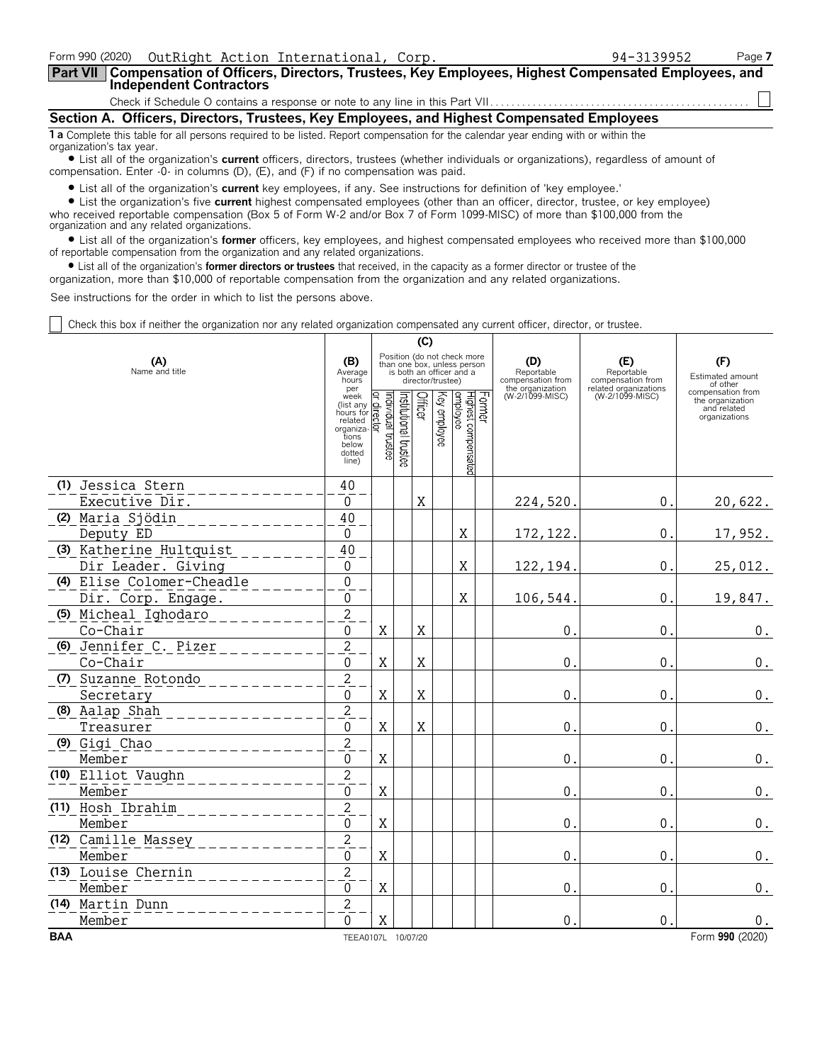Form 990 (2020) OutRight Action International, Corp. 94-3139952

## Part VII Compensation of Officers, Directors, Trustees, Key Employees, Highest Compensated Employees, and Independent Contractors

Check if Schedule O contains a response or note to any line in this Part VII . . . . . . ☐

### Section A. Officers, Directors, Trustees, Key Employees, and Highest Compensated Employees

**1 a** Complete this table for all persons required to be listed. Report compensation for the calendar year ending with or within the organization's tax year.

- List all of the organization's **current** officers, directors, trustees (whether individuals or organizations), regardless of amount of compensation. Enter -0- in columns (D), (E), and (F) if no compensation was paid.
- List all of the organization's **current** key employees, if any. See instructions for definition of 'key employee.'
- List the organization's five **current** highest compensated employees (other than an officer, director, trustee, or key employee) who received reportable compensation (Box 5 of Form W-2 and/or Box 7 of Form 1099-MISC) of more than $100,000 from the organization and any related organizations.
- List all of the organization's **former** officers, key employees, and highest compensated employees who received more than $100,000 of reportable compensation from the organization and any related organizations.
- List all of the organization's **former directors or trustees** that received, in the capacity as a former director or trustee of the organization, more than $10,000 of reportable compensation from the organization and any related organizations.

See instructions for the order in which to list the persons above.

☐ Check this box if neither the organization nor any related organization compensated any current officer, director, or trustee.

| (A) Name and title | (B) Average hours per week (list any hours for related organizations below dotted line) | (C) Position: Individual trustee or director | Institutional trustee | Officer | Key employee | Highest compensated employee | Former | (D) Reportable compensation from the organization (W-2/1099-MISC) | (E) Reportable compensation from related organizations (W-2/1099-MISC) | (F) Estimated amount of other compensation from the organization and related organizations |
|---|---|---|---|---|---|---|---|---|---|---|
| (1) Jessica Stern<br>Executive Dir. | 40<br>0 | | | X | | | | 224,520. | 0. | 20,622. |
| (2) Maria Sjödin<br>Deputy ED | 40<br>0 | | | | | X | | 172,122. | 0. | 17,952. |
| (3) Katherine Hultquist<br>Dir Leader. Giving | 40<br>0 | | | | | X | | 122,194. | 0. | 25,012. |
| (4) Elise Colomer-Cheadle<br>Dir. Corp. Engage. | 0<br>0 | | | | | X | | 106,544. | 0. | 19,847. |
| (5) Micheal Ighodaro<br>Co-Chair | 2<br>0 | X | | X | | | | 0. | 0. | 0. |
| (6) Jennifer C. Pizer<br>Co-Chair | 2<br>0 | X | | X | | | | 0. | 0. | 0. |
| (7) Suzanne Rotondo<br>Secretary | 2<br>0 | X | | X | | | | 0. | 0. | 0. |
| (8) Aalap Shah<br>Treasurer | 2<br>0 | X | | X | | | | 0. | 0. | 0. |
| (9) Gigi Chao<br>Member | 2<br>0 | X | | | | | | 0. | 0. | 0. |
| (10) Elliot Vaughn<br>Member | 2<br>0 | X | | | | | | 0. | 0. | 0. |
| (11) Hosh Ibrahim<br>Member | 2<br>0 | X | | | | | | 0. | 0. | 0. |
| (12) Camille Massey<br>Member | 2<br>0 | X | | | | | | 0. | 0. | 0. |
| (13) Louise Chernin<br>Member | 2<br>0 | X | | | | | | 0. | 0. | 0. |
| (14) Martin Dunn<br>Member | 2<br>0 | X | | | | | | 0. | 0. | 0. |

BAA TEEA0107L 10/07/20 Form **990** (2020)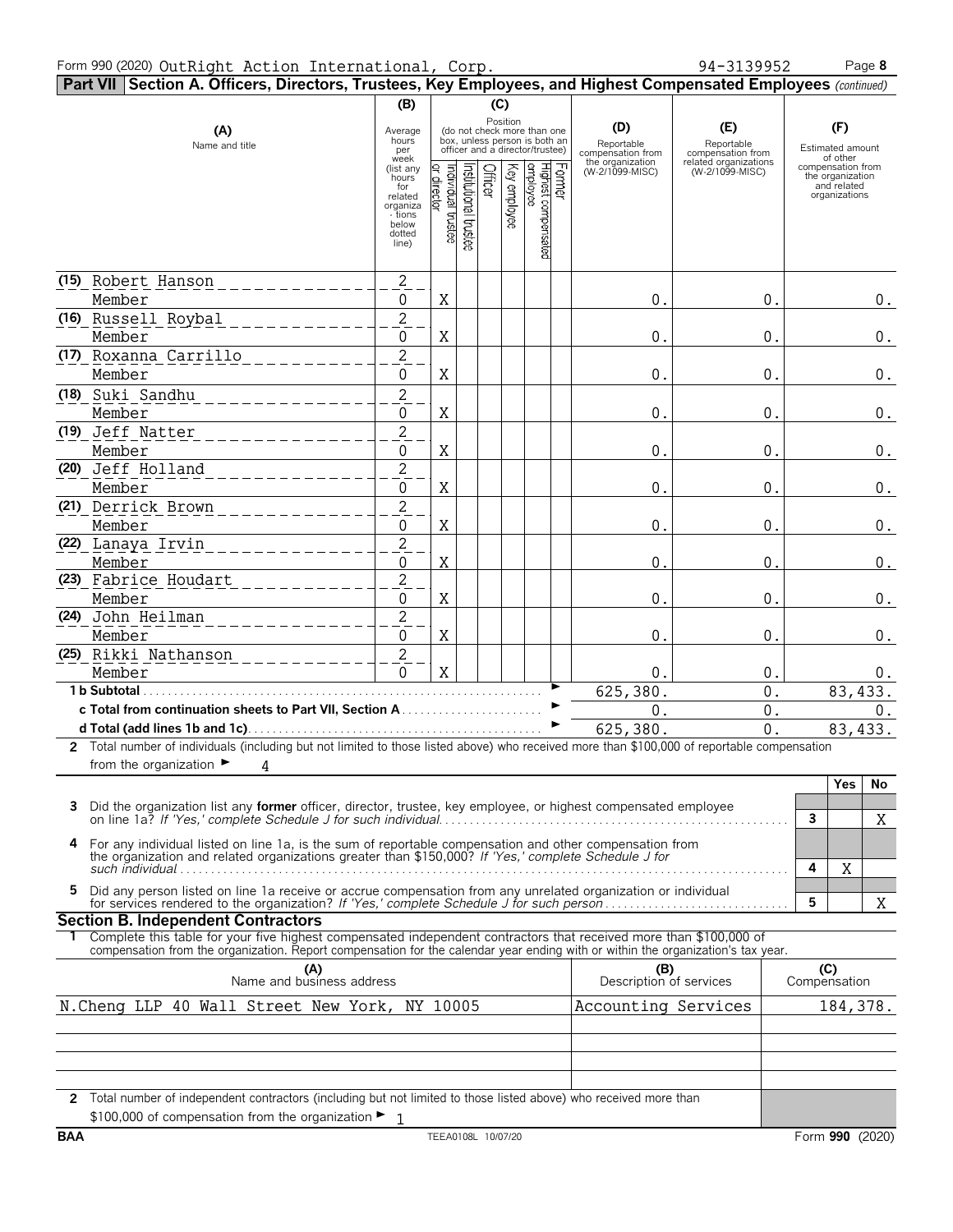Form 990 (2020) OutRight Action International, Corp. 94-3139952 Page 8

**Part VII Section A. Officers, Directors, Trustees, Key Employees, and Highest Compensated Employees** *(continued)*

| (A) Name and title | (B) Average hours per week (list any hours for related organizations below dotted line) | (C) Position: Individual trustee or director | Institutional trustee | Officer | Key employee | Highest compensated employee | Former | (D) Reportable compensation from the organization (W-2/1099-MISC) | (E) Reportable compensation from related organizations (W-2/1099-MISC) | (F) Estimated amount of other compensation from the organization and related organizations |
|---|---|---|---|---|---|---|---|---|---|---|
| (15) Robert Hanson<br>Member | 2<br>0 | X | | | | | | 0. | 0. | 0. |
| (16) Russell Roybal<br>Member | 2<br>0 | X | | | | | | 0. | 0. | 0. |
| (17) Roxanna Carrillo<br>Member | 2<br>0 | X | | | | | | 0. | 0. | 0. |
| (18) Suki Sandhu<br>Member | 2<br>0 | X | | | | | | 0. | 0. | 0. |
| (19) Jeff Natter<br>Member | 2<br>0 | X | | | | | | 0. | 0. | 0. |
| (20) Jeff Holland<br>Member | 2<br>0 | X | | | | | | 0. | 0. | 0. |
| (21) Derrick Brown<br>Member | 2<br>0 | X | | | | | | 0. | 0. | 0. |
| (22) Lanaya Irvin<br>Member | 2<br>0 | X | | | | | | 0. | 0. | 0. |
| (23) Fabrice Houdart<br>Member | 2<br>0 | X | | | | | | 0. | 0. | 0. |
| (24) John Heilman<br>Member | 2<br>0 | X | | | | | | 0. | 0. | 0. |
| (25) Rikki Nathanson<br>Member | 2<br>0 | X | | | | | | 0. | 0. | 0. |
| **1 b Subtotal** | | | | | | | | 625,380. | 0. | 83,433. |
| **c Total from continuation sheets to Part VII, Section A** | | | | | | | | 0. | 0. | 0. |
| **d Total (add lines 1b and 1c)** | | | | | | | | 625,380. | 0. | 83,433. |

**2** Total number of individuals (including but not limited to those listed above) who received more than $100,000 of reportable compensation from the organization ► 4

| | | | Yes | No |
|---|---|---|---|---|
| **3** | Did the organization list any **former** officer, director, trustee, key employee, or highest compensated employee on line 1a? *If 'Yes,' complete Schedule J for such individual* | 3 | | X |
| **4** | For any individual listed on line 1a, is the sum of reportable compensation and other compensation from the organization and related organizations greater than $150,000? *If 'Yes,' complete Schedule J for such individual* | 4 | X | |
| **5** | Did any person listed on line 1a receive or accrue compensation from any unrelated organization or individual for services rendered to the organization? *If 'Yes,' complete Schedule J for such person* | 5 | | X |

**Section B. Independent Contractors**

**1** Complete this table for your five highest compensated independent contractors that received more than $100,000 of compensation from the organization. Report compensation for the calendar year ending with or within the organization's tax year.

| (A) Name and business address | (B) Description of services | (C) Compensation |
|---|---|---|
| N.Cheng LLP 40 Wall Street New York, NY 10005 | Accounting Services | 184,378. |
| | | |
| | | |
| | | |
| | | |

**2** Total number of independent contractors (including but not limited to those listed above) who received more than $100,000 of compensation from the organization ► 1

BAA TEEA0108L 10/07/20 Form **990** (2020)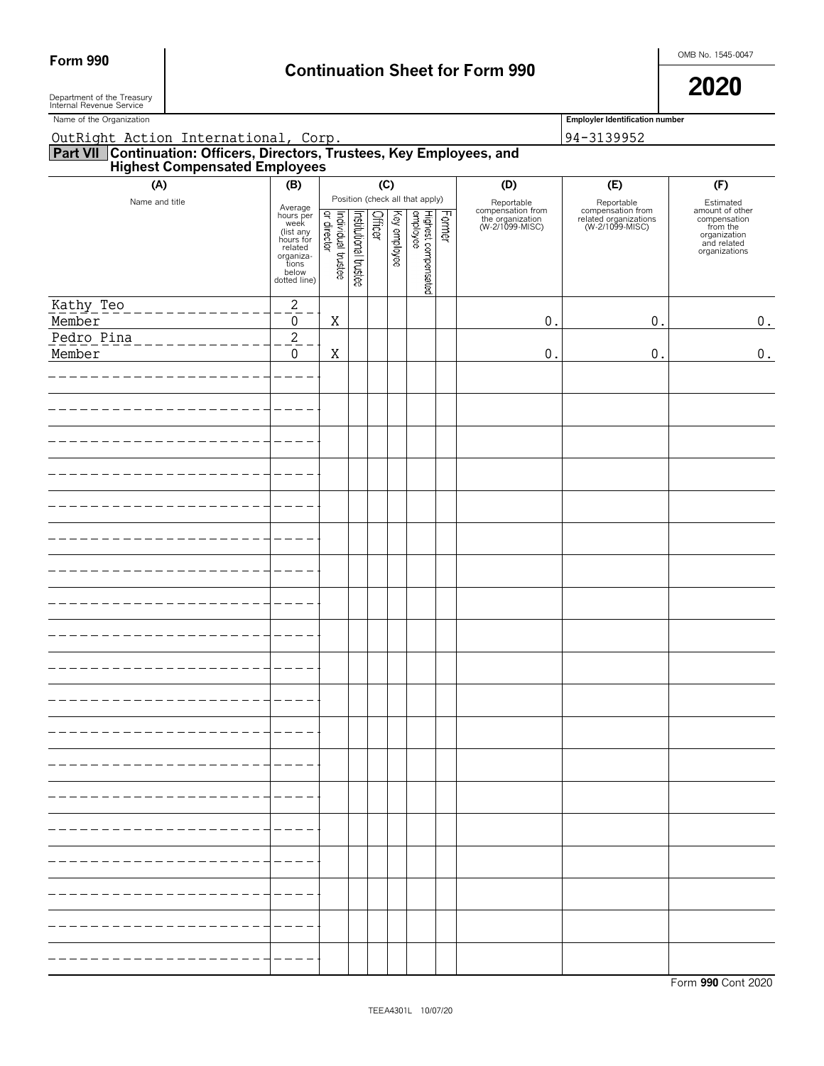**Form 990** | **Continuation Sheet for Form 990** | OMB No. 1545-0047 | **2020**

Department of the Treasury
Internal Revenue Service

Name of the Organization: OutRight Action International, Corp.

**Employer Identification number:** 94-3139952

## Part VII Continuation: Officers, Directors, Trustees, Key Employees, and Highest Compensated Employees

| (A) Name and title | (B) Average hours per week (list any hours for related organizations below dotted line) | (C) Individual trustee or director | (C) Institutional trustee | (C) Officer | (C) Key employee | (C) Highest compensated employee | (C) Former | (D) Reportable compensation from the organization (W-2/1099-MISC) | (E) Reportable compensation from related organizations (W-2/1099-MISC) | (F) Estimated amount of other compensation from the organization and related organizations |
|---|---|---|---|---|---|---|---|---|---|---|
| Kathy Teo<br>Member | 2<br>0 | X | | | | | | 0. | 0. | 0. |
| Pedro Pina<br>Member | 2<br>0 | X | | | | | | 0. | 0. | 0. |

Form **990** Cont 2020

TEEA4301L 10/07/20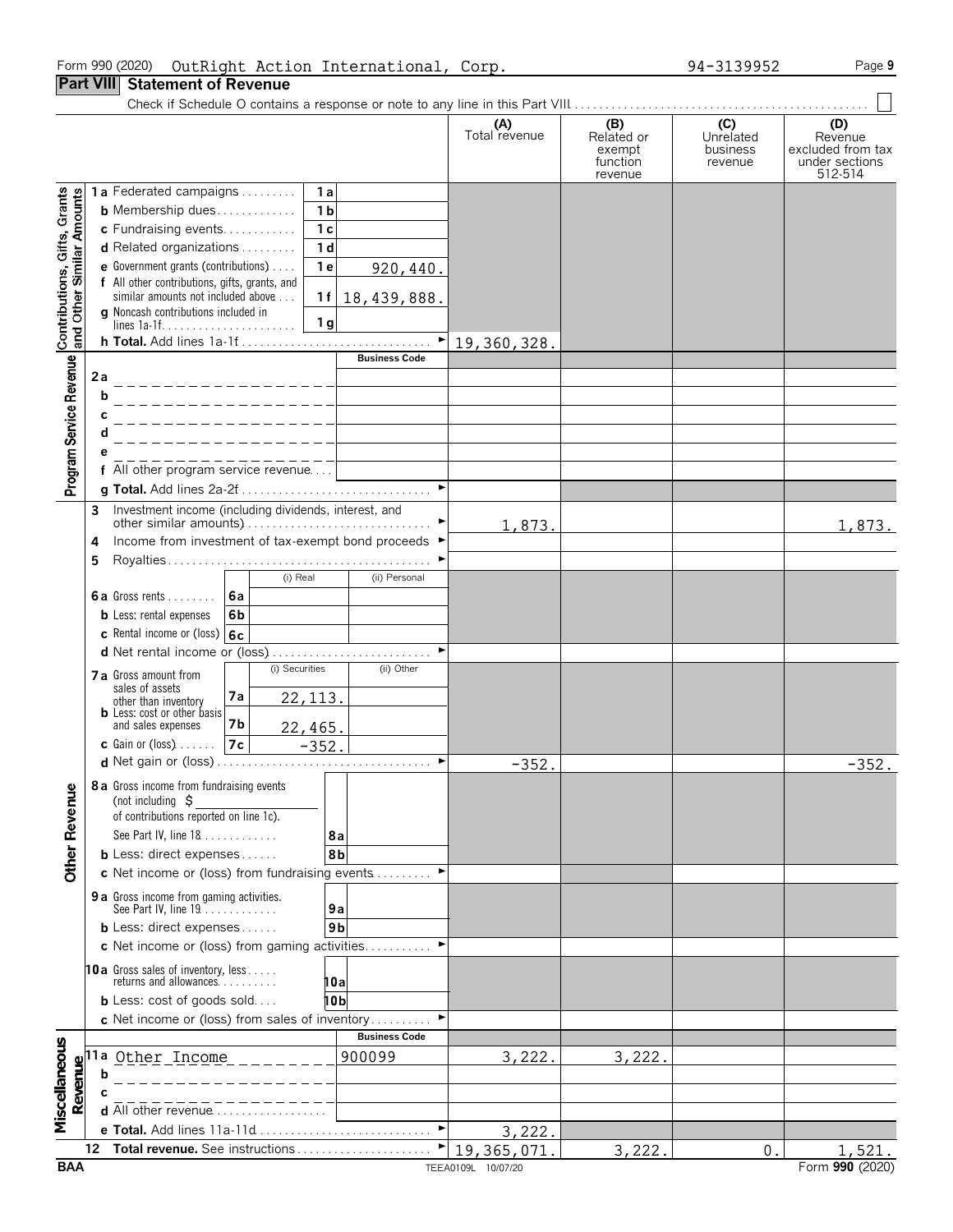Form 990 (2020) OutRight Action International, Corp. 94-3139952 Page 9

## Part VIII Statement of Revenue

Check if Schedule O contains a response or note to any line in this Part VIII . . . . . . ☐

| | | | | (A) Total revenue | (B) Related or exempt function revenue | (C) Unrelated business revenue | (D) Revenue excluded from tax under sections 512-514 |
|---|---|---|---|---|---|---|---|
| **Contributions, Gifts, Grants and Other Similar Amounts** | 1a Federated campaigns | 1a | | | | | |
| | b Membership dues | 1b | | | | | |
| | c Fundraising events | 1c | | | | | |
| | d Related organizations | 1d | | | | | |
| | e Government grants (contributions) | 1e | 920,440. | | | | |
| | f All other contributions, gifts, grants, and similar amounts not included above | 1f | 18,439,888. | | | | |
| | g Noncash contributions included in lines 1a-1f | 1g | | | | | |
| | h **Total.** Add lines 1a-1f | | ► | 19,360,328. | | | |
| **Program Service Revenue** | | | **Business Code** | | | | |
| | 2a | | | | | | |
| | b | | | | | | |
| | c | | | | | | |
| | d | | | | | | |
| | e | | | | | | |
| | f All other program service revenue | | | | | | |
| | g **Total.** Add lines 2a-2f | | ► | | | | |
| **Other Revenue** | 3 Investment income (including dividends, interest, and other similar amounts) | | ► | 1,873. | | | 1,873. |
| | 4 Income from investment of tax-exempt bond proceeds | | ► | | | | |
| | 5 Royalties | | ► | | | | |
| | | (i) Real | (ii) Personal | | | | |
| | 6a Gross rents — 6a | | | | | | |
| | b Less: rental expenses — 6b | | | | | | |
| | c Rental income or (loss) — 6c | | | | | | |
| | d Net rental income or (loss) | | ► | | | | |
| | | (i) Securities | (ii) Other | | | | |
| | 7a Gross amount from sales of assets other than inventory — 7a | 22,113. | | | | | |
| | b Less: cost or other basis and sales expenses — 7b | 22,465. | | | | | |
| | c Gain or (loss) — 7c | -352. | | | | | |
| | d Net gain or (loss) | | ► | -352. | | | -352. |
| | 8a Gross income from fundraising events (not including $ of contributions reported on line 1c). See Part IV, line 18 | 8a | | | | | |
| | b Less: direct expenses | 8b | | | | | |
| | c Net income or (loss) from fundraising events | | ► | | | | |
| | 9a Gross income from gaming activities. See Part IV, line 19 | 9a | | | | | |
| | b Less: direct expenses | 9b | | | | | |
| | c Net income or (loss) from gaming activities | | ► | | | | |
| | 10a Gross sales of inventory, less returns and allowances | 10a | | | | | |
| | b Less: cost of goods sold | 10b | | | | | |
| | c Net income or (loss) from sales of inventory | | ► | | | | |
| **Miscellaneous Revenue** | | | **Business Code** | | | | |
| | 11a Other Income | | 900099 | 3,222. | 3,222. | | |
| | b | | | | | | |
| | c | | | | | | |
| | d All other revenue | | | | | | |
| | e **Total.** Add lines 11a-11d | | ► | 3,222. | | | |
| | 12 **Total revenue.** See instructions | | ► | 19,365,071. | 3,222. | 0. | 1,521. |

BAA TEEA0109L 10/07/20 Form **990** (2020)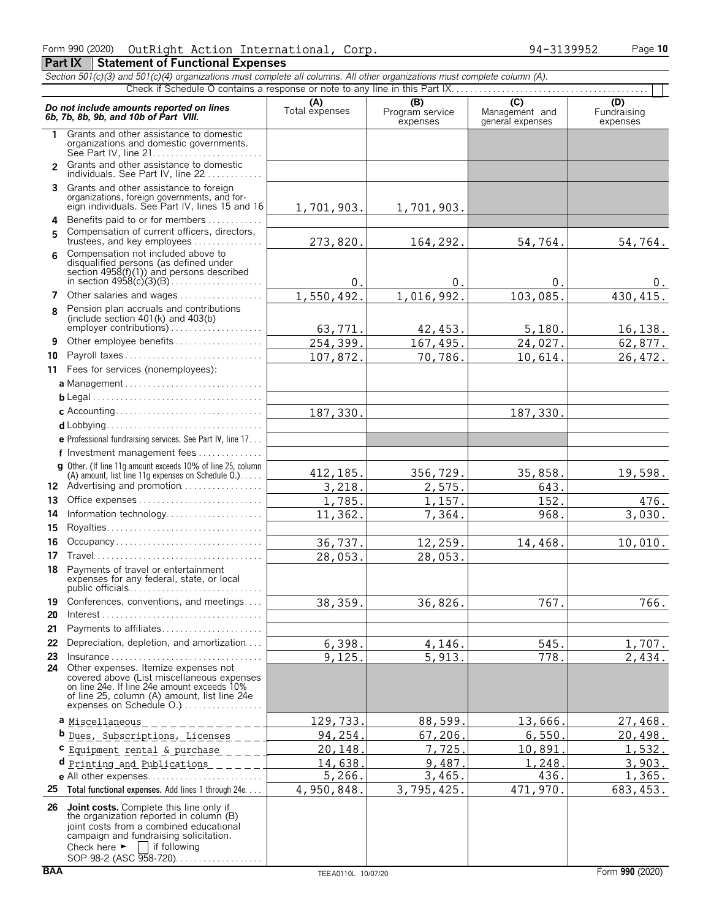Form 990 (2020) OutRight Action International, Corp. 94-3139952 Page **10**

## Part IX Statement of Functional Expenses

*Section 501(c)(3) and 501(c)(4) organizations must complete all columns. All other organizations must complete column (A).*

Check if Schedule O contains a response or note to any line in this Part IX. . . . . . . . . . . . . . . . . . . . . . . . . . . . . . . . . . . . . . . . . . . . ☐

| *Do not include amounts reported on lines 6b, 7b, 8b, 9b, and 10b of Part VIII.* | (A) Total expenses | (B) Program service expenses | (C) Management and general expenses | (D) Fundraising expenses |
|---|---|---|---|---|
| **1** Grants and other assistance to domestic organizations and domestic governments. See Part IV, line 21 | | | | |
| **2** Grants and other assistance to domestic individuals. See Part IV, line 22 | | | | |
| **3** Grants and other assistance to foreign organizations, foreign governments, and foreign individuals. See Part IV, lines 15 and 16 | 1,701,903. | 1,701,903. | | |
| **4** Benefits paid to or for members | | | | |
| **5** Compensation of current officers, directors, trustees, and key employees | 273,820. | 164,292. | 54,764. | 54,764. |
| **6** Compensation not included above to disqualified persons (as defined under section 4958(f)(1)) and persons described in section 4958(c)(3)(B) | 0. | 0. | 0. | 0. |
| **7** Other salaries and wages | 1,550,492. | 1,016,992. | 103,085. | 430,415. |
| **8** Pension plan accruals and contributions (include section 401(k) and 403(b) employer contributions) | 63,771. | 42,453. | 5,180. | 16,138. |
| **9** Other employee benefits | 254,399. | 167,495. | 24,027. | 62,877. |
| **10** Payroll taxes | 107,872. | 70,786. | 10,614. | 26,472. |
| **11** Fees for services (nonemployees): | | | | |
| **a** Management | | | | |
| **b** Legal | | | | |
| **c** Accounting | 187,330. | | 187,330. | |
| **d** Lobbying | | | | |
| **e** Professional fundraising services. See Part IV, line 17 | | | | |
| **f** Investment management fees | | | | |
| **g** Other. (If line 11g amount exceeds 10% of line 25, column (A) amount, list line 11g expenses on Schedule O.) | 412,185. | 356,729. | 35,858. | 19,598. |
| **12** Advertising and promotion | 3,218. | 2,575. | 643. | |
| **13** Office expenses | 1,785. | 1,157. | 152. | 476. |
| **14** Information technology | 11,362. | 7,364. | 968. | 3,030. |
| **15** Royalties | | | | |
| **16** Occupancy | 36,737. | 12,259. | 14,468. | 10,010. |
| **17** Travel | 28,053. | 28,053. | | |
| **18** Payments of travel or entertainment expenses for any federal, state, or local public officials | | | | |
| **19** Conferences, conventions, and meetings | 38,359. | 36,826. | 767. | 766. |
| **20** Interest | | | | |
| **21** Payments to affiliates | | | | |
| **22** Depreciation, depletion, and amortization | 6,398. | 4,146. | 545. | 1,707. |
| **23** Insurance | 9,125. | 5,913. | 778. | 2,434. |
| **24** Other expenses. Itemize expenses not covered above (List miscellaneous expenses on line 24e. If line 24e amount exceeds 10% of line 25, column (A) amount, list line 24e expenses on Schedule O.) | | | | |
| **a** Miscellaneous | 129,733. | 88,599. | 13,666. | 27,468. |
| **b** Dues, Subscriptions, Licenses | 94,254. | 67,206. | 6,550. | 20,498. |
| **c** Equipment rental & purchase | 20,148. | 7,725. | 10,891. | 1,532. |
| **d** Printing and Publications | 14,638. | 9,487. | 1,248. | 3,903. |
| **e** All other expenses | 5,266. | 3,465. | 436. | 1,365. |
| **25** **Total functional expenses.** Add lines 1 through 24e | 4,950,848. | 3,795,425. | 471,970. | 683,453. |
| **26** **Joint costs.** Complete this line only if the organization reported in column (B) joint costs from a combined educational campaign and fundraising solicitation. Check here ► ☐ if following SOP 98-2 (ASC 958-720) | | | | |

BAA TEEA0110L 10/07/20 Form **990** (2020)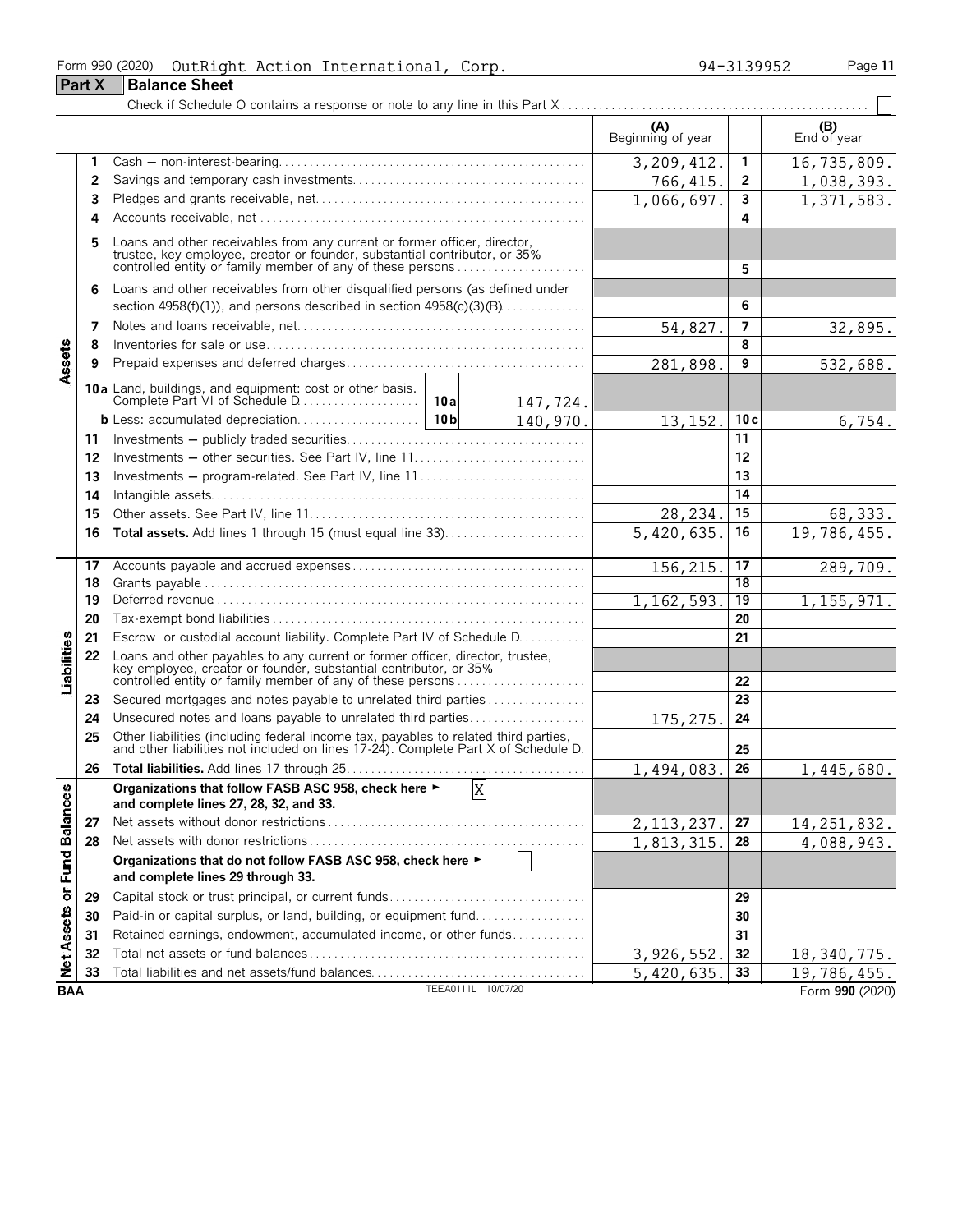Form 990 (2020) OutRight Action International, Corp. 94-3139952

## Part X Balance Sheet

Check if Schedule O contains a response or note to any line in this Part X . . . . . . . . ☐

| | | | (A) Beginning of year | | (B) End of year |
|---|---|---|---|---|---|
| **Assets** | 1 | Cash — non-interest-bearing | 3,209,412. | 1 | 16,735,809. |
| | 2 | Savings and temporary cash investments | 766,415. | 2 | 1,038,393. |
| | 3 | Pledges and grants receivable, net | 1,066,697. | 3 | 1,371,583. |
| | 4 | Accounts receivable, net | | 4 | |
| | 5 | Loans and other receivables from any current or former officer, director, trustee, key employee, creator or founder, substantial contributor, or 35% controlled entity or family member of any of these persons | | 5 | |
| | 6 | Loans and other receivables from other disqualified persons (as defined under section 4958(f)(1)), and persons described in section 4958(c)(3)(B) | | 6 | |
| | 7 | Notes and loans receivable, net | 54,827. | 7 | 32,895. |
| | 8 | Inventories for sale or use | | 8 | |
| | 9 | Prepaid expenses and deferred charges | 281,898. | 9 | 532,688. |
| | 10a | Land, buildings, and equipment: cost or other basis. Complete Part VI of Schedule D . . . 10a 147,724. | | | |
| | b | Less: accumulated depreciation . . . 10b 140,970. | 13,152. | 10c | 6,754. |
| | 11 | Investments — publicly traded securities | | 11 | |
| | 12 | Investments — other securities. See Part IV, line 11 | | 12 | |
| | 13 | Investments — program-related. See Part IV, line 11 | | 13 | |
| | 14 | Intangible assets | | 14 | |
| | 15 | Other assets. See Part IV, line 11 | 28,234. | 15 | 68,333. |
| | 16 | **Total assets.** Add lines 1 through 15 (must equal line 33) | 5,420,635. | 16 | 19,786,455. |
| **Liabilities** | 17 | Accounts payable and accrued expenses | 156,215. | 17 | 289,709. |
| | 18 | Grants payable | | 18 | |
| | 19 | Deferred revenue | 1,162,593. | 19 | 1,155,971. |
| | 20 | Tax-exempt bond liabilities | | 20 | |
| | 21 | Escrow or custodial account liability. Complete Part IV of Schedule D | | 21 | |
| | 22 | Loans and other payables to any current or former officer, director, trustee, key employee, creator or founder, substantial contributor, or 35% controlled entity or family member of any of these persons | | 22 | |
| | 23 | Secured mortgages and notes payable to unrelated third parties | | 23 | |
| | 24 | Unsecured notes and loans payable to unrelated third parties | 175,275. | 24 | |
| | 25 | Other liabilities (including federal income tax, payables to related third parties, and other liabilities not included on lines 17-24). Complete Part X of Schedule D | | 25 | |
| | 26 | **Total liabilities.** Add lines 17 through 25 | 1,494,083. | 26 | 1,445,680. |
| **Net Assets or Fund Balances** | | **Organizations that follow FASB ASC 958, check here ► [X] and complete lines 27, 28, 32, and 33.** | | | |
| | 27 | Net assets without donor restrictions | 2,113,237. | 27 | 14,251,832. |
| | 28 | Net assets with donor restrictions | 1,813,315. | 28 | 4,088,943. |
| | | **Organizations that do not follow FASB ASC 958, check here ► [ ] and complete lines 29 through 33.** | | | |
| | 29 | Capital stock or trust principal, or current funds | | 29 | |
| | 30 | Paid-in or capital surplus, or land, building, or equipment fund | | 30 | |
| | 31 | Retained earnings, endowment, accumulated income, or other funds | | 31 | |
| | 32 | Total net assets or fund balances | 3,926,552. | 32 | 18,340,775. |
| | 33 | Total liabilities and net assets/fund balances | 5,420,635. | 33 | 19,786,455. |

BAA TEEA0111L 10/07/20 Form **990** (2020)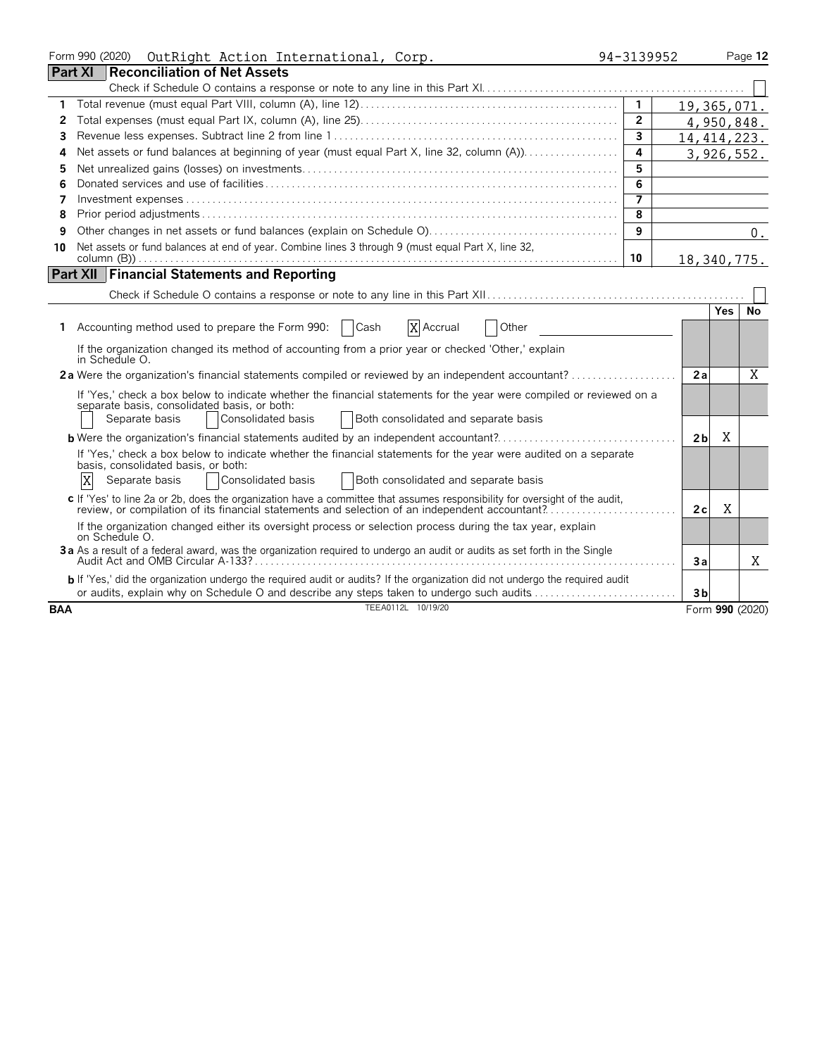Form 990 (2020) OutRight Action International, Corp. 94-3139952

## Part XI Reconciliation of Net Assets

Check if Schedule O contains a response or note to any line in this Part XI ☐

| | | | |
|---|---|---|---|
| 1 | Total revenue (must equal Part VIII, column (A), line 12) | 1 | 19,365,071. |
| 2 | Total expenses (must equal Part IX, column (A), line 25) | 2 | 4,950,848. |
| 3 | Revenue less expenses. Subtract line 2 from line 1 | 3 | 14,414,223. |
| 4 | Net assets or fund balances at beginning of year (must equal Part X, line 32, column (A)) | 4 | 3,926,552. |
| 5 | Net unrealized gains (losses) on investments | 5 | |
| 6 | Donated services and use of facilities | 6 | |
| 7 | Investment expenses | 7 | |
| 8 | Prior period adjustments | 8 | |
| 9 | Other changes in net assets or fund balances (explain on Schedule O) | 9 | 0. |
| 10 | Net assets or fund balances at end of year. Combine lines 3 through 9 (must equal Part X, line 32, column (B)) | 10 | 18,340,775. |

## Part XII Financial Statements and Reporting

Check if Schedule O contains a response or note to any line in this Part XII ☐

| | | | Yes | No |
|---|---|---|---|---|
| 1 | Accounting method used to prepare the Form 990: ☐ Cash ☒ Accrual ☐ Other | | | |
| | If the organization changed its method of accounting from a prior year or checked 'Other,' explain in Schedule O. | | | |
| 2a | Were the organization's financial statements compiled or reviewed by an independent accountant? | 2a | | X |
| | If 'Yes,' check a box below to indicate whether the financial statements for the year were compiled or reviewed on a separate basis, consolidated basis, or both: ☐ Separate basis ☐ Consolidated basis ☐ Both consolidated and separate basis | | | |
| b | Were the organization's financial statements audited by an independent accountant? | 2b | X | |
| | If 'Yes,' check a box below to indicate whether the financial statements for the year were audited on a separate basis, consolidated basis, or both: ☒ Separate basis ☐ Consolidated basis ☐ Both consolidated and separate basis | | | |
| c | If 'Yes' to line 2a or 2b, does the organization have a committee that assumes responsibility for oversight of the audit, review, or compilation of its financial statements and selection of an independent accountant? | 2c | X | |
| | If the organization changed either its oversight process or selection process during the tax year, explain on Schedule O. | | | |
| 3a | As a result of a federal award, was the organization required to undergo an audit or audits as set forth in the Single Audit Act and OMB Circular A-133? | 3a | | X |
| b | If 'Yes,' did the organization undergo the required audit or audits? If the organization did not undergo the required audit or audits, explain why on Schedule O and describe any steps taken to undergo such audits | 3b | | |

BAA TEEA0112L 10/19/20 Form **990** (2020)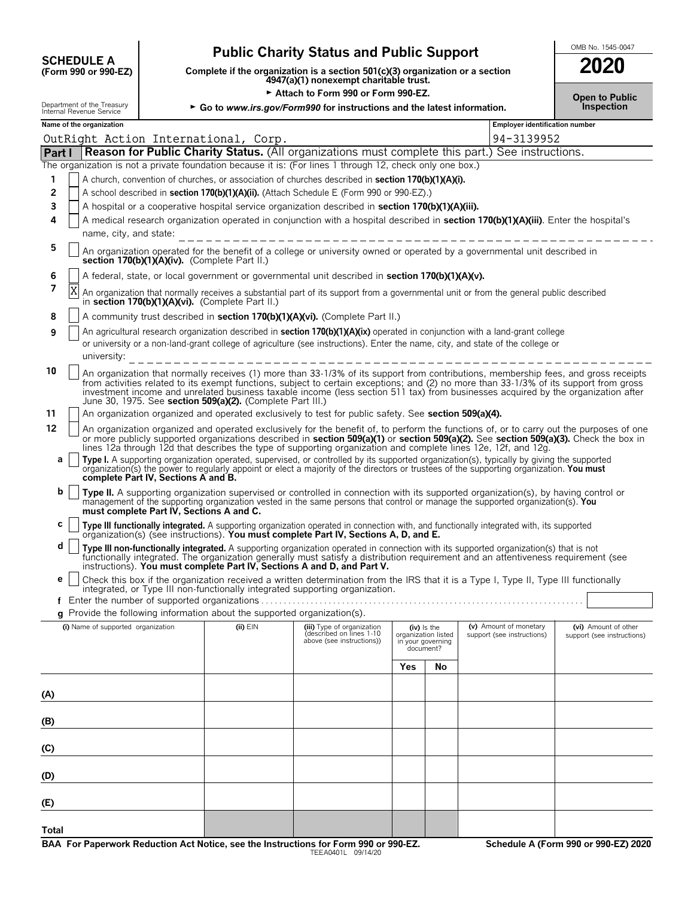**SCHEDULE A**
**(Form 990 or 990-EZ)**

Department of the Treasury
Internal Revenue Service

# Public Charity Status and Public Support

**Complete if the organization is a section 501(c)(3) organization or a section 4947(a)(1) nonexempt charitable trust.**

► **Attach to Form 990 or Form 990-EZ.**

► **Go to *www.irs.gov/Form990* for instructions and the latest information.**

OMB No. 1545-0047

**2020**

**Open to Public Inspection**

| Name of the organization | Employer identification number |
|---|---|
| OutRight Action International, Corp. | 94-3139952 |

## Part I — Reason for Public Charity Status. (All organizations must complete this part.) See instructions.

The organization is not a private foundation because it is: (For lines 1 through 12, check only one box.)

1. [ ] A church, convention of churches, or association of churches described in **section 170(b)(1)(A)(i).**
2. [ ] A school described in **section 170(b)(1)(A)(ii).** (Attach Schedule E (Form 990 or 990-EZ).)
3. [ ] A hospital or a cooperative hospital service organization described in **section 170(b)(1)(A)(iii).**
4. [ ] A medical research organization operated in conjunction with a hospital described in **section 170(b)(1)(A)(iii)**. Enter the hospital's name, city, and state:
5. [ ] An organization operated for the benefit of a college or university owned or operated by a governmental unit described in **section 170(b)(1)(A)(iv).** (Complete Part II.)
6. [ ] A federal, state, or local government or governmental unit described in **section 170(b)(1)(A)(v).**
7. [X] An organization that normally receives a substantial part of its support from a governmental unit or from the general public described in **section 170(b)(1)(A)(vi).** (Complete Part II.)
8. [ ] A community trust described in **section 170(b)(1)(A)(vi).** (Complete Part II.)
9. [ ] An agricultural research organization described in **section 170(b)(1)(A)(ix)** operated in conjunction with a land-grant college or university or a non-land-grant college of agriculture (see instructions). Enter the name, city, and state of the college or university:
10. [ ] An organization that normally receives (1) more than 33-1/3% of its support from contributions, membership fees, and gross receipts from activities related to its exempt functions, subject to certain exceptions; and (2) no more than 33-1/3% of its support from gross investment income and unrelated business taxable income (less section 511 tax) from businesses acquired by the organization after June 30, 1975. See **section 509(a)(2).** (Complete Part III.)
11. [ ] An organization organized and operated exclusively to test for public safety. See **section 509(a)(4).**
12. [ ] An organization organized and operated exclusively for the benefit of, to perform the functions of, or to carry out the purposes of one or more publicly supported organizations described in **section 509(a)(1)** or **section 509(a)(2).** See **section 509(a)(3).** Check the box in lines 12a through 12d that describes the type of supporting organization and complete lines 12e, 12f, and 12g.
   - **a** [ ] **Type I.** A supporting organization operated, supervised, or controlled by its supported organization(s), typically by giving the supported organization(s) the power to regularly appoint or elect a majority of the directors or trustees of the supporting organization. **You must complete Part IV, Sections A and B.**
   - **b** [ ] **Type II.** A supporting organization supervised or controlled in connection with its supported organization(s), by having control or management of the supporting organization vested in the same persons that control or manage the supported organization(s). **You must complete Part IV, Sections A and C.**
   - **c** [ ] **Type III functionally integrated.** A supporting organization operated in connection with, and functionally integrated with, its supported organization(s) (see instructions). **You must complete Part IV, Sections A, D, and E.**
   - **d** [ ] **Type III non-functionally integrated.** A supporting organization operated in connection with its supported organization(s) that is not functionally integrated. The organization generally must satisfy a distribution requirement and an attentiveness requirement (see instructions). **You must complete Part IV, Sections A and D, and Part V.**
   - **e** [ ] Check this box if the organization received a written determination from the IRS that it is a Type I, Type II, Type III functionally integrated, or Type III non-functionally integrated supporting organization.
   - **f** Enter the number of supported organizations
   - **g** Provide the following information about the supported organization(s).

| (i) Name of supported organization | (ii) EIN | (iii) Type of organization (described on lines 1-10 above (see instructions)) | (iv) Is the organization listed in your governing document? Yes | No | (v) Amount of monetary support (see instructions) | (vi) Amount of other support (see instructions) |
|---|---|---|---|---|---|---|
| (A) | | | | | | |
| (B) | | | | | | |
| (C) | | | | | | |
| (D) | | | | | | |
| (E) | | | | | | |
| Total | | | | | | |

**BAA For Paperwork Reduction Act Notice, see the Instructions for Form 990 or 990-EZ.** TEEA0401L 09/14/20 **Schedule A (Form 990 or 990-EZ) 2020**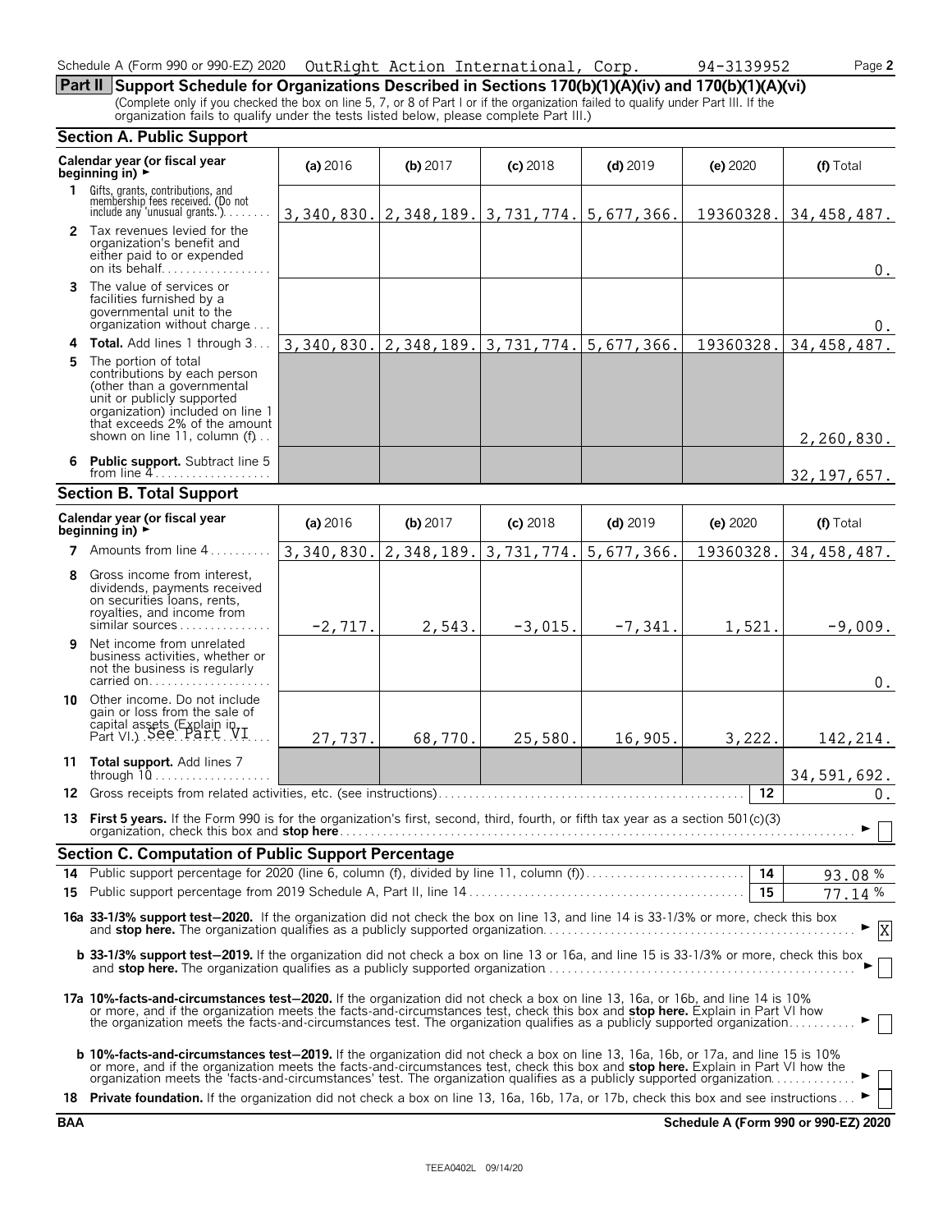Schedule A (Form 990 or 990-EZ) 2020 OutRight Action International, Corp. 94-3139952

## Part II Support Schedule for Organizations Described in Sections 170(b)(1)(A)(iv) and 170(b)(1)(A)(vi)

(Complete only if you checked the box on line 5, 7, or 8 of Part I or if the organization failed to qualify under Part III. If the organization fails to qualify under the tests listed below, please complete Part III.)

### Section A. Public Support

| Calendar year (or fiscal year beginning in) ► | (a) 2016 | (b) 2017 | (c) 2018 | (d) 2019 | (e) 2020 | (f) Total |
|---|---|---|---|---|---|---|
| 1 Gifts, grants, contributions, and membership fees received. (Do not include any 'unusual grants.') | 3,340,830. | 2,348,189. | 3,731,774. | 5,677,366. | 19360328. | 34,458,487. |
| 2 Tax revenues levied for the organization's benefit and either paid to or expended on its behalf | | | | | | 0. |
| 3 The value of services or facilities furnished by a governmental unit to the organization without charge | | | | | | 0. |
| 4 Total. Add lines 1 through 3 | 3,340,830. | 2,348,189. | 3,731,774. | 5,677,366. | 19360328. | 34,458,487. |
| 5 The portion of total contributions by each person (other than a governmental unit or publicly supported organization) included on line 1 that exceeds 2% of the amount shown on line 11, column (f) | | | | | | 2,260,830. |
| 6 Public support. Subtract line 5 from line 4 | | | | | | 32,197,657. |

### Section B. Total Support

| Calendar year (or fiscal year beginning in) ► | (a) 2016 | (b) 2017 | (c) 2018 | (d) 2019 | (e) 2020 | (f) Total |
|---|---|---|---|---|---|---|
| 7 Amounts from line 4 | 3,340,830. | 2,348,189. | 3,731,774. | 5,677,366. | 19360328. | 34,458,487. |
| 8 Gross income from interest, dividends, payments received on securities loans, rents, royalties, and income from similar sources | -2,717. | 2,543. | -3,015. | -7,341. | 1,521. | -9,009. |
| 9 Net income from unrelated business activities, whether or not the business is regularly carried on | | | | | | 0. |
| 10 Other income. Do not include gain or loss from the sale of capital assets (Explain in Part VI.) See Part VI | 27,737. | 68,770. | 25,580. | 16,905. | 3,222. | 142,214. |
| 11 Total support. Add lines 7 through 10 | | | | | | 34,591,692. |
| 12 Gross receipts from related activities, etc. (see instructions) | | | | | 12 | 0. |

**13 First 5 years.** If the Form 990 is for the organization's first, second, third, fourth, or fifth tax year as a section 501(c)(3) organization, check this box and **stop here** ► ☐

### Section C. Computation of Public Support Percentage

**14** Public support percentage for 2020 (line 6, column (f), divided by line 11, column (f)) — 14 — 93.08 %

**15** Public support percentage from 2019 Schedule A, Part II, line 14 — 15 — 77.14 %

**16a 33-1/3% support test–2020.** If the organization did not check the box on line 13, and line 14 is 33-1/3% or more, check this box and **stop here.** The organization qualifies as a publicly supported organization ► ☒

**b 33-1/3% support test–2019.** If the organization did not check a box on line 13 or 16a, and line 15 is 33-1/3% or more, check this box and **stop here.** The organization qualifies as a publicly supported organization ► ☐

**17a 10%-facts-and-circumstances test–2020.** If the organization did not check a box on line 13, 16a, or 16b, and line 14 is 10% or more, and if the organization meets the facts-and-circumstances test, check this box and **stop here.** Explain in Part VI how the organization meets the facts-and-circumstances test. The organization qualifies as a publicly supported organization ► ☐

**b 10%-facts-and-circumstances test–2019.** If the organization did not check a box on line 13, 16a, 16b, or 17a, and line 15 is 10% or more, and if the organization meets the facts-and-circumstances test, check this box and **stop here.** Explain in Part VI how the organization meets the 'facts-and-circumstances' test. The organization qualifies as a publicly supported organization ► ☐

**18 Private foundation.** If the organization did not check a box on line 13, 16a, 16b, 17a, or 17b, check this box and see instructions ► ☐

BAA Schedule A (Form 990 or 990-EZ) 2020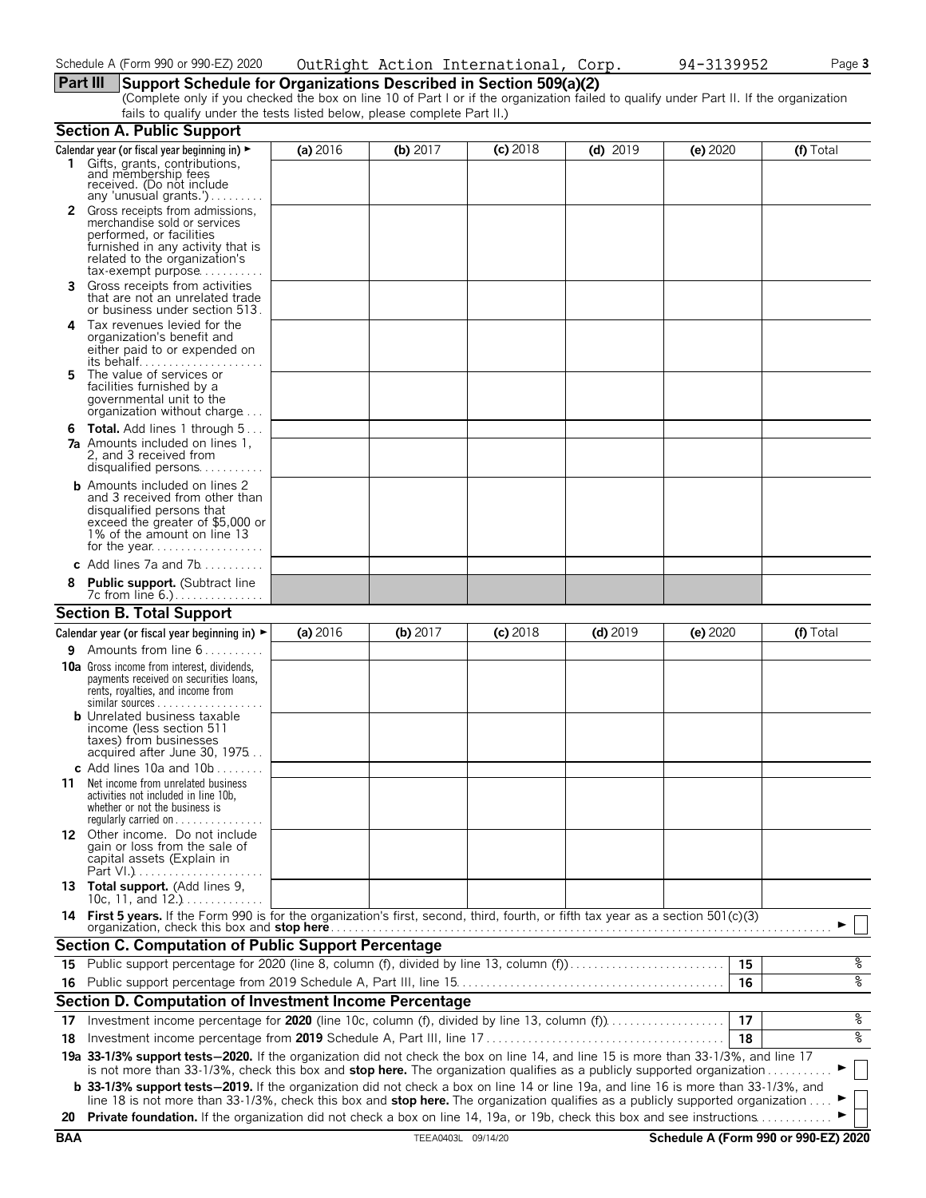Schedule A (Form 990 or 990-EZ) 2020 OutRight Action International, Corp. 94-3139952

## Part III Support Schedule for Organizations Described in Section 509(a)(2)

(Complete only if you checked the box on line 10 of Part I or if the organization failed to qualify under Part II. If the organization fails to qualify under the tests listed below, please complete Part II.)

### Section A. Public Support

| Calendar year (or fiscal year beginning in) ► | (a) 2016 | (b) 2017 | (c) 2018 | (d) 2019 | (e) 2020 | (f) Total |
|---|---|---|---|---|---|---|
| **1** Gifts, grants, contributions, and membership fees received. (Do not include any 'unusual grants.') | | | | | | |
| **2** Gross receipts from admissions, merchandise sold or services performed, or facilities furnished in any activity that is related to the organization's tax-exempt purpose | | | | | | |
| **3** Gross receipts from activities that are not an unrelated trade or business under section 513 | | | | | | |
| **4** Tax revenues levied for the organization's benefit and either paid to or expended on its behalf | | | | | | |
| **5** The value of services or facilities furnished by a governmental unit to the organization without charge | | | | | | |
| **6 Total.** Add lines 1 through 5 | | | | | | |
| **7a** Amounts included on lines 1, 2, and 3 received from disqualified persons | | | | | | |
| **b** Amounts included on lines 2 and 3 received from other than disqualified persons that exceed the greater of $5,000 or 1% of the amount on line 13 for the year | | | | | | |
| **c** Add lines 7a and 7b | | | | | | |
| **8 Public support.** (Subtract line 7c from line 6.) | | | | | | |

### Section B. Total Support

| Calendar year (or fiscal year beginning in) ► | (a) 2016 | (b) 2017 | (c) 2018 | (d) 2019 | (e) 2020 | (f) Total |
|---|---|---|---|---|---|---|
| **9** Amounts from line 6 | | | | | | |
| **10a** Gross income from interest, dividends, payments received on securities loans, rents, royalties, and income from similar sources | | | | | | |
| **b** Unrelated business taxable income (less section 511 taxes) from businesses acquired after June 30, 1975 | | | | | | |
| **c** Add lines 10a and 10b | | | | | | |
| **11** Net income from unrelated business activities not included in line 10b, whether or not the business is regularly carried on | | | | | | |
| **12** Other income. Do not include gain or loss from the sale of capital assets (Explain in Part VI.) | | | | | | |
| **13 Total support.** (Add lines 9, 10c, 11, and 12.) | | | | | | |

**14 First 5 years.** If the Form 990 is for the organization's first, second, third, fourth, or fifth tax year as a section 501(c)(3) organization, check this box and **stop here** ► ☐

### Section C. Computation of Public Support Percentage

| | | | |
|---|---|---|---|
| **15** | Public support percentage for 2020 (line 8, column (f), divided by line 13, column (f)) | 15 | % |
| **16** | Public support percentage from 2019 Schedule A, Part III, line 15 | 16 | % |

### Section D. Computation of Investment Income Percentage

| | | | |
|---|---|---|---|
| **17** | Investment income percentage for **2020** (line 10c, column (f), divided by line 13, column (f)) | 17 | % |
| **18** | Investment income percentage from **2019** Schedule A, Part III, line 17 | 18 | % |

**19a 33-1/3% support tests—2020.** If the organization did not check the box on line 14, and line 15 is more than 33-1/3%, and line 17 is not more than 33-1/3%, check this box and **stop here.** The organization qualifies as a publicly supported organization ► ☐

**b 33-1/3% support tests—2019.** If the organization did not check a box on line 14 or line 19a, and line 16 is more than 33-1/3%, and line 18 is not more than 33-1/3%, check this box and **stop here.** The organization qualifies as a publicly supported organization ► ☐

**20 Private foundation.** If the organization did not check a box on line 14, 19a, or 19b, check this box and see instructions ► ☐

BAA TEEA0403L 09/14/20 Schedule A (Form 990 or 990-EZ) 2020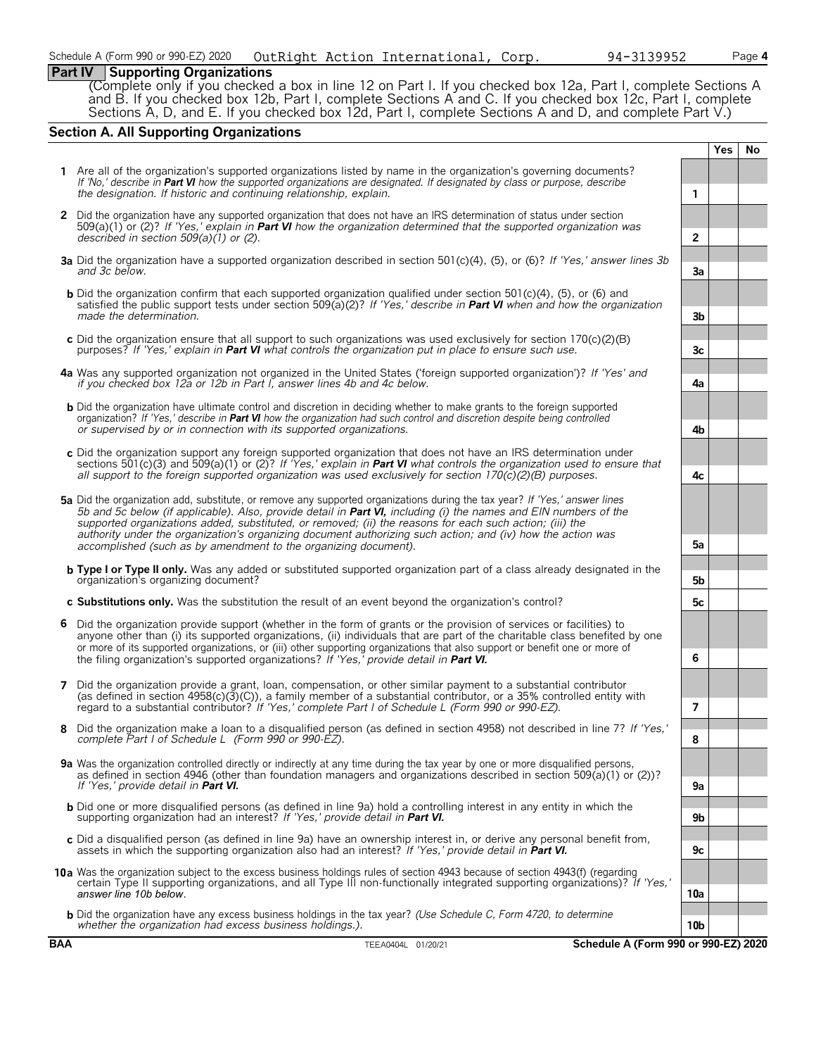Schedule A (Form 990 or 990-EZ) 2020 OutRight Action International, Corp. 94-3139952

## Part IV Supporting Organizations

(Complete only if you checked a box in line 12 on Part I. If you checked box 12a, Part I, complete Sections A and B. If you checked box 12b, Part I, complete Sections A and C. If you checked box 12c, Part I, complete Sections A, D, and E. If you checked box 12d, Part I, complete Sections A and D, and complete Part V.)

### Section A. All Supporting Organizations

| | | Yes | No |
|---|---|---|---|
| **1** Are all of the organization's supported organizations listed by name in the organization's governing documents? *If 'No,' describe in **Part VI** how the supported organizations are designated. If designated by class or purpose, describe the designation. If historic and continuing relationship, explain.* | 1 | | |
| **2** Did the organization have any supported organization that does not have an IRS determination of status under section 509(a)(1) or (2)? *If 'Yes,' explain in **Part VI** how the organization determined that the supported organization was described in section 509(a)(1) or (2).* | 2 | | |
| **3a** Did the organization have a supported organization described in section 501(c)(4), (5), or (6)? *If 'Yes,' answer lines 3b and 3c below.* | 3a | | |
| **b** Did the organization confirm that each supported organization qualified under section 501(c)(4), (5), or (6) and satisfied the public support tests under section 509(a)(2)? *If 'Yes,' describe in **Part VI** when and how the organization made the determination.* | 3b | | |
| **c** Did the organization ensure that all support to such organizations was used exclusively for section 170(c)(2)(B) purposes? *If 'Yes,' explain in **Part VI** what controls the organization put in place to ensure such use.* | 3c | | |
| **4a** Was any supported organization not organized in the United States ('foreign supported organization')? *If 'Yes' and if you checked box 12a or 12b in Part I, answer lines 4b and 4c below.* | 4a | | |
| **b** Did the organization have ultimate control and discretion in deciding whether to make grants to the foreign supported organization? *If 'Yes,' describe in **Part VI** how the organization had such control and discretion despite being controlled or supervised by or in connection with its supported organizations.* | 4b | | |
| **c** Did the organization support any foreign supported organization that does not have an IRS determination under sections 501(c)(3) and 509(a)(1) or (2)? *If 'Yes,' explain in **Part VI** what controls the organization used to ensure that all support to the foreign supported organization was used exclusively for section 170(c)(2)(B) purposes.* | 4c | | |
| **5a** Did the organization add, substitute, or remove any supported organizations during the tax year? *If 'Yes,' answer lines 5b and 5c below (if applicable). Also, provide detail in **Part VI,** including (i) the names and EIN numbers of the supported organizations added, substituted, or removed; (ii) the reasons for each such action; (iii) the authority under the organization's organizing document authorizing such action; and (iv) how the action was accomplished (such as by amendment to the organizing document).* | 5a | | |
| **b Type I or Type II only.** Was any added or substituted supported organization part of a class already designated in the organization's organizing document? | 5b | | |
| **c Substitutions only.** Was the substitution the result of an event beyond the organization's control? | 5c | | |
| **6** Did the organization provide support (whether in the form of grants or the provision of services or facilities) to anyone other than (i) its supported organizations, (ii) individuals that are part of the charitable class benefited by one or more of its supported organizations, or (iii) other supporting organizations that also support or benefit one or more of the filing organization's supported organizations? *If 'Yes,' provide detail in **Part VI.*** | 6 | | |
| **7** Did the organization provide a grant, loan, compensation, or other similar payment to a substantial contributor (as defined in section 4958(c)(3)(C)), a family member of a substantial contributor, or a 35% controlled entity with regard to a substantial contributor? *If 'Yes,' complete Part I of Schedule L (Form 990 or 990-EZ).* | 7 | | |
| **8** Did the organization make a loan to a disqualified person (as defined in section 4958) not described in line 7? *If 'Yes,' complete Part I of Schedule L (Form 990 or 990-EZ).* | 8 | | |
| **9a** Was the organization controlled directly or indirectly at any time during the tax year by one or more disqualified persons, as defined in section 4946 (other than foundation managers and organizations described in section 509(a)(1) or (2))? *If 'Yes,' provide detail in **Part VI.*** | 9a | | |
| **b** Did one or more disqualified persons (as defined in line 9a) hold a controlling interest in any entity in which the supporting organization had an interest? *If 'Yes,' provide detail in **Part VI.*** | 9b | | |
| **c** Did a disqualified person (as defined in line 9a) have an ownership interest in, or derive any personal benefit from, assets in which the supporting organization also had an interest? *If 'Yes,' provide detail in **Part VI.*** | 9c | | |
| **10a** Was the organization subject to the excess business holdings rules of section 4943 because of section 4943(f) (regarding certain Type II supporting organizations, and all Type III non-functionally integrated supporting organizations)? *If 'Yes,' answer line 10b below.* | 10a | | |
| **b** Did the organization have any excess business holdings in the tax year? *(Use Schedule C, Form 4720, to determine whether the organization had excess business holdings.).* | 10b | | |

BAA TEEA0404L 01/20/21 Schedule A (Form 990 or 990-EZ) 2020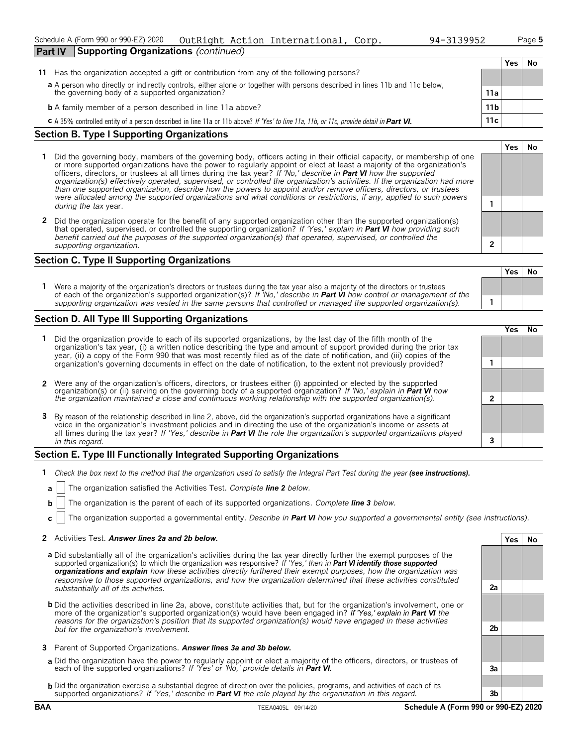Schedule A (Form 990 or 990-EZ) 2020 OutRight Action International, Corp. 94-3139952 Page 5

**Part IV Supporting Organizations** *(continued)*

| | | | Yes | No |
|---|---|---|---|---|
| **11** | Has the organization accepted a gift or contribution from any of the following persons? | | | |
| **a** | A person who directly or indirectly controls, either alone or together with persons described in lines 11b and 11c below, the governing body of a supported organization? | 11a | | |
| **b** | A family member of a person described in line 11a above? | 11b | | |
| **c** | A 35% controlled entity of a person described in line 11a or 11b above? *If 'Yes' to line 11a, 11b, or 11c, provide detail in **Part VI.*** | 11c | | |

## Section B. Type I Supporting Organizations

| | | | Yes | No |
|---|---|---|---|---|
| **1** | Did the governing body, members of the governing body, officers acting in their official capacity, or membership of one or more supported organizations have the power to regularly appoint or elect at least a majority of the organization's officers, directors, or trustees at all times during the tax year? *If 'No,' describe in **Part VI** how the supported organization(s) effectively operated, supervised, or controlled the organization's activities. If the organization had more than one supported organization, describe how the powers to appoint and/or remove officers, directors, or trustees were allocated among the supported organizations and what conditions or restrictions, if any, applied to such powers during the tax* year. | 1 | | |
| **2** | Did the organization operate for the benefit of any supported organization other than the supported organization(s) that operated, supervised, or controlled the supporting organization? *If 'Yes,' explain in **Part VI** how providing such benefit carried out the purposes of the supported organization(s) that operated, supervised, or controlled the supporting organization.* | 2 | | |

## Section C. Type II Supporting Organizations

| | | | Yes | No |
|---|---|---|---|---|
| **1** | Were a majority of the organization's directors or trustees during the tax year also a majority of the directors or trustees of each of the organization's supported organization(s)? *If 'No,' describe in **Part VI** how control or management of the supporting organization was vested in the same persons that controlled or managed the supported organization(s).* | 1 | | |

## Section D. All Type III Supporting Organizations

| | | | Yes | No |
|---|---|---|---|---|
| **1** | Did the organization provide to each of its supported organizations, by the last day of the fifth month of the organization's tax year, (i) a written notice describing the type and amount of support provided during the prior tax year, (ii) a copy of the Form 990 that was most recently filed as of the date of notification, and (iii) copies of the organization's governing documents in effect on the date of notification, to the extent not previously provided? | 1 | | |
| **2** | Were any of the organization's officers, directors, or trustees either (i) appointed or elected by the supported organization(s) or (ii) serving on the governing body of a supported organization? *If 'No,' explain in **Part VI** how the organization maintained a close and continuous working relationship with the supported organization(s).* | 2 | | |
| **3** | By reason of the relationship described in line 2, above, did the organization's supported organizations have a significant voice in the organization's investment policies and in directing the use of the organization's income or assets at all times during the tax year? *If 'Yes,' describe in **Part VI** the role the organization's supported organizations played in this regard.* | 3 | | |

## Section E. Type III Functionally Integrated Supporting Organizations

**1** *Check the box next to the method that the organization used to satisfy the Integral Part Test during the year **(see instructions).***

**a** ☐ The organization satisfied the Activities Test. *Complete **line 2** below.*

**b** ☐ The organization is the parent of each of its supported organizations. *Complete **line 3** below.*

**c** ☐ The organization supported a governmental entity. *Describe in **Part VI** how you supported a governmental entity (see instructions).*

| | | | Yes | No |
|---|---|---|---|---|
| **2** | Activities Test. ***Answer lines 2a and 2b below.*** | | | |
| **a** | Did substantially all of the organization's activities during the tax year directly further the exempt purposes of the supported organization(s) to which the organization was responsive? *If 'Yes,' then in **Part VI identify those supported organizations and explain** how these activities directly furthered their exempt purposes, how the organization was responsive to those supported organizations, and how the organization determined that these activities constituted substantially all of its activities.* | 2a | | |
| **b** | Did the activities described in line 2a, above, constitute activities that, but for the organization's involvement, one or more of the organization's supported organization(s) would have been engaged in? *If 'Yes,' explain in **Part VI** the reasons for the organization's position that its supported organization(s) would have engaged in these activities but for the organization's involvement.* | 2b | | |
| **3** | Parent of Supported Organizations. ***Answer lines 3a and 3b below.*** | | | |
| **a** | Did the organization have the power to regularly appoint or elect a majority of the officers, directors, or trustees of each of the supported organizations? *If 'Yes' or 'No,' provide details in **Part VI.*** | 3a | | |
| **b** | Did the organization exercise a substantial degree of direction over the policies, programs, and activities of each of its supported organizations? *If 'Yes,' describe in **Part VI** the role played by the organization in this regard.* | 3b | | |

BAA TEEA0405L 09/14/20 **Schedule A (Form 990 or 990-EZ) 2020**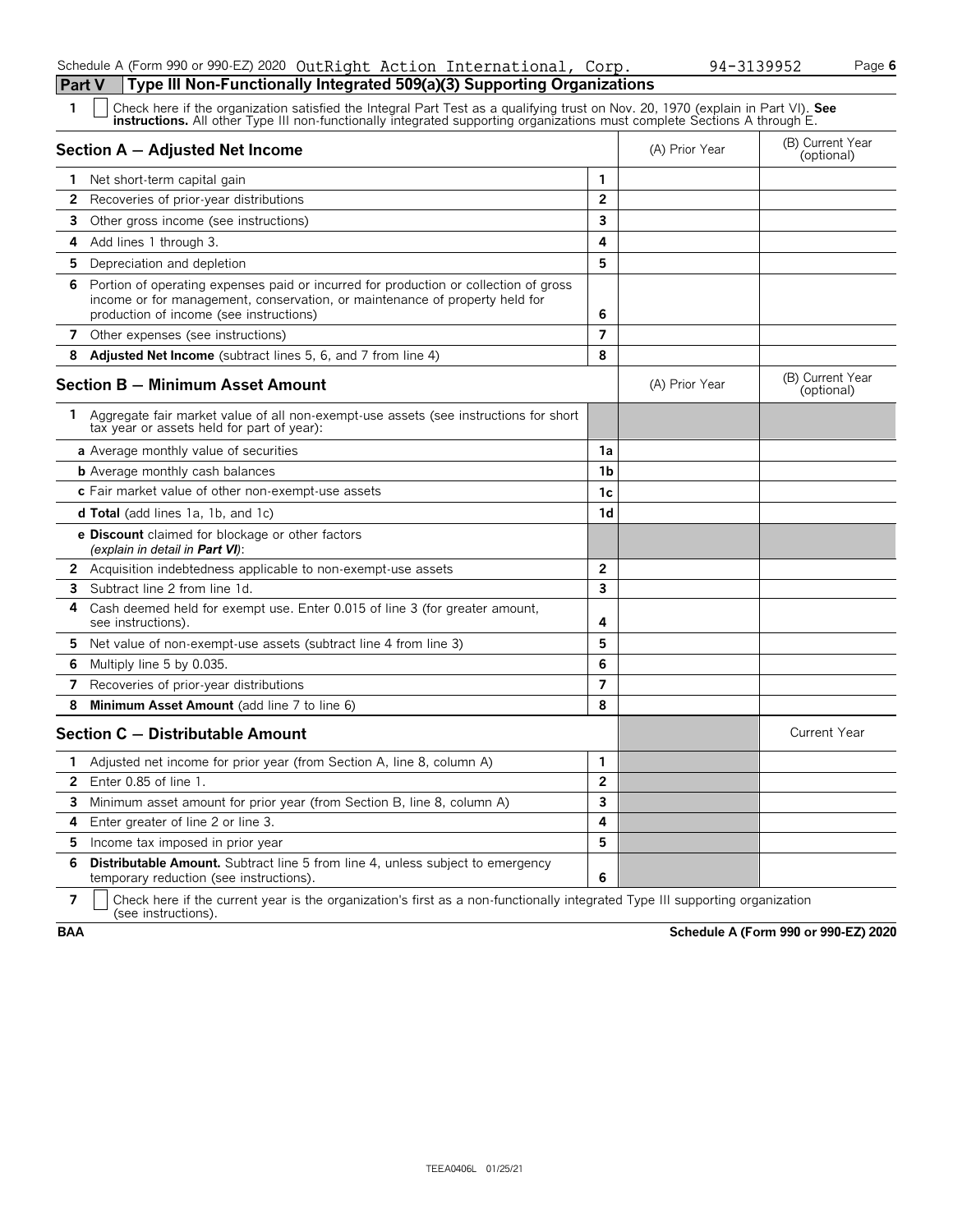Schedule A (Form 990 or 990-EZ) 2020 OutRight Action International, Corp. 94-3139952

## Part V Type III Non-Functionally Integrated 509(a)(3) Supporting Organizations

**1** ☐ Check here if the organization satisfied the Integral Part Test as a qualifying trust on Nov. 20, 1970 (explain in Part VI). **See instructions.** All other Type III non-functionally integrated supporting organizations must complete Sections A through E.

| **Section A — Adjusted Net Income** | | (A) Prior Year | (B) Current Year (optional) |
|---|---|---|---|
| **1** Net short-term capital gain | 1 | | |
| **2** Recoveries of prior-year distributions | 2 | | |
| **3** Other gross income (see instructions) | 3 | | |
| **4** Add lines 1 through 3. | 4 | | |
| **5** Depreciation and depletion | 5 | | |
| **6** Portion of operating expenses paid or incurred for production or collection of gross income or for management, conservation, or maintenance of property held for production of income (see instructions) | 6 | | |
| **7** Other expenses (see instructions) | 7 | | |
| **8** **Adjusted Net Income** (subtract lines 5, 6, and 7 from line 4) | 8 | | |

| **Section B — Minimum Asset Amount** | | (A) Prior Year | (B) Current Year (optional) |
|---|---|---|---|
| **1** Aggregate fair market value of all non-exempt-use assets (see instructions for short tax year or assets held for part of year): | | | |
| **a** Average monthly value of securities | 1a | | |
| **b** Average monthly cash balances | 1b | | |
| **c** Fair market value of other non-exempt-use assets | 1c | | |
| **d Total** (add lines 1a, 1b, and 1c) | 1d | | |
| **e Discount** claimed for blockage or other factors *(explain in detail in **Part VI**)*: | | | |
| **2** Acquisition indebtedness applicable to non-exempt-use assets | 2 | | |
| **3** Subtract line 2 from line 1d. | 3 | | |
| **4** Cash deemed held for exempt use. Enter 0.015 of line 3 (for greater amount, see instructions). | 4 | | |
| **5** Net value of non-exempt-use assets (subtract line 4 from line 3) | 5 | | |
| **6** Multiply line 5 by 0.035. | 6 | | |
| **7** Recoveries of prior-year distributions | 7 | | |
| **8** **Minimum Asset Amount** (add line 7 to line 6) | 8 | | |

| **Section C — Distributable Amount** | | | Current Year |
|---|---|---|---|
| **1** Adjusted net income for prior year (from Section A, line 8, column A) | 1 | | |
| **2** Enter 0.85 of line 1. | 2 | | |
| **3** Minimum asset amount for prior year (from Section B, line 8, column A) | 3 | | |
| **4** Enter greater of line 2 or line 3. | 4 | | |
| **5** Income tax imposed in prior year | 5 | | |
| **6** **Distributable Amount.** Subtract line 5 from line 4, unless subject to emergency temporary reduction (see instructions). | 6 | | |

**7** ☐ Check here if the current year is the organization's first as a non-functionally integrated Type III supporting organization (see instructions).

**BAA** **Schedule A (Form 990 or 990-EZ) 2020**

TEEA0406L 01/25/21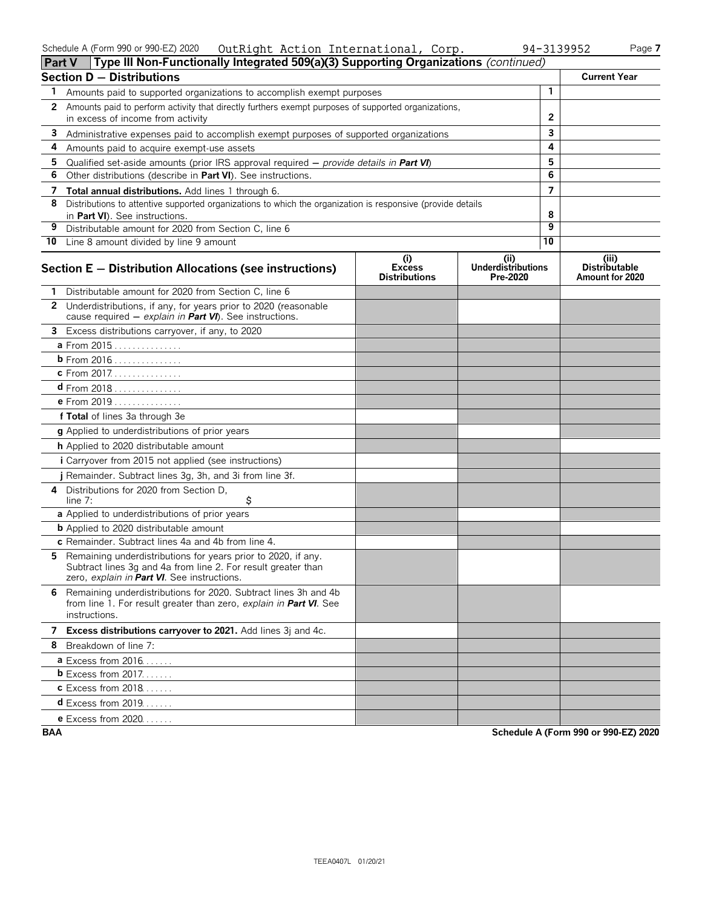Schedule A (Form 990 or 990-EZ) 2020 OutRight Action International, Corp. 94-3139952

## Part V Type III Non-Functionally Integrated 509(a)(3) Supporting Organizations *(continued)*

### Section D — Distributions

| | | | Current Year |
|---|---|---|---|
| 1 | Amounts paid to supported organizations to accomplish exempt purposes | 1 | |
| 2 | Amounts paid to perform activity that directly furthers exempt purposes of supported organizations, in excess of income from activity | 2 | |
| 3 | Administrative expenses paid to accomplish exempt purposes of supported organizations | 3 | |
| 4 | Amounts paid to acquire exempt-use assets | 4 | |
| 5 | Qualified set-aside amounts (prior IRS approval required — *provide details in* ***Part VI***) | 5 | |
| 6 | Other distributions (describe in **Part VI**). See instructions. | 6 | |
| 7 | **Total annual distributions.** Add lines 1 through 6. | 7 | |
| 8 | Distributions to attentive supported organizations to which the organization is responsive (provide details in **Part VI**). See instructions. | 8 | |
| 9 | Distributable amount for 2020 from Section C, line 6 | 9 | |
| 10 | Line 8 amount divided by line 9 amount | 10 | |

### Section E — Distribution Allocations (see instructions)

| | (i) Excess Distributions | (ii) Underdistributions Pre-2020 | (iii) Distributable Amount for 2020 |
|---|---|---|---|
| **1** Distributable amount for 2020 from Section C, line 6 | | | |
| **2** Underdistributions, if any, for years prior to 2020 (reasonable cause required — *explain in* ***Part VI***). See instructions. | | | |
| **3** Excess distributions carryover, if any, to 2020 | | | |
| **a** From 2015 | | | |
| **b** From 2016 | | | |
| **c** From 2017 | | | |
| **d** From 2018 | | | |
| **e** From 2019 | | | |
| **f Total** of lines 3a through 3e | | | |
| **g** Applied to underdistributions of prior years | | | |
| **h** Applied to 2020 distributable amount | | | |
| **i** Carryover from 2015 not applied (see instructions) | | | |
| **j** Remainder. Subtract lines 3g, 3h, and 3i from line 3f. | | | |
| **4** Distributions for 2020 from Section D, line 7: $ | | | |
| **a** Applied to underdistributions of prior years | | | |
| **b** Applied to 2020 distributable amount | | | |
| **c** Remainder. Subtract lines 4a and 4b from line 4. | | | |
| **5** Remaining underdistributions for years prior to 2020, if any. Subtract lines 3g and 4a from line 2. For result greater than zero, *explain in* ***Part VI***. See instructions. | | | |
| **6** Remaining underdistributions for 2020. Subtract lines 3h and 4b from line 1. For result greater than zero, *explain in* ***Part VI***. See instructions. | | | |
| **7 Excess distributions carryover to 2021.** Add lines 3j and 4c. | | | |
| **8** Breakdown of line 7: | | | |
| **a** Excess from 2016 | | | |
| **b** Excess from 2017 | | | |
| **c** Excess from 2018 | | | |
| **d** Excess from 2019 | | | |
| **e** Excess from 2020 | | | |

BAA Schedule A (Form 990 or 990-EZ) 2020

TEEA0407L 01/20/21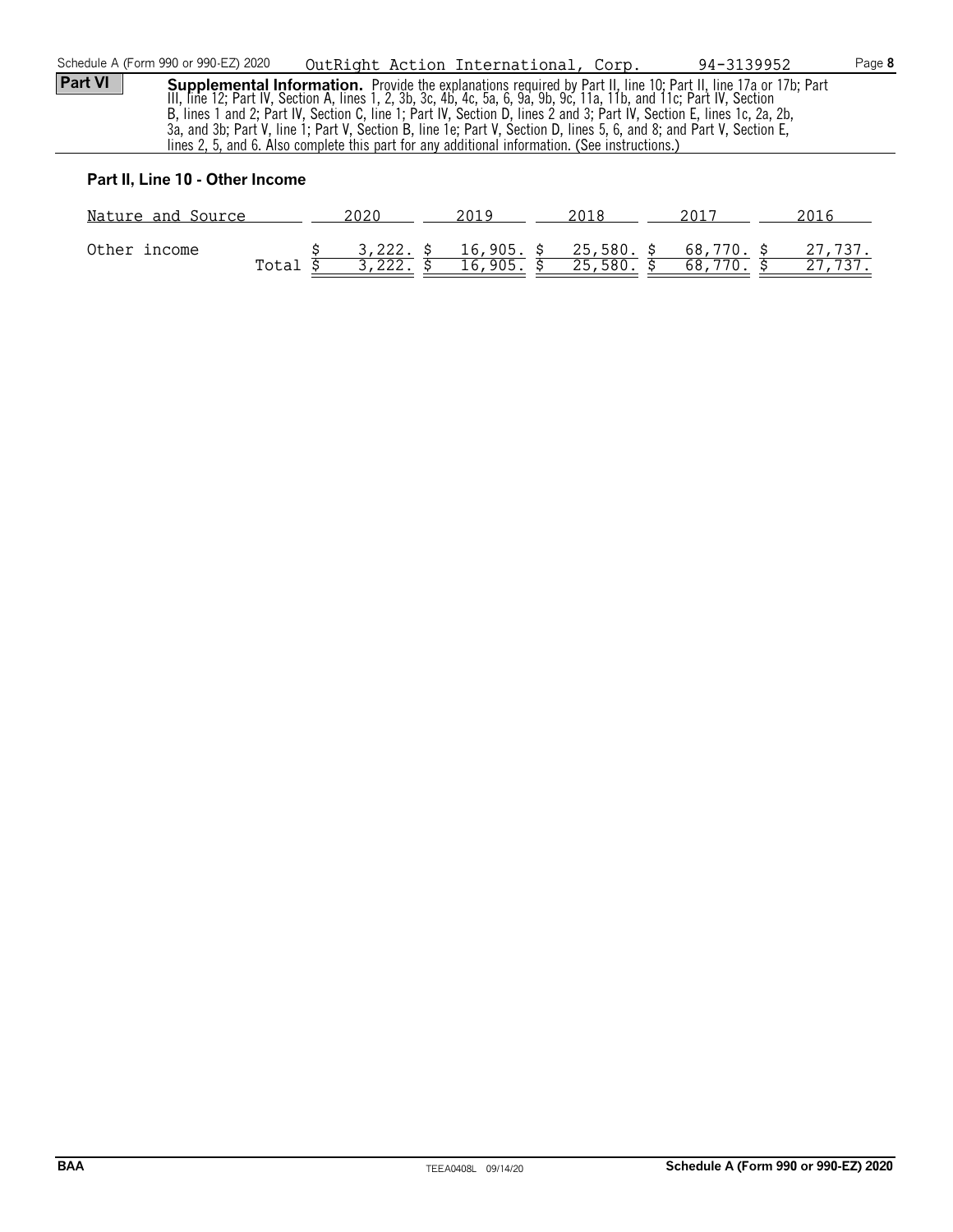Schedule A (Form 990 or 990-EZ) 2020 OutRight Action International, Corp. 94-3139952

**Part VI** **Supplemental Information.** Provide the explanations required by Part II, line 10; Part II, line 17a or 17b; Part III, line 12; Part IV, Section A, lines 1, 2, 3b, 3c, 4b, 4c, 5a, 6, 9a, 9b, 9c, 11a, 11b, and 11c; Part IV, Section B, lines 1 and 2; Part IV, Section C, line 1; Part IV, Section D, lines 2 and 3; Part IV, Section E, lines 1c, 2a, 2b, 3a, and 3b; Part V, line 1; Part V, Section B, line 1e; Part V, Section D, lines 5, 6, and 8; and Part V, Section E, lines 2, 5, and 6. Also complete this part for any additional information. (See instructions.)

### Part II, Line 10 - Other Income

| Nature and Source | | 2020 | 2019 | 2018 | 2017 | 2016 |
|---|---|---|---|---|---|---|
| Other income | | $ 3,222. | $ 16,905. | $ 25,580. | $ 68,770. | $ 27,737. |
| | Total | $ 3,222. | $ 16,905. | $ 25,580. | $ 68,770. | $ 27,737. |

BAA TEEA0408L 09/14/20 Schedule A (Form 990 or 990-EZ) 2020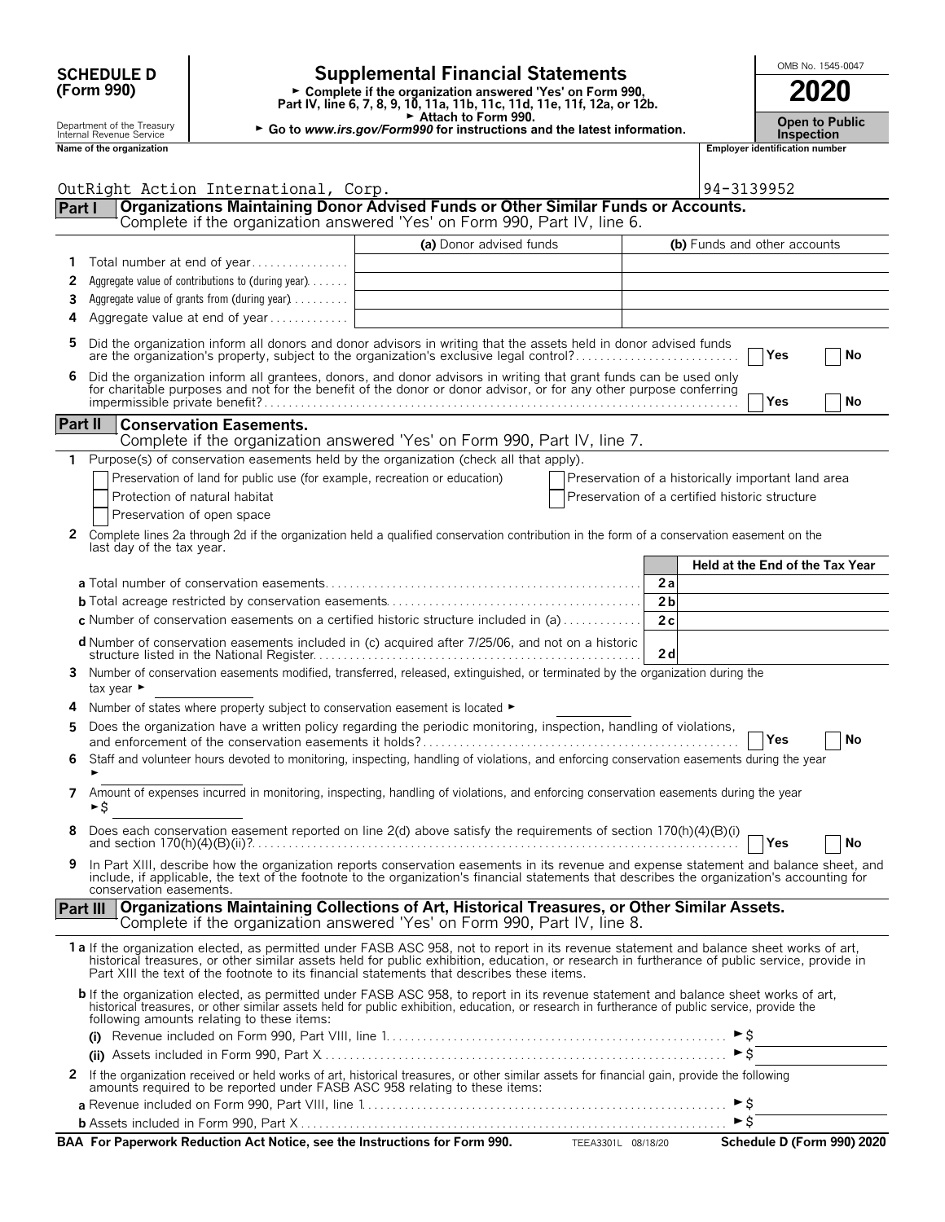**SCHEDULE D (Form 990)**

Department of the Treasury Internal Revenue Service

# Supplemental Financial Statements

► Complete if the organization answered 'Yes' on Form 990, Part IV, line 6, 7, 8, 9, 10, 11a, 11b, 11c, 11d, 11e, 11f, 12a, or 12b.
► Attach to Form 990.
► Go to *www.irs.gov/Form990* for instructions and the latest information.

OMB No. 1545-0047

**2020**

**Open to Public Inspection**

**Name of the organization**: OutRight Action International, Corp.

**Employer identification number**: 94-3139952

## Part I Organizations Maintaining Donor Advised Funds or Other Similar Funds or Accounts.
Complete if the organization answered 'Yes' on Form 990, Part IV, line 6.

| | | (a) Donor advised funds | (b) Funds and other accounts |
|---|---|---|---|
| 1 | Total number at end of year | | |
| 2 | Aggregate value of contributions to (during year) | | |
| 3 | Aggregate value of grants from (during year) | | |
| 4 | Aggregate value at end of year | | |

5 Did the organization inform all donors and donor advisors in writing that the assets held in donor advised funds are the organization's property, subject to the organization's exclusive legal control? ☐ Yes ☐ No

6 Did the organization inform all grantees, donors, and donor advisors in writing that grant funds can be used only for charitable purposes and not for the benefit of the donor or donor advisor, or for any other purpose conferring impermissible private benefit? ☐ Yes ☐ No

## Part II Conservation Easements.
Complete if the organization answered 'Yes' on Form 990, Part IV, line 7.

1 Purpose(s) of conservation easements held by the organization (check all that apply).

☐ Preservation of land for public use (for example, recreation or education)
☐ Protection of natural habitat
☐ Preservation of open space
☐ Preservation of a historically important land area
☐ Preservation of a certified historic structure

2 Complete lines 2a through 2d if the organization held a qualified conservation contribution in the form of a conservation easement on the last day of the tax year.

| | | Held at the End of the Tax Year |
|---|---|---|
| **a** Total number of conservation easements | 2a | |
| **b** Total acreage restricted by conservation easements | 2b | |
| **c** Number of conservation easements on a certified historic structure included in (a) | 2c | |
| **d** Number of conservation easements included in (c) acquired after 7/25/06, and not on a historic structure listed in the National Register | 2d | |

3 Number of conservation easements modified, transferred, released, extinguished, or terminated by the organization during the tax year ►

4 Number of states where property subject to conservation easement is located ►

5 Does the organization have a written policy regarding the periodic monitoring, inspection, handling of violations, and enforcement of the conservation easements it holds? ☐ Yes ☐ No

6 Staff and volunteer hours devoted to monitoring, inspecting, handling of violations, and enforcing conservation easements during the year ►

7 Amount of expenses incurred in monitoring, inspecting, handling of violations, and enforcing conservation easements during the year ►$

8 Does each conservation easement reported on line 2(d) above satisfy the requirements of section 170(h)(4)(B)(i) and section 170(h)(4)(B)(ii)? ☐ Yes ☐ No

9 In Part XIII, describe how the organization reports conservation easements in its revenue and expense statement and balance sheet, and include, if applicable, the text of the footnote to the organization's financial statements that describes the organization's accounting for conservation easements.

## Part III Organizations Maintaining Collections of Art, Historical Treasures, or Other Similar Assets.
Complete if the organization answered 'Yes' on Form 990, Part IV, line 8.

**1a** If the organization elected, as permitted under FASB ASC 958, not to report in its revenue statement and balance sheet works of art, historical treasures, or other similar assets held for public exhibition, education, or research in furtherance of public service, provide in Part XIII the text of the footnote to its financial statements that describes these items.

**b** If the organization elected, as permitted under FASB ASC 958, to report in its revenue statement and balance sheet works of art, historical treasures, or other similar assets held for public exhibition, education, or research in furtherance of public service, provide the following amounts relating to these items:

(i) Revenue included on Form 990, Part VIII, line 1 ►$

(ii) Assets included in Form 990, Part X ►$

2 If the organization received or held works of art, historical treasures, or other similar assets for financial gain, provide the following amounts required to be reported under FASB ASC 958 relating to these items:

**a** Revenue included on Form 990, Part VIII, line 1 ►$

**b** Assets included in Form 990, Part X ►$

**BAA For Paperwork Reduction Act Notice, see the Instructions for Form 990.** TEEA3301L 08/18/20 **Schedule D (Form 990) 2020**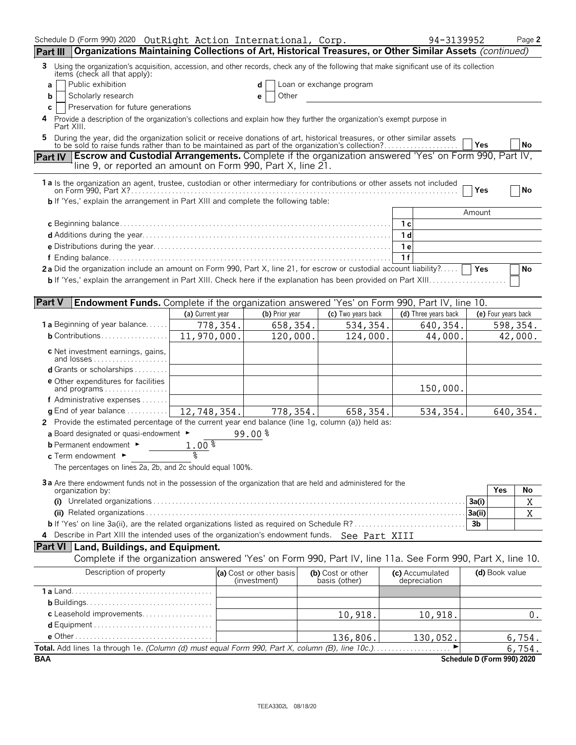Schedule D (Form 990) 2020 OutRight Action International, Corp. 94-3139952 Page 2

## Part III Organizations Maintaining Collections of Art, Historical Treasures, or Other Similar Assets *(continued)*

**3** Using the organization's acquisition, accession, and other records, check any of the following that make significant use of its collection items (check all that apply):

- **a** [ ] Public exhibition
- **b** [ ] Scholarly research
- **c** [ ] Preservation for future generations
- **d** [ ] Loan or exchange program
- **e** [ ] Other

**4** Provide a description of the organization's collections and explain how they further the organization's exempt purpose in Part XIII.

**5** During the year, did the organization solicit or receive donations of art, historical treasures, or other similar assets to be sold to raise funds rather than to be maintained as part of the organization's collection? [ ] Yes [ ] No

## Part IV Escrow and Custodial Arrangements.

Complete if the organization answered 'Yes' on Form 990, Part IV, line 9, or reported an amount on Form 990, Part X, line 21.

**1a** Is the organization an agent, trustee, custodian or other intermediary for contributions or other assets not included on Form 990, Part X? [ ] Yes [ ] No

**b** If 'Yes,' explain the arrangement in Part XIII and complete the following table:

| | | Amount |
|---|---|---|
| **c** Beginning balance | 1c | |
| **d** Additions during the year | 1d | |
| **e** Distributions during the year | 1e | |
| **f** Ending balance | 1f | |

**2a** Did the organization include an amount on Form 990, Part X, line 21, for escrow or custodial account liability? [ ] Yes [ ] No

**b** If 'Yes,' explain the arrangement in Part XIII. Check here if the explanation has been provided on Part XIII [ ]

## Part V Endowment Funds.

Complete if the organization answered 'Yes' on Form 990, Part IV, line 10.

| | (a) Current year | (b) Prior year | (c) Two years back | (d) Three years back | (e) Four years back |
|---|---|---|---|---|---|
| **1a** Beginning of year balance | 778,354. | 658,354. | 534,354. | 640,354. | 598,354. |
| **b** Contributions | 11,970,000. | 120,000. | 124,000. | 44,000. | 42,000. |
| **c** Net investment earnings, gains, and losses | | | | | |
| **d** Grants or scholarships | | | | | |
| **e** Other expenditures for facilities and programs | | | | 150,000. | |
| **f** Administrative expenses | | | | | |
| **g** End of year balance | 12,748,354. | 778,354. | 658,354. | 534,354. | 640,354. |

**2** Provide the estimated percentage of the current year end balance (line 1g, column (a)) held as:

- **a** Board designated or quasi-endowment ► 99.00 %
- **b** Permanent endowment ► 1.00 %
- **c** Term endowment ► %

The percentages on lines 2a, 2b, and 2c should equal 100%.

**3a** Are there endowment funds not in the possession of the organization that are held and administered for the organization by:

| | | Yes | No |
|---|---|---|---|
| **(i)** Unrelated organizations | 3a(i) | | X |
| **(ii)** Related organizations | 3a(ii) | | X |
| **b** If 'Yes' on line 3a(ii), are the related organizations listed as required on Schedule R? | 3b | | |

**4** Describe in Part XIII the intended uses of the organization's endowment funds. See Part XIII

## Part VI Land, Buildings, and Equipment.

Complete if the organization answered 'Yes' on Form 990, Part IV, line 11a. See Form 990, Part X, line 10.

| Description of property | (a) Cost or other basis (investment) | (b) Cost or other basis (other) | (c) Accumulated depreciation | (d) Book value |
|---|---|---|---|---|
| **1a** Land | | | | |
| **b** Buildings | | | | |
| **c** Leasehold improvements | | 10,918. | 10,918. | 0. |
| **d** Equipment | | | | |
| **e** Other | | 136,806. | 130,052. | 6,754. |

**Total.** Add lines 1a through 1e. *(Column (d) must equal Form 990, Part X, column (B), line 10c.)* ► 6,754.

BAA Schedule D (Form 990) 2020

TEEA3302L 08/18/20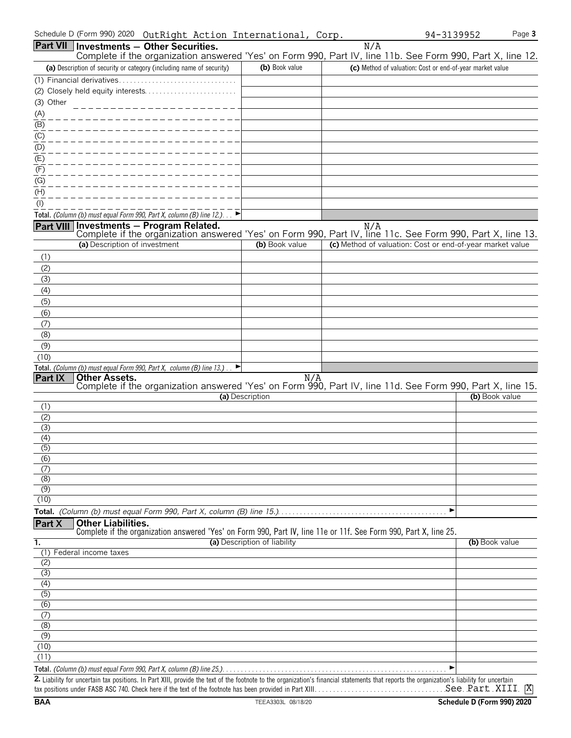Schedule D (Form 990) 2020 OutRight Action International, Corp. 94-3139952

## Part VII Investments — Other Securities.

N/A

Complete if the organization answered 'Yes' on Form 990, Part IV, line 11b. See Form 990, Part X, line 12.

| (a) Description of security or category (including name of security) | (b) Book value | (c) Method of valuation: Cost or end-of-year market value |
|---|---|---|
| (1) Financial derivatives | | |
| (2) Closely held equity interests | | |
| (3) Other | | |
| (A) | | |
| (B) | | |
| (C) | | |
| (D) | | |
| (E) | | |
| (F) | | |
| (G) | | |
| (H) | | |
| (I) | | |
| **Total.** *(Column (b) must equal Form 990, Part X, column (B) line 12.)* ► | | |

## Part VIII Investments — Program Related.

N/A

Complete if the organization answered 'Yes' on Form 990, Part IV, line 11c. See Form 990, Part X, line 13.

| (a) Description of investment | (b) Book value | (c) Method of valuation: Cost or end-of-year market value |
|---|---|---|
| (1) | | |
| (2) | | |
| (3) | | |
| (4) | | |
| (5) | | |
| (6) | | |
| (7) | | |
| (8) | | |
| (9) | | |
| (10) | | |
| **Total.** *(Column (b) must equal Form 990, Part X, column (B) line 13.)* ► | | |

## Part IX Other Assets.

N/A

Complete if the organization answered 'Yes' on Form 990, Part IV, line 11d. See Form 990, Part X, line 15.

| (a) Description | (b) Book value |
|---|---|
| (1) | |
| (2) | |
| (3) | |
| (4) | |
| (5) | |
| (6) | |
| (7) | |
| (8) | |
| (9) | |
| (10) | |
| **Total.** *(Column (b) must equal Form 990, Part X, column (B) line 15.)* ► | |

## Part X Other Liabilities.

Complete if the organization answered 'Yes' on Form 990, Part IV, line 11e or 11f. See Form 990, Part X, line 25.

| 1. (a) Description of liability | (b) Book value |
|---|---|
| (1) Federal income taxes | |
| (2) | |
| (3) | |
| (4) | |
| (5) | |
| (6) | |
| (7) | |
| (8) | |
| (9) | |
| (10) | |
| (11) | |
| **Total.** *(Column (b) must equal Form 990, Part X, column (B) line 25.)* ► | |

**2.** Liability for uncertain tax positions. In Part XIII, provide the text of the footnote to the organization's financial statements that reports the organization's liability for uncertain tax positions under FASB ASC 740. Check here if the text of the footnote has been provided in Part XIII. See Part XIII [X]

BAA TEEA3303L 08/18/20 Schedule D (Form 990) 2020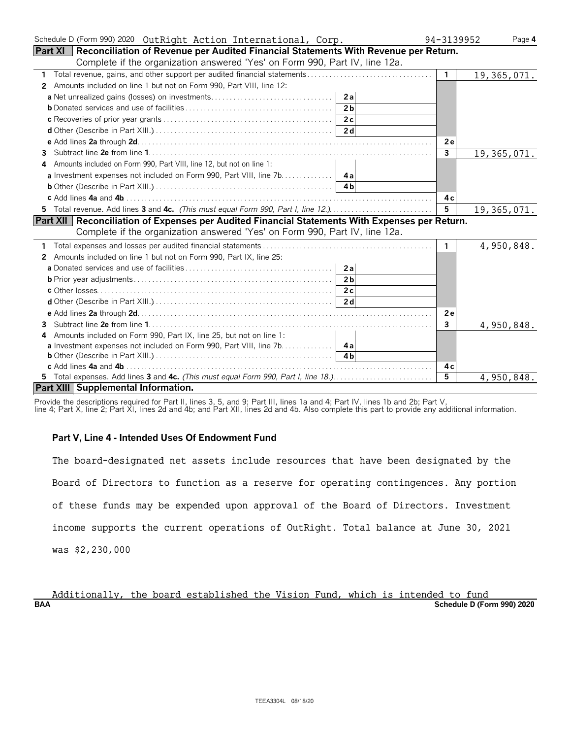Schedule D (Form 990) 2020 OutRight Action International, Corp. 94-3139952 Page 4

## Part XI Reconciliation of Revenue per Audited Financial Statements With Revenue per Return.

Complete if the organization answered 'Yes' on Form 990, Part IV, line 12a.

| | | | | |
|---|---|---|---|---|
| 1 | Total revenue, gains, and other support per audited financial statements | | 1 | 19,365,071. |
| 2 | Amounts included on line 1 but not on Form 990, Part VIII, line 12: | | | |
| | a Net unrealized gains (losses) on investments | 2a | | |
| | b Donated services and use of facilities | 2b | | |
| | c Recoveries of prior year grants | 2c | | |
| | d Other (Describe in Part XIII.) | 2d | | |
| | e Add lines 2a through 2d | | 2e | |
| 3 | Subtract line 2e from line 1 | | 3 | 19,365,071. |
| 4 | Amounts included on Form 990, Part VIII, line 12, but not on line 1: | | | |
| | a Investment expenses not included on Form 990, Part VIII, line 7b | 4a | | |
| | b Other (Describe in Part XIII.) | 4b | | |
| | c Add lines 4a and 4b | | 4c | |
| 5 | Total revenue. Add lines 3 and 4c. *(This must equal Form 990, Part I, line 12.)* | | 5 | 19,365,071. |

## Part XII Reconciliation of Expenses per Audited Financial Statements With Expenses per Return.

Complete if the organization answered 'Yes' on Form 990, Part IV, line 12a.

| | | | | |
|---|---|---|---|---|
| 1 | Total expenses and losses per audited financial statements | | 1 | 4,950,848. |
| 2 | Amounts included on line 1 but not on Form 990, Part IX, line 25: | | | |
| | a Donated services and use of facilities | 2a | | |
| | b Prior year adjustments | 2b | | |
| | c Other losses | 2c | | |
| | d Other (Describe in Part XIII.) | 2d | | |
| | e Add lines 2a through 2d | | 2e | |
| 3 | Subtract line 2e from line 1 | | 3 | 4,950,848. |
| 4 | Amounts included on Form 990, Part IX, line 25, but not on line 1: | | | |
| | a Investment expenses not included on Form 990, Part VIII, line 7b | 4a | | |
| | b Other (Describe in Part XIII.) | 4b | | |
| | c Add lines 4a and 4b | | 4c | |
| 5 | Total expenses. Add lines 3 and 4c. *(This must equal Form 990, Part I, line 18.)* | | 5 | 4,950,848. |

## Part XIII Supplemental Information.

Provide the descriptions required for Part II, lines 3, 5, and 9; Part III, lines 1a and 4; Part IV, lines 1b and 2b; Part V, line 4; Part X, line 2; Part XI, lines 2d and 4b; and Part XII, lines 2d and 4b. Also complete this part to provide any additional information.

**Part V, Line 4 - Intended Uses Of Endowment Fund**

The board-designated net assets include resources that have been designated by the Board of Directors to function as a reserve for operating contingences. Any portion of these funds may be expended upon approval of the Board of Directors. Investment income supports the current operations of OutRight. Total balance at June 30, 2021 was $2,230,000

Additionally, the board established the Vision Fund, which is intended to fund

BAA Schedule D (Form 990) 2020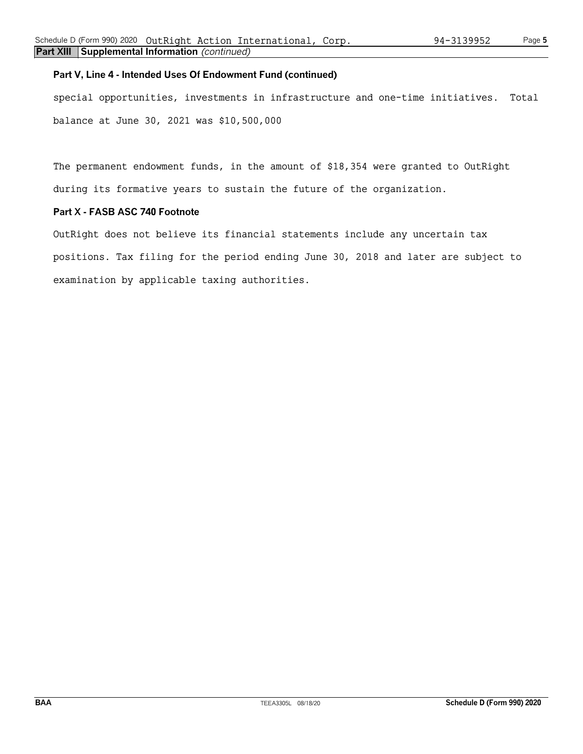**Part XIII Supplemental Information** *(continued)*

**Part V, Line 4 - Intended Uses Of Endowment Fund (continued)**

special opportunities, investments in infrastructure and one-time initiatives. Total balance at June 30, 2021 was $10,500,000

The permanent endowment funds, in the amount of $18,354 were granted to OutRight during its formative years to sustain the future of the organization.

**Part X - FASB ASC 740 Footnote**

OutRight does not believe its financial statements include any uncertain tax positions. Tax filing for the period ending June 30, 2018 and later are subject to examination by applicable taxing authorities.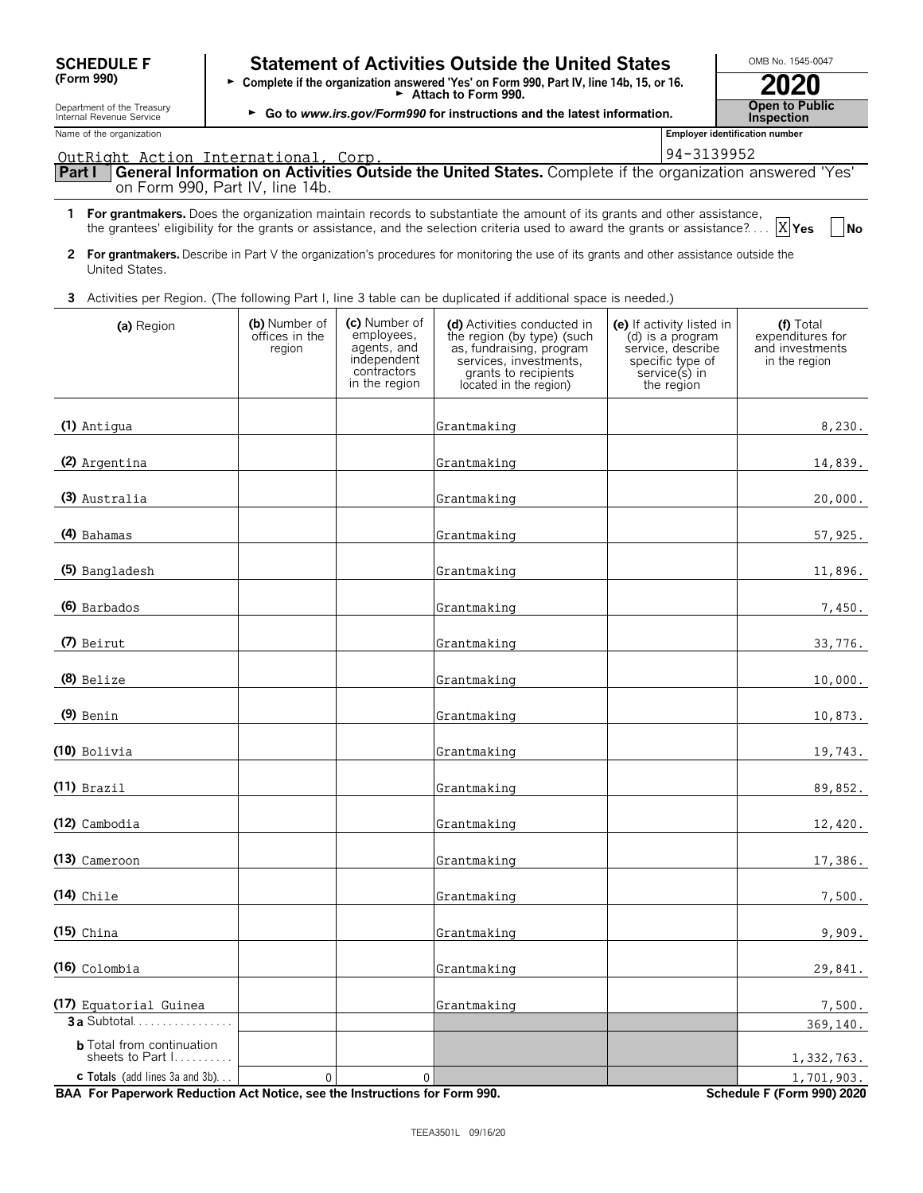**SCHEDULE F (Form 990)**

Department of the Treasury
Internal Revenue Service

# Statement of Activities Outside the United States

► Complete if the organization answered 'Yes' on Form 990, Part IV, line 14b, 15, or 16.
► Attach to Form 990.
► Go to *www.irs.gov/Form990* for instructions and the latest information.

OMB No. 1545-0047

**2020**

**Open to Public Inspection**

Name of the organization: OutRight Action International, Corp.

Employer identification number: 94-3139952

## Part I General Information on Activities Outside the United States. Complete if the organization answered 'Yes' on Form 990, Part IV, line 14b.

**1 For grantmakers.** Does the organization maintain records to substantiate the amount of its grants and other assistance, the grantees' eligibility for the grants or assistance, and the selection criteria used to award the grants or assistance? X Yes   No

**2 For grantmakers.** Describe in Part V the organization's procedures for monitoring the use of its grants and other assistance outside the United States.

**3** Activities per Region. (The following Part I, line 3 table can be duplicated if additional space is needed.)

| (a) Region | (b) Number of offices in the region | (c) Number of employees, agents, and independent contractors in the region | (d) Activities conducted in the region (by type) (such as, fundraising, program services, investments, grants to recipients located in the region) | (e) If activity listed in (d) is a program service, describe specific type of service(s) in the region | (f) Total expenditures for and investments in the region |
|---|---|---|---|---|---|
| (1) Antigua | | | Grantmaking | | 8,230. |
| (2) Argentina | | | Grantmaking | | 14,839. |
| (3) Australia | | | Grantmaking | | 20,000. |
| (4) Bahamas | | | Grantmaking | | 57,925. |
| (5) Bangladesh | | | Grantmaking | | 11,896. |
| (6) Barbados | | | Grantmaking | | 7,450. |
| (7) Beirut | | | Grantmaking | | 33,776. |
| (8) Belize | | | Grantmaking | | 10,000. |
| (9) Benin | | | Grantmaking | | 10,873. |
| (10) Bolivia | | | Grantmaking | | 19,743. |
| (11) Brazil | | | Grantmaking | | 89,852. |
| (12) Cambodia | | | Grantmaking | | 12,420. |
| (13) Cameroon | | | Grantmaking | | 17,386. |
| (14) Chile | | | Grantmaking | | 7,500. |
| (15) China | | | Grantmaking | | 9,909. |
| (16) Colombia | | | Grantmaking | | 29,841. |
| (17) Equatorial Guinea | | | Grantmaking | | 7,500. |
| **3a** Subtotal | | | | | 369,140. |
| **b** Total from continuation sheets to Part I | | | | | 1,332,763. |
| **c Totals** (add lines 3a and 3b) | 0 | 0 | | | 1,701,903. |

**BAA For Paperwork Reduction Act Notice, see the Instructions for Form 990.** **Schedule F (Form 990) 2020**

TEEA3501L 09/16/20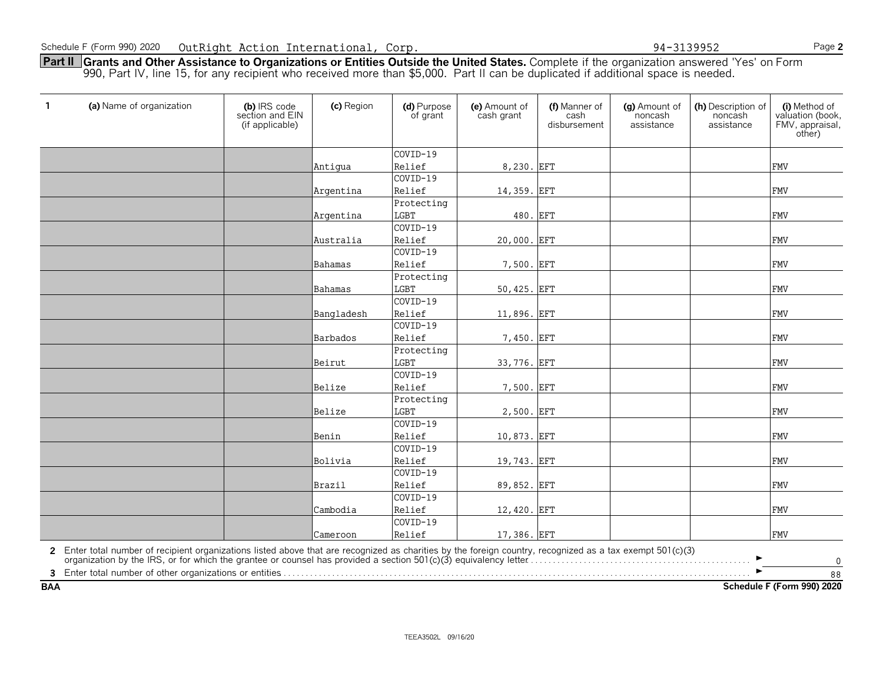Schedule F (Form 990) 2020 OutRight Action International, Corp. 94-3139952

**Part II Grants and Other Assistance to Organizations or Entities Outside the United States.** Complete if the organization answered 'Yes' on Form 990, Part IV, line 15, for any recipient who received more than $5,000. Part II can be duplicated if additional space is needed.

| 1 (a) Name of organization | (b) IRS code section and EIN (if applicable) | (c) Region | (d) Purpose of grant | (e) Amount of cash grant | (f) Manner of cash disbursement | (g) Amount of noncash assistance | (h) Description of noncash assistance | (i) Method of valuation (book, FMV, appraisal, other) |
|---|---|---|---|---|---|---|---|---|
| | | Antigua | COVID-19 Relief | 8,230. | EFT | | | FMV |
| | | Argentina | COVID-19 Relief | 14,359. | EFT | | | FMV |
| | | Argentina | Protecting LGBT | 480. | EFT | | | FMV |
| | | Australia | COVID-19 Relief | 20,000. | EFT | | | FMV |
| | | Bahamas | COVID-19 Relief | 7,500. | EFT | | | FMV |
| | | Bahamas | Protecting LGBT | 50,425. | EFT | | | FMV |
| | | Bangladesh | COVID-19 Relief | 11,896. | EFT | | | FMV |
| | | Barbados | COVID-19 Relief | 7,450. | EFT | | | FMV |
| | | Beirut | Protecting LGBT | 33,776. | EFT | | | FMV |
| | | Belize | COVID-19 Relief | 7,500. | EFT | | | FMV |
| | | Belize | Protecting LGBT | 2,500. | EFT | | | FMV |
| | | Benin | COVID-19 Relief | 10,873. | EFT | | | FMV |
| | | Bolivia | COVID-19 Relief | 19,743. | EFT | | | FMV |
| | | Brazil | COVID-19 Relief | 89,852. | EFT | | | FMV |
| | | Cambodia | COVID-19 Relief | 12,420. | EFT | | | FMV |
| | | Cameroon | COVID-19 Relief | 17,386. | EFT | | | FMV |

**2** Enter total number of recipient organizations listed above that are recognized as charities by the foreign country, recognized as a tax exempt 501(c)(3) organization by the IRS, or for which the grantee or counsel has provided a section 501(c)(3) equivalency letter ► 0

**3** Enter total number of other organizations or entities ► 88

BAA Schedule F (Form 990) 2020

TEEA3502L 09/16/20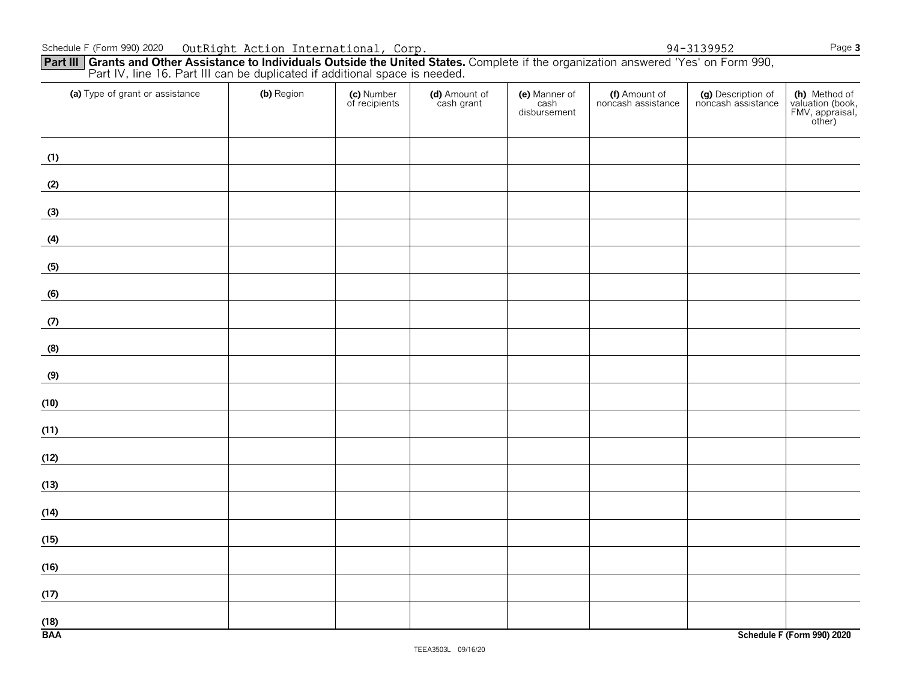Schedule F (Form 990) 2020 OutRight Action International, Corp. 94-3139952

**Part III** **Grants and Other Assistance to Individuals Outside the United States.** Complete if the organization answered 'Yes' on Form 990, Part IV, line 16. Part III can be duplicated if additional space is needed.

| **(a)** Type of grant or assistance | **(b)** Region | **(c)** Number of recipients | **(d)** Amount of cash grant | **(e)** Manner of cash disbursement | **(f)** Amount of noncash assistance | **(g)** Description of noncash assistance | **(h)** Method of valuation (book, FMV, appraisal, other) |
|---|---|---|---|---|---|---|---|
| **(1)** | | | | | | | |
| **(2)** | | | | | | | |
| **(3)** | | | | | | | |
| **(4)** | | | | | | | |
| **(5)** | | | | | | | |
| **(6)** | | | | | | | |
| **(7)** | | | | | | | |
| **(8)** | | | | | | | |
| **(9)** | | | | | | | |
| **(10)** | | | | | | | |
| **(11)** | | | | | | | |
| **(12)** | | | | | | | |
| **(13)** | | | | | | | |
| **(14)** | | | | | | | |
| **(15)** | | | | | | | |
| **(16)** | | | | | | | |
| **(17)** | | | | | | | |
| **(18)** | | | | | | | |

**BAA** **Schedule F (Form 990) 2020**

TEEA3503L 09/16/20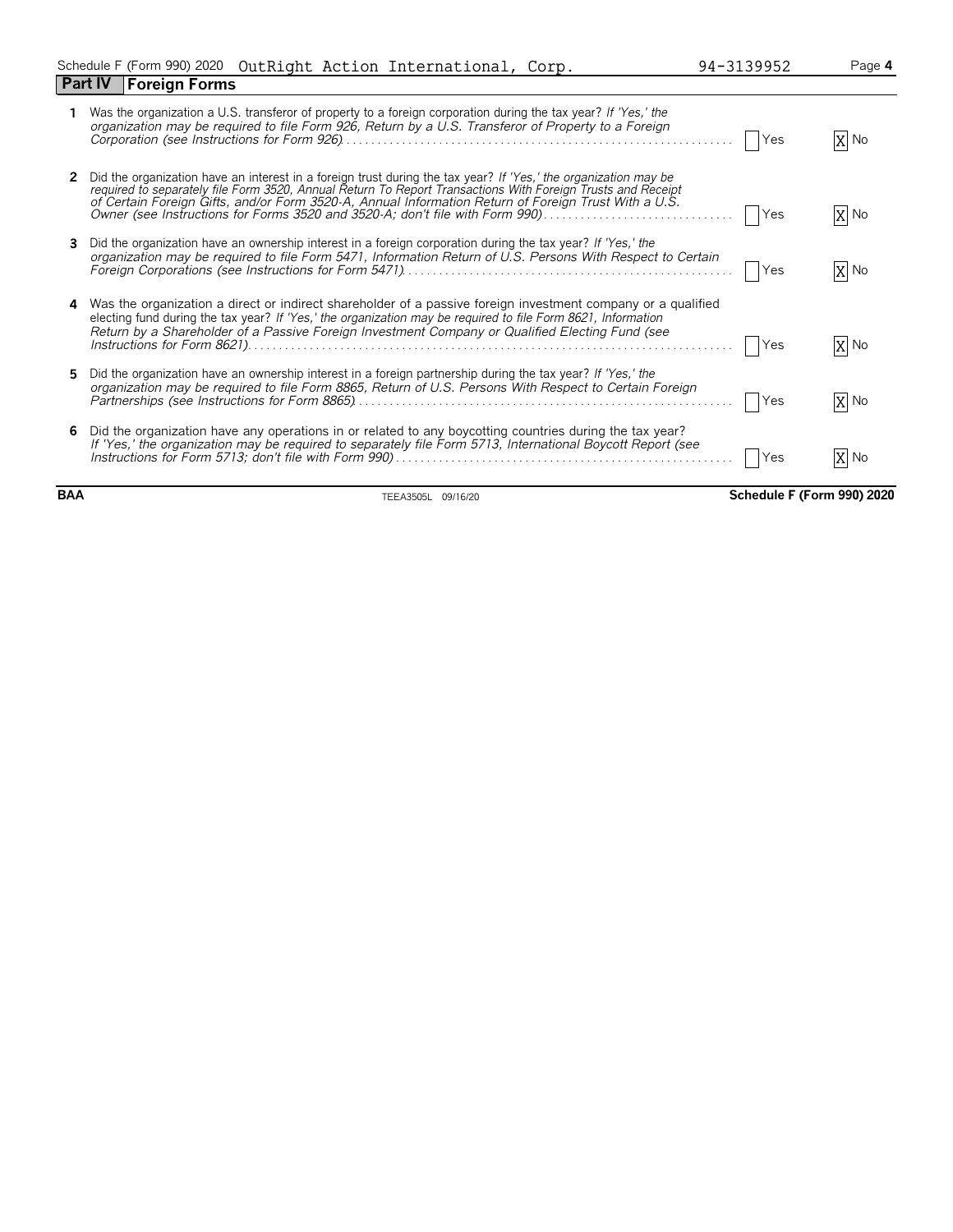Schedule F (Form 990) 2020 OutRight Action International, Corp. 94-3139952 Page **4**

## Part IV Foreign Forms

**1** Was the organization a U.S. transferor of property to a foreign corporation during the tax year? *If 'Yes,' the organization may be required to file Form 926, Return by a U.S. Transferor of Property to a Foreign Corporation (see Instructions for Form 926)* . . . . . . . . [ ] Yes [X] No

**2** Did the organization have an interest in a foreign trust during the tax year? *If 'Yes,' the organization may be required to separately file Form 3520, Annual Return To Report Transactions With Foreign Trusts and Receipt of Certain Foreign Gifts, and/or Form 3520-A, Annual Information Return of Foreign Trust With a U.S. Owner (see Instructions for Forms 3520 and 3520-A; don't file with Form 990)* . . . . . . . . [ ] Yes [X] No

**3** Did the organization have an ownership interest in a foreign corporation during the tax year? *If 'Yes,' the organization may be required to file Form 5471, Information Return of U.S. Persons With Respect to Certain Foreign Corporations (see Instructions for Form 5471)* . . . . . . . . [ ] Yes [X] No

**4** Was the organization a direct or indirect shareholder of a passive foreign investment company or a qualified electing fund during the tax year? *If 'Yes,' the organization may be required to file Form 8621, Information Return by a Shareholder of a Passive Foreign Investment Company or Qualified Electing Fund (see Instructions for Form 8621)* . . . . . . . . [ ] Yes [X] No

**5** Did the organization have an ownership interest in a foreign partnership during the tax year? *If 'Yes,' the organization may be required to file Form 8865, Return of U.S. Persons With Respect to Certain Foreign Partnerships (see Instructions for Form 8865)* . . . . . . . . [ ] Yes [X] No

**6** Did the organization have any operations in or related to any boycotting countries during the tax year? *If 'Yes,' the organization may be required to separately file Form 5713, International Boycott Report (see Instructions for Form 5713; don't file with Form 990)* . . . . . . . . [ ] Yes [X] No

**BAA** TEEA3505L 09/16/20 **Schedule F (Form 990) 2020**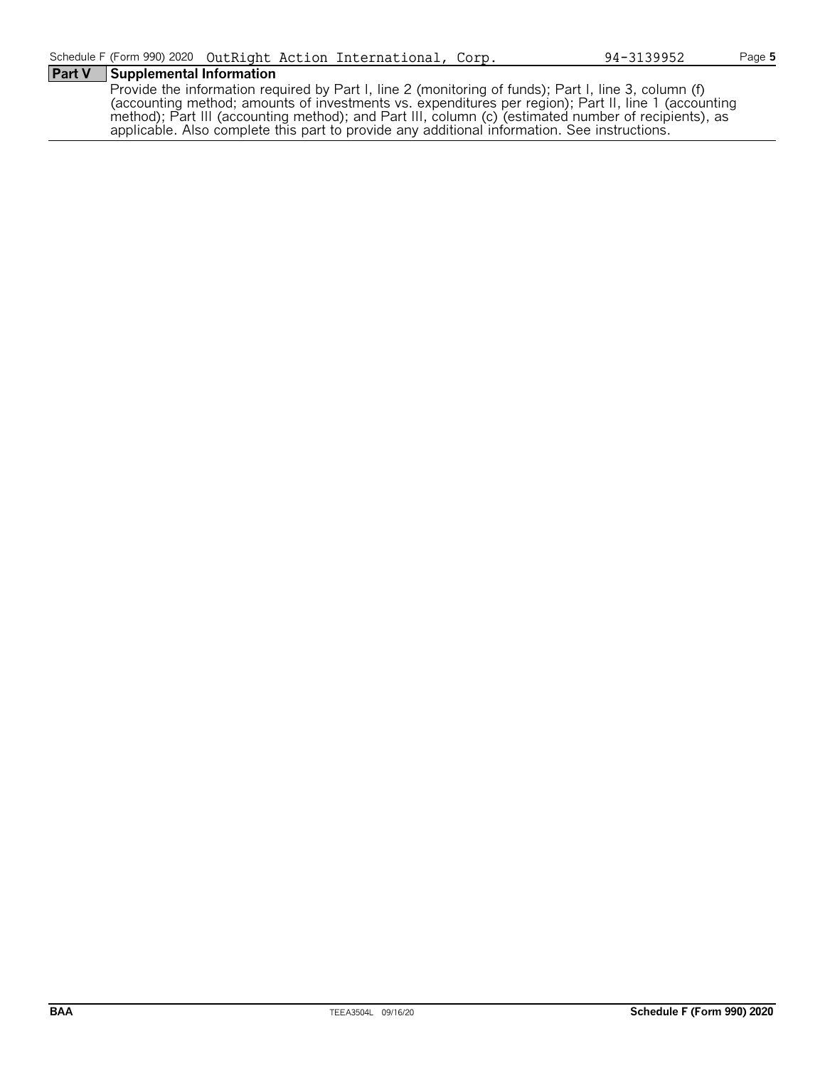## Part V Supplemental Information

Provide the information required by Part I, line 2 (monitoring of funds); Part I, line 3, column (f) (accounting method; amounts of investments vs. expenditures per region); Part II, line 1 (accounting method); Part III (accounting method); and Part III, column (c) (estimated number of recipients), as applicable. Also complete this part to provide any additional information. See instructions.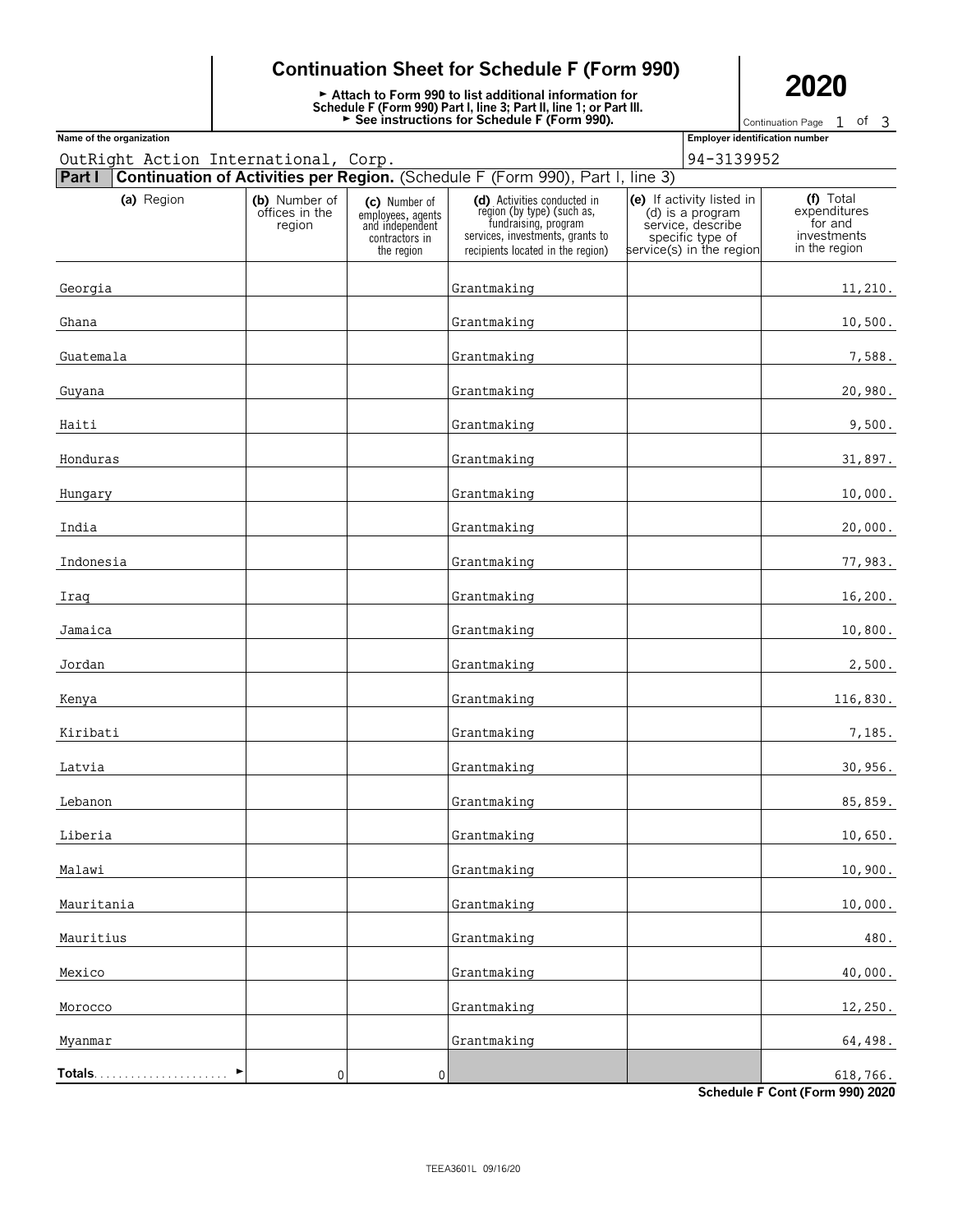# Continuation Sheet for Schedule F (Form 990)

► Attach to Form 990 to list additional information for Schedule F (Form 990) Part I, line 3; Part II, line 1; or Part III.
► See instructions for Schedule F (Form 990).

**2020**

Continuation Page 1 of 3

**Name of the organization**
OutRight Action International, Corp.

**Employer identification number**
94-3139952

**Part I** **Continuation of Activities per Region.** (Schedule F (Form 990), Part I, line 3)

| (a) Region | (b) Number of offices in the region | (c) Number of employees, agents and independent contractors in the region | (d) Activities conducted in region (by type) (such as, fundraising, program services, investments, grants to recipients located in the region) | (e) If activity listed in (d) is a program service, describe specific type of service(s) in the region | (f) Total expenditures for and investments in the region |
|---|---|---|---|---|---|
| Georgia | | | Grantmaking | | 11,210. |
| Ghana | | | Grantmaking | | 10,500. |
| Guatemala | | | Grantmaking | | 7,588. |
| Guyana | | | Grantmaking | | 20,980. |
| Haiti | | | Grantmaking | | 9,500. |
| Honduras | | | Grantmaking | | 31,897. |
| Hungary | | | Grantmaking | | 10,000. |
| India | | | Grantmaking | | 20,000. |
| Indonesia | | | Grantmaking | | 77,983. |
| Iraq | | | Grantmaking | | 16,200. |
| Jamaica | | | Grantmaking | | 10,800. |
| Jordan | | | Grantmaking | | 2,500. |
| Kenya | | | Grantmaking | | 116,830. |
| Kiribati | | | Grantmaking | | 7,185. |
| Latvia | | | Grantmaking | | 30,956. |
| Lebanon | | | Grantmaking | | 85,859. |
| Liberia | | | Grantmaking | | 10,650. |
| Malawi | | | Grantmaking | | 10,900. |
| Mauritania | | | Grantmaking | | 10,000. |
| Mauritius | | | Grantmaking | | 480. |
| Mexico | | | Grantmaking | | 40,000. |
| Morocco | | | Grantmaking | | 12,250. |
| Myanmar | | | Grantmaking | | 64,498. |
| **Totals** ► | 0 | 0 | | | 618,766. |

**Schedule F Cont (Form 990) 2020**

TEEA3601L 09/16/20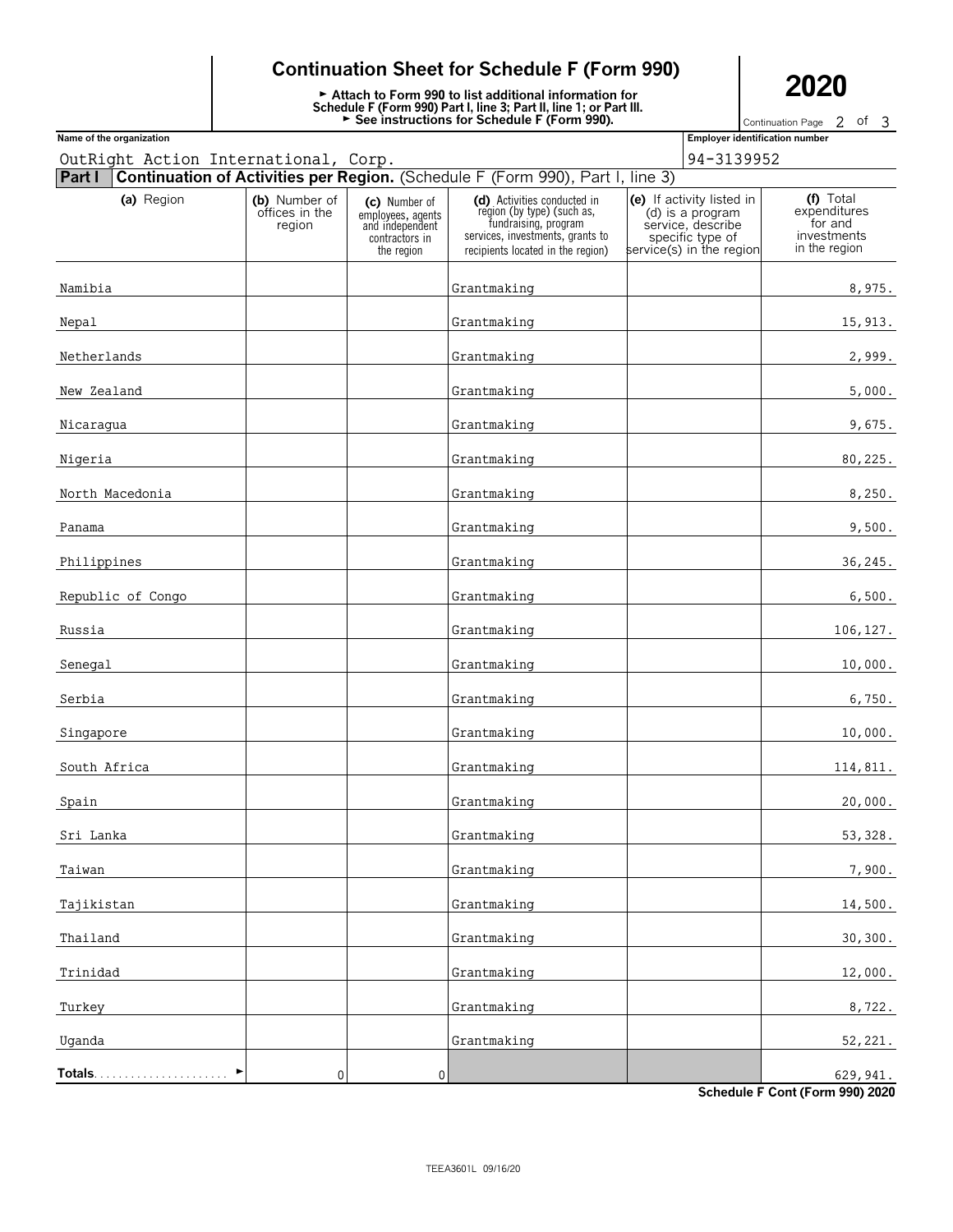# Continuation Sheet for Schedule F (Form 990)

► Attach to Form 990 to list additional information for Schedule F (Form 990) Part I, line 3; Part II, line 1; or Part III.
► See instructions for Schedule F (Form 990).

**2020**

Continuation Page 2 of 3

**Name of the organization:** OutRight Action International, Corp.

**Employer identification number:** 94-3139952

**Part I — Continuation of Activities per Region.** (Schedule F (Form 990), Part I, line 3)

| (a) Region | (b) Number of offices in the region | (c) Number of employees, agents and independent contractors in the region | (d) Activities conducted in region (by type) (such as, fundraising, program services, investments, grants to recipients located in the region) | (e) If activity listed in (d) is a program service, describe specific type of service(s) in the region | (f) Total expenditures for and investments in the region |
|---|---|---|---|---|---|
| Namibia | | | Grantmaking | | 8,975. |
| Nepal | | | Grantmaking | | 15,913. |
| Netherlands | | | Grantmaking | | 2,999. |
| New Zealand | | | Grantmaking | | 5,000. |
| Nicaragua | | | Grantmaking | | 9,675. |
| Nigeria | | | Grantmaking | | 80,225. |
| North Macedonia | | | Grantmaking | | 8,250. |
| Panama | | | Grantmaking | | 9,500. |
| Philippines | | | Grantmaking | | 36,245. |
| Republic of Congo | | | Grantmaking | | 6,500. |
| Russia | | | Grantmaking | | 106,127. |
| Senegal | | | Grantmaking | | 10,000. |
| Serbia | | | Grantmaking | | 6,750. |
| Singapore | | | Grantmaking | | 10,000. |
| South Africa | | | Grantmaking | | 114,811. |
| Spain | | | Grantmaking | | 20,000. |
| Sri Lanka | | | Grantmaking | | 53,328. |
| Taiwan | | | Grantmaking | | 7,900. |
| Tajikistan | | | Grantmaking | | 14,500. |
| Thailand | | | Grantmaking | | 30,300. |
| Trinidad | | | Grantmaking | | 12,000. |
| Turkey | | | Grantmaking | | 8,722. |
| Uganda | | | Grantmaking | | 52,221. |
| **Totals** ► | 0 | 0 | | | 629,941. |

**Schedule F Cont (Form 990) 2020**

TEEA3601L 09/16/20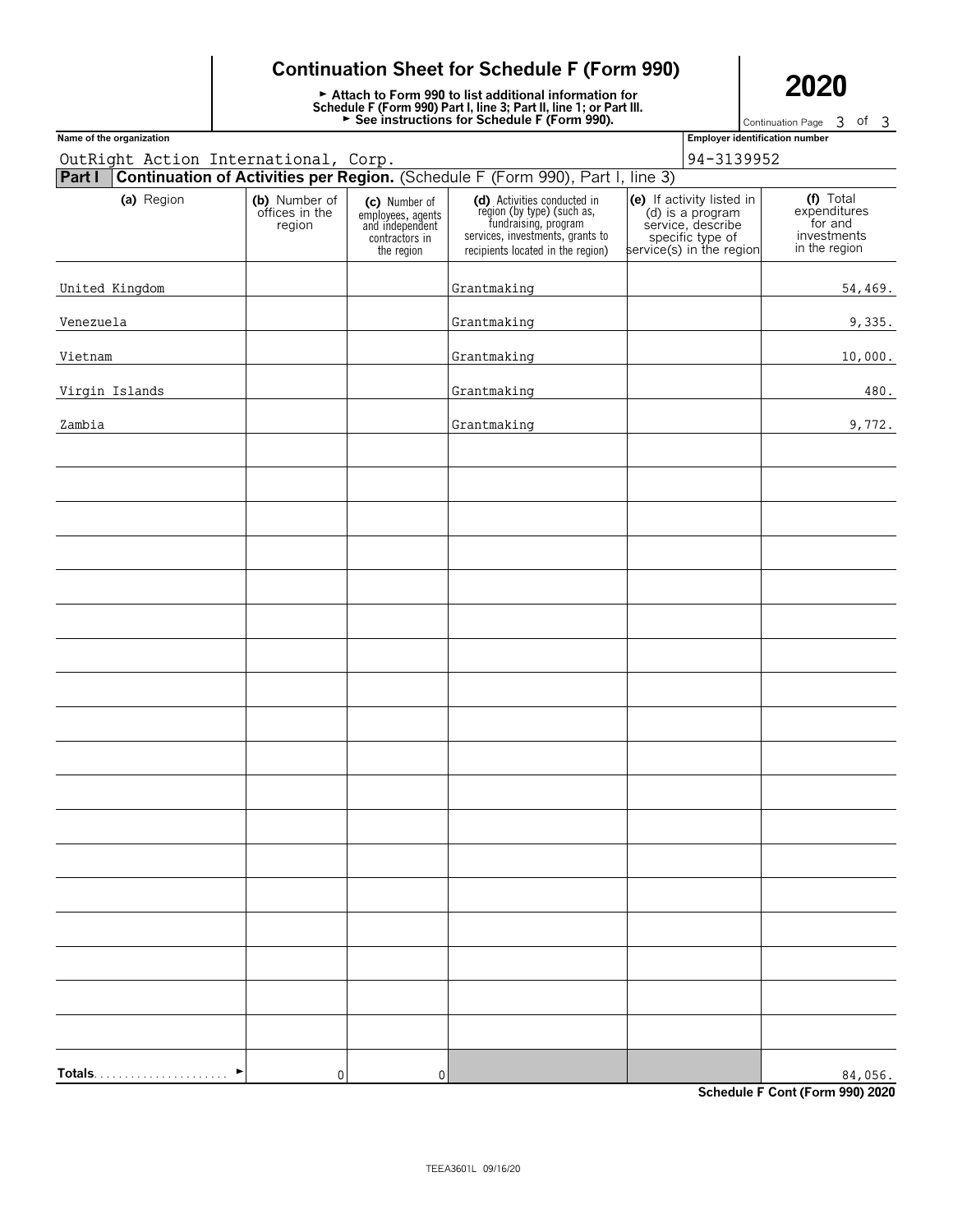# Continuation Sheet for Schedule F (Form 990)

**2020**

► Attach to Form 990 to list additional information for Schedule F (Form 990) Part I, line 3; Part II, line 1; or Part III.
► See instructions for Schedule F (Form 990).

Continuation Page 3 of 3

**Name of the organization**: OutRight Action International, Corp.

**Employer identification number**: 94-3139952

## Part I Continuation of Activities per Region. (Schedule F (Form 990), Part I, line 3)

| (a) Region | (b) Number of offices in the region | (c) Number of employees, agents and independent contractors in the region | (d) Activities conducted in region (by type) (such as, fundraising, program services, investments, grants to recipients located in the region) | (e) If activity listed in (d) is a program service, describe specific type of service(s) in the region | (f) Total expenditures for and investments in the region |
|---|---|---|---|---|---|
| United Kingdom | | | Grantmaking | | 54,469. |
| Venezuela | | | Grantmaking | | 9,335. |
| Vietnam | | | Grantmaking | | 10,000. |
| Virgin Islands | | | Grantmaking | | 480. |
| Zambia | | | Grantmaking | | 9,772. |
| **Totals** ► | 0 | 0 | | | 84,056. |

**Schedule F Cont (Form 990) 2020**

TEEA3601L 09/16/20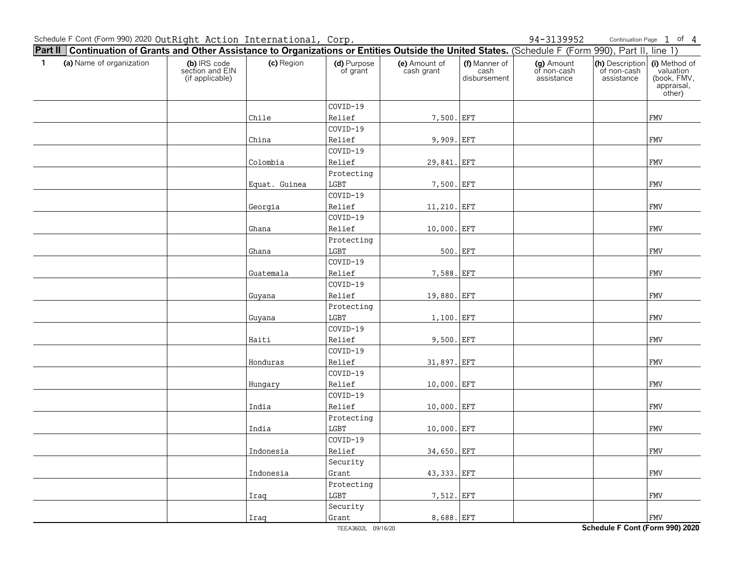Schedule F Cont (Form 990) 2020 OutRight Action International, Corp. 94-3139952

## Part II Continuation of Grants and Other Assistance to Organizations or Entities Outside the United States. (Schedule F (Form 990), Part II, line 1)

| 1 (a) Name of organization | (b) IRS code section and EIN (if applicable) | (c) Region | (d) Purpose of grant | (e) Amount of cash grant | (f) Manner of cash disbursement | (g) Amount of non-cash assistance | (h) Description of non-cash assistance | (i) Method of valuation (book, FMV, appraisal, other) |
|---|---|---|---|---|---|---|---|---|
| | | Chile | COVID-19 Relief | 7,500. | EFT | | | FMV |
| | | China | COVID-19 Relief | 9,909. | EFT | | | FMV |
| | | Colombia | COVID-19 Relief | 29,841. | EFT | | | FMV |
| | | Equat. Guinea | Protecting LGBT | 7,500. | EFT | | | FMV |
| | | Georgia | COVID-19 Relief | 11,210. | EFT | | | FMV |
| | | Ghana | COVID-19 Relief | 10,000. | EFT | | | FMV |
| | | Ghana | Protecting LGBT | 500. | EFT | | | FMV |
| | | Guatemala | COVID-19 Relief | 7,588. | EFT | | | FMV |
| | | Guyana | COVID-19 Relief | 19,880. | EFT | | | FMV |
| | | Guyana | Protecting LGBT | 1,100. | EFT | | | FMV |
| | | Haiti | COVID-19 Relief | 9,500. | EFT | | | FMV |
| | | Honduras | COVID-19 Relief | 31,897. | EFT | | | FMV |
| | | Hungary | COVID-19 Relief | 10,000. | EFT | | | FMV |
| | | India | COVID-19 Relief | 10,000. | EFT | | | FMV |
| | | India | Protecting LGBT | 10,000. | EFT | | | FMV |
| | | Indonesia | COVID-19 Relief | 34,650. | EFT | | | FMV |
| | | Indonesia | Security Grant | 43,333. | EFT | | | FMV |
| | | Iraq | Protecting LGBT | 7,512. | EFT | | | FMV |
| | | Iraq | Security Grant | 8,688. | EFT | | | FMV |

TEEA3602L 09/16/20 Schedule F Cont (Form 990) 2020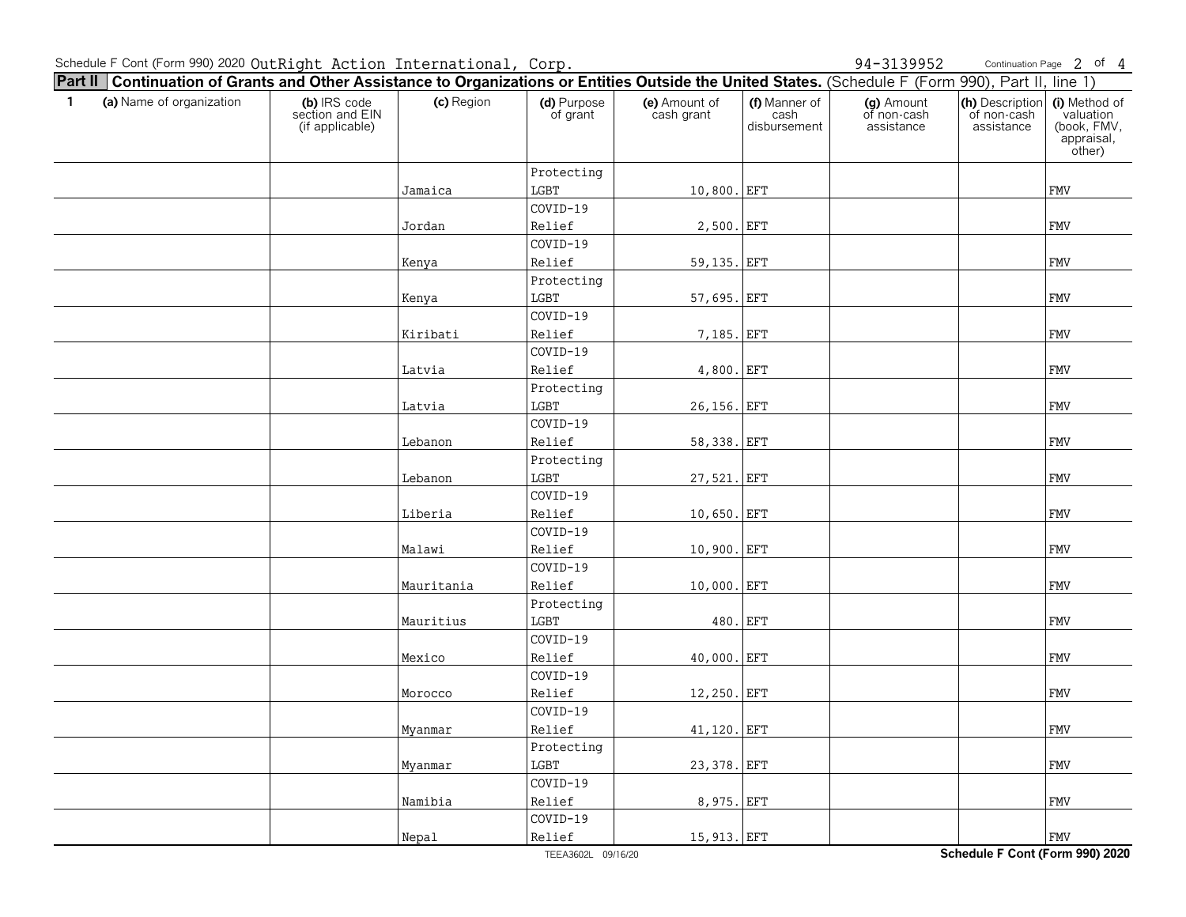Schedule F Cont (Form 990) 2020 OutRight Action International, Corp. 94-3139952

## Part II Continuation of Grants and Other Assistance to Organizations or Entities Outside the United States. (Schedule F (Form 990), Part II, line 1)

| 1 (a) Name of organization | (b) IRS code section and EIN (if applicable) | (c) Region | (d) Purpose of grant | (e) Amount of cash grant | (f) Manner of cash disbursement | (g) Amount of non-cash assistance | (h) Description of non-cash assistance | (i) Method of valuation (book, FMV, appraisal, other) |
|---|---|---|---|---|---|---|---|---|
| | | Jamaica | Protecting LGBT | 10,800. | EFT | | | FMV |
| | | Jordan | COVID-19 Relief | 2,500. | EFT | | | FMV |
| | | Kenya | COVID-19 Relief | 59,135. | EFT | | | FMV |
| | | Kenya | Protecting LGBT | 57,695. | EFT | | | FMV |
| | | Kiribati | COVID-19 Relief | 7,185. | EFT | | | FMV |
| | | Latvia | COVID-19 Relief | 4,800. | EFT | | | FMV |
| | | Latvia | Protecting LGBT | 26,156. | EFT | | | FMV |
| | | Lebanon | COVID-19 Relief | 58,338. | EFT | | | FMV |
| | | Lebanon | Protecting LGBT | 27,521. | EFT | | | FMV |
| | | Liberia | COVID-19 Relief | 10,650. | EFT | | | FMV |
| | | Malawi | COVID-19 Relief | 10,900. | EFT | | | FMV |
| | | Mauritania | COVID-19 Relief | 10,000. | EFT | | | FMV |
| | | Mauritius | Protecting LGBT | 480. | EFT | | | FMV |
| | | Mexico | COVID-19 Relief | 40,000. | EFT | | | FMV |
| | | Morocco | COVID-19 Relief | 12,250. | EFT | | | FMV |
| | | Myanmar | COVID-19 Relief | 41,120. | EFT | | | FMV |
| | | Myanmar | Protecting LGBT | 23,378. | EFT | | | FMV |
| | | Namibia | COVID-19 Relief | 8,975. | EFT | | | FMV |
| | | Nepal | COVID-19 Relief | 15,913. | EFT | | | FMV |

TEEA3602L 09/16/20

Schedule F Cont (Form 990) 2020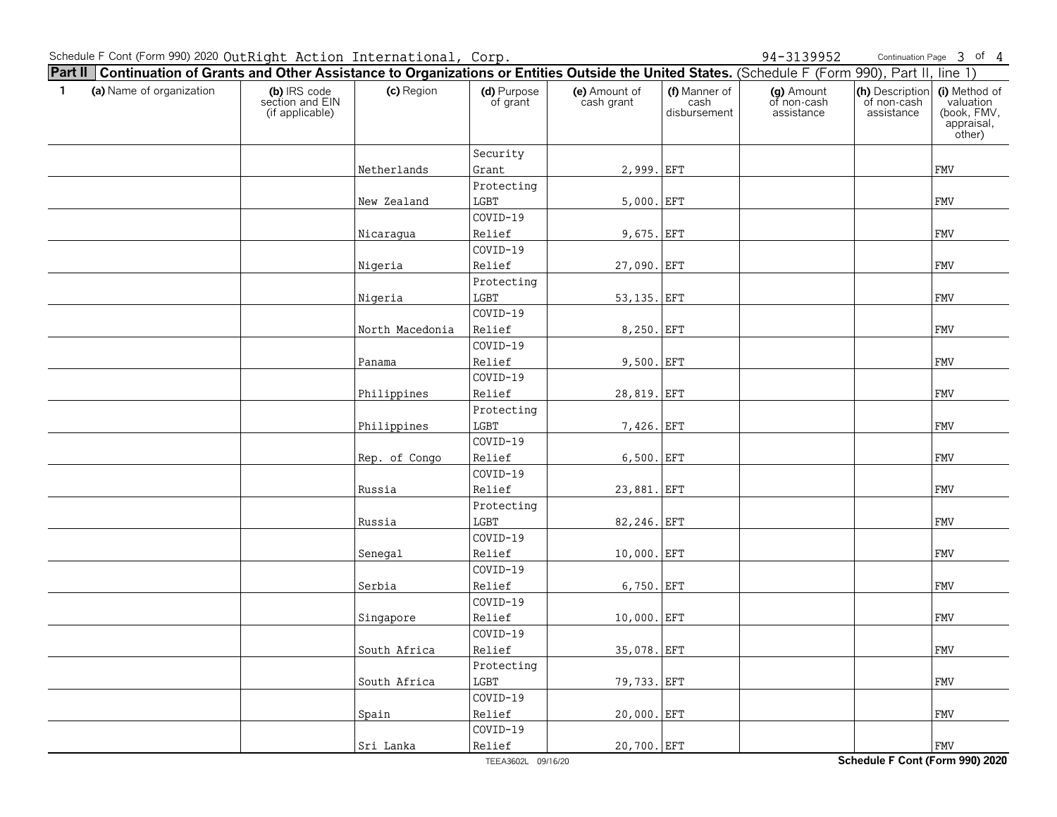Schedule F Cont (Form 990) 2020 OutRight Action International, Corp. 94-3139952

## Part II Continuation of Grants and Other Assistance to Organizations or Entities Outside the United States. (Schedule F (Form 990), Part II, line 1)

| 1 (a) Name of organization | (b) IRS code section and EIN (if applicable) | (c) Region | (d) Purpose of grant | (e) Amount of cash grant | (f) Manner of cash disbursement | (g) Amount of non-cash assistance | (h) Description of non-cash assistance | (i) Method of valuation (book, FMV, appraisal, other) |
|---|---|---|---|---|---|---|---|---|
| | | Netherlands | Security Grant | 2,999. | EFT | | | FMV |
| | | New Zealand | Protecting LGBT | 5,000. | EFT | | | FMV |
| | | Nicaragua | COVID-19 Relief | 9,675. | EFT | | | FMV |
| | | Nigeria | COVID-19 Relief | 27,090. | EFT | | | FMV |
| | | Nigeria | Protecting LGBT | 53,135. | EFT | | | FMV |
| | | North Macedonia | COVID-19 Relief | 8,250. | EFT | | | FMV |
| | | Panama | COVID-19 Relief | 9,500. | EFT | | | FMV |
| | | Philippines | COVID-19 Relief | 28,819. | EFT | | | FMV |
| | | Philippines | Protecting LGBT | 7,426. | EFT | | | FMV |
| | | Rep. of Congo | COVID-19 Relief | 6,500. | EFT | | | FMV |
| | | Russia | COVID-19 Relief | 23,881. | EFT | | | FMV |
| | | Russia | Protecting LGBT | 82,246. | EFT | | | FMV |
| | | Senegal | COVID-19 Relief | 10,000. | EFT | | | FMV |
| | | Serbia | COVID-19 Relief | 6,750. | EFT | | | FMV |
| | | Singapore | COVID-19 Relief | 10,000. | EFT | | | FMV |
| | | South Africa | COVID-19 Relief | 35,078. | EFT | | | FMV |
| | | South Africa | Protecting LGBT | 79,733. | EFT | | | FMV |
| | | Spain | COVID-19 Relief | 20,000. | EFT | | | FMV |
| | | Sri Lanka | COVID-19 Relief | 20,700. | EFT | | | FMV |

TEEA3602L 09/16/20 Schedule F Cont (Form 990) 2020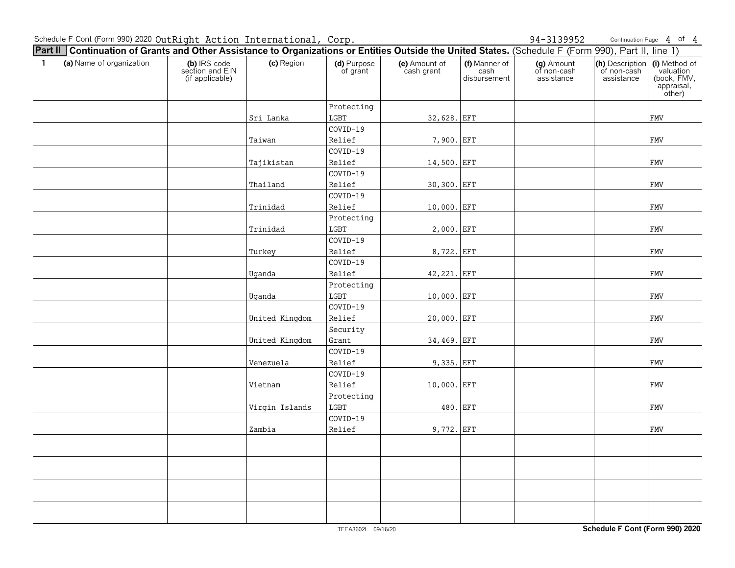Schedule F Cont (Form 990) 2020 OutRight Action International, Corp. 94-3139952

## Part II Continuation of Grants and Other Assistance to Organizations or Entities Outside the United States. (Schedule F (Form 990), Part II, line 1)

| 1 (a) Name of organization | (b) IRS code section and EIN (if applicable) | (c) Region | (d) Purpose of grant | (e) Amount of cash grant | (f) Manner of cash disbursement | (g) Amount of non-cash assistance | (h) Description of non-cash assistance | (i) Method of valuation (book, FMV, appraisal, other) |
|---|---|---|---|---|---|---|---|---|
| | | Sri Lanka | Protecting LGBT | 32,628. | EFT | | | FMV |
| | | Taiwan | COVID-19 Relief | 7,900. | EFT | | | FMV |
| | | Tajikistan | COVID-19 Relief | 14,500. | EFT | | | FMV |
| | | Thailand | COVID-19 Relief | 30,300. | EFT | | | FMV |
| | | Trinidad | COVID-19 Relief | 10,000. | EFT | | | FMV |
| | | Trinidad | Protecting LGBT | 2,000. | EFT | | | FMV |
| | | Turkey | COVID-19 Relief | 8,722. | EFT | | | FMV |
| | | Uganda | COVID-19 Relief | 42,221. | EFT | | | FMV |
| | | Uganda | Protecting LGBT | 10,000. | EFT | | | FMV |
| | | United Kingdom | COVID-19 Relief | 20,000. | EFT | | | FMV |
| | | United Kingdom | Security Grant | 34,469. | EFT | | | FMV |
| | | Venezuela | COVID-19 Relief | 9,335. | EFT | | | FMV |
| | | Vietnam | COVID-19 Relief | 10,000. | EFT | | | FMV |
| | | Virgin Islands | Protecting LGBT | 480. | EFT | | | FMV |
| | | Zambia | COVID-19 Relief | 9,772. | EFT | | | FMV |

TEEA3602L 09/16/20 Schedule F Cont (Form 990) 2020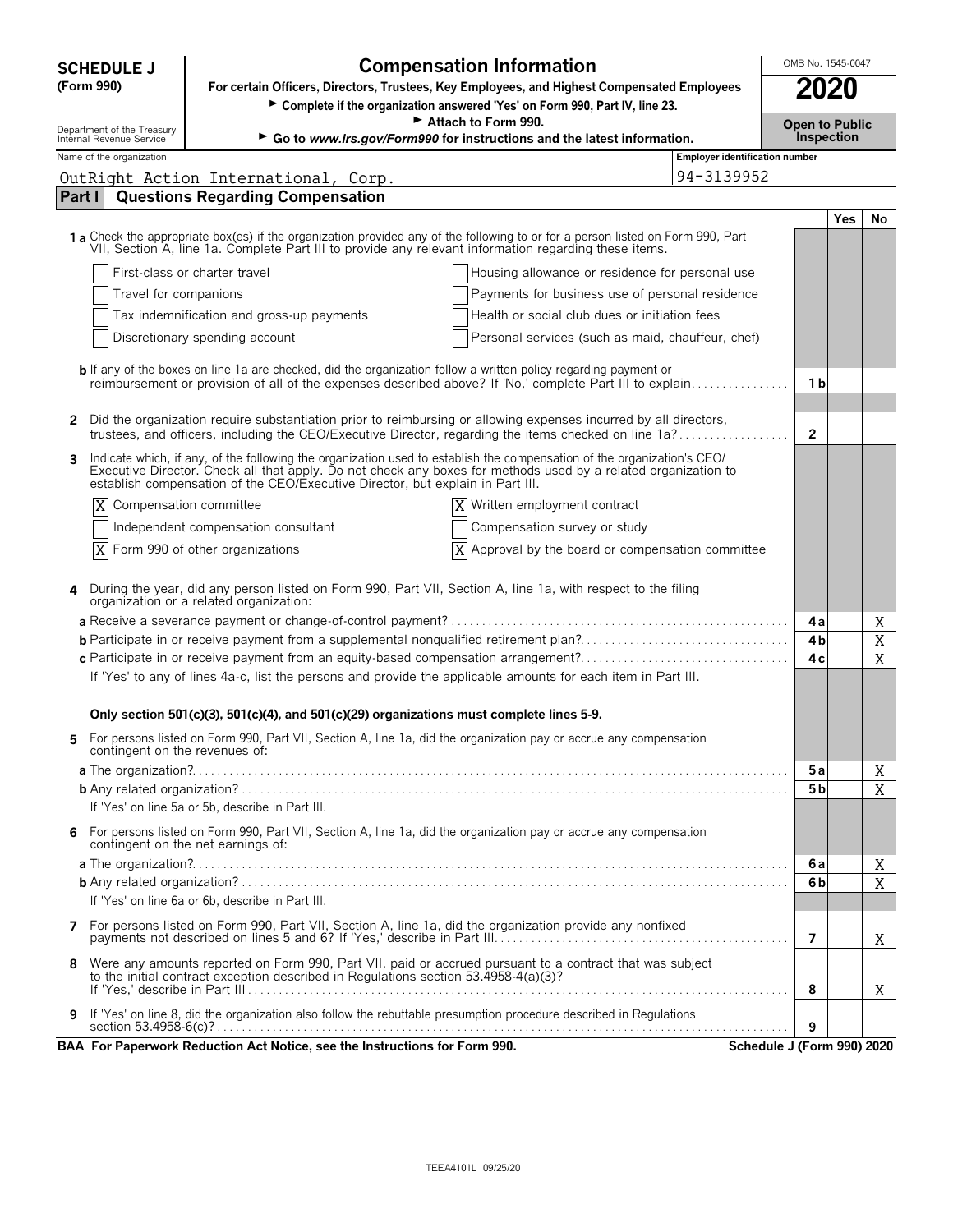**SCHEDULE J (Form 990)**

# Compensation Information

**For certain Officers, Directors, Trustees, Key Employees, and Highest Compensated Employees**

► Complete if the organization answered 'Yes' on Form 990, Part IV, line 23.

► Attach to Form 990.

► Go to *www.irs.gov/Form990* for instructions and the latest information.

Department of the Treasury
Internal Revenue Service

OMB No. 1545-0047

**2020**

**Open to Public Inspection**

Name of the organization: OutRight Action International, Corp.

Employer identification number: 94-3139952

## Part I Questions Regarding Compensation

| | | | Yes | No |
|---|---|---|---|---|
| **1a** | Check the appropriate box(es) if the organization provided any of the following to or for a person listed on Form 990, Part VII, Section A, line 1a. Complete Part III to provide any relevant information regarding these items. | | | |
| | ☐ First-class or charter travel ☐ Housing allowance or residence for personal use | | | |
| | ☐ Travel for companions ☐ Payments for business use of personal residence | | | |
| | ☐ Tax indemnification and gross-up payments ☐ Health or social club dues or initiation fees | | | |
| | ☐ Discretionary spending account ☐ Personal services (such as maid, chauffeur, chef) | | | |
| **b** | If any of the boxes on line 1a are checked, did the organization follow a written policy regarding payment or reimbursement or provision of all of the expenses described above? If 'No,' complete Part III to explain | 1b | | |
| **2** | Did the organization require substantiation prior to reimbursing or allowing expenses incurred by all directors, trustees, and officers, including the CEO/Executive Director, regarding the items checked on line 1a? | 2 | | |
| **3** | Indicate which, if any, of the following the organization used to establish the compensation of the organization's CEO/Executive Director. Check all that apply. Do not check any boxes for methods used by a related organization to establish compensation of the CEO/Executive Director, but explain in Part III. | | | |
| | ☒ Compensation committee ☒ Written employment contract | | | |
| | ☐ Independent compensation consultant ☐ Compensation survey or study | | | |
| | ☒ Form 990 of other organizations ☒ Approval by the board or compensation committee | | | |
| **4** | During the year, did any person listed on Form 990, Part VII, Section A, line 1a, with respect to the filing organization or a related organization: | | | |
| **a** | Receive a severance payment or change-of-control payment? | 4a | | X |
| **b** | Participate in or receive payment from a supplemental nonqualified retirement plan? | 4b | | X |
| **c** | Participate in or receive payment from an equity-based compensation arrangement? | 4c | | X |
| | If 'Yes' to any of lines 4a-c, list the persons and provide the applicable amounts for each item in Part III. | | | |
| | **Only section 501(c)(3), 501(c)(4), and 501(c)(29) organizations must complete lines 5-9.** | | | |
| **5** | For persons listed on Form 990, Part VII, Section A, line 1a, did the organization pay or accrue any compensation contingent on the revenues of: | | | |
| **a** | The organization? | 5a | | X |
| **b** | Any related organization? | 5b | | X |
| | If 'Yes' on line 5a or 5b, describe in Part III. | | | |
| **6** | For persons listed on Form 990, Part VII, Section A, line 1a, did the organization pay or accrue any compensation contingent on the net earnings of: | | | |
| **a** | The organization? | 6a | | X |
| **b** | Any related organization? | 6b | | X |
| | If 'Yes' on line 6a or 6b, describe in Part III. | | | |
| **7** | For persons listed on Form 990, Part VII, Section A, line 1a, did the organization provide any nonfixed payments not described on lines 5 and 6? If 'Yes,' describe in Part III | 7 | | X |
| **8** | Were any amounts reported on Form 990, Part VII, paid or accrued pursuant to a contract that was subject to the initial contract exception described in Regulations section 53.4958-4(a)(3)? If 'Yes,' describe in Part III | 8 | | X |
| **9** | If 'Yes' on line 8, did the organization also follow the rebuttable presumption procedure described in Regulations section 53.4958-6(c)? | 9 | | |

**BAA For Paperwork Reduction Act Notice, see the Instructions for Form 990.** **Schedule J (Form 990) 2020**

TEEA4101L 09/25/20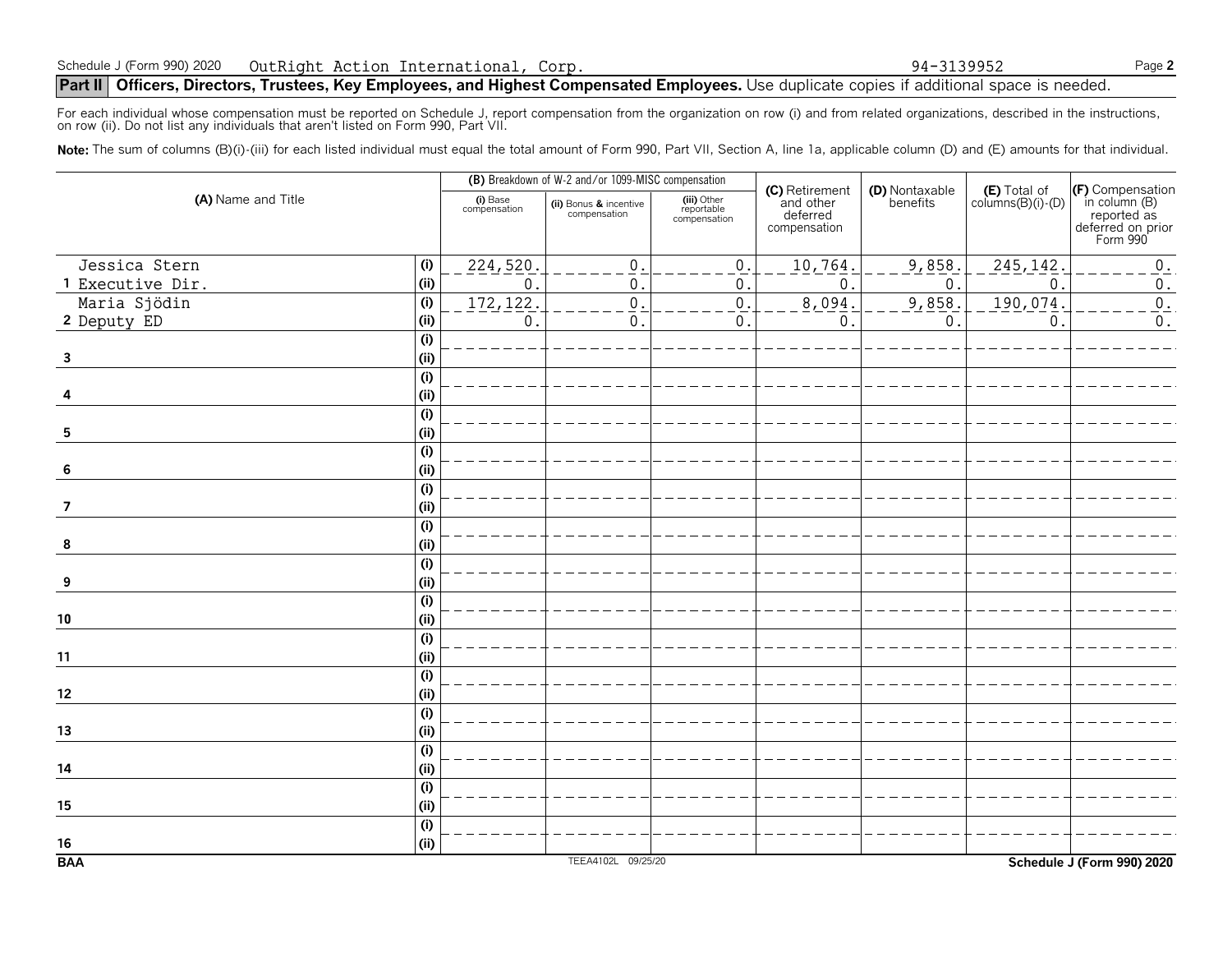Schedule J (Form 990) 2020 OutRight Action International, Corp. 94-3139952

## Part II Officers, Directors, Trustees, Key Employees, and Highest Compensated Employees. Use duplicate copies if additional space is needed.

For each individual whose compensation must be reported on Schedule J, report compensation from the organization on row (i) and from related organizations, described in the instructions, on row (ii). Do not list any individuals that aren't listed on Form 990, Part VII.

**Note:** The sum of columns (B)(i)-(iii) for each listed individual must equal the total amount of Form 990, Part VII, Section A, line 1a, applicable column (D) and (E) amounts for that individual.

| (A) Name and Title | | (B) Breakdown of W-2 and/or 1099-MISC compensation | | | (C) Retirement and other deferred compensation | (D) Nontaxable benefits | (E) Total of columns(B)(i)-(D) | (F) Compensation in column (B) reported as deferred on prior Form 990 |
|---|---|---|---|---|---|---|---|---|
| | | (i) Base compensation | (ii) Bonus & incentive compensation | (iii) Other reportable compensation | | | | |
| 1 Jessica Stern Executive Dir. | (i) | 224,520. | 0. | 0. | 10,764. | 9,858. | 245,142. | 0. |
| | (ii) | 0. | 0. | 0. | 0. | 0. | 0. | 0. |
| 2 Maria Sjödin Deputy ED | (i) | 172,122. | 0. | 0. | 8,094. | 9,858. | 190,074. | 0. |
| | (ii) | 0. | 0. | 0. | 0. | 0. | 0. | 0. |
| 3 | (i) | | | | | | | |
| | (ii) | | | | | | | |
| 4 | (i) | | | | | | | |
| | (ii) | | | | | | | |
| 5 | (i) | | | | | | | |
| | (ii) | | | | | | | |
| 6 | (i) | | | | | | | |
| | (ii) | | | | | | | |
| 7 | (i) | | | | | | | |
| | (ii) | | | | | | | |
| 8 | (i) | | | | | | | |
| | (ii) | | | | | | | |
| 9 | (i) | | | | | | | |
| | (ii) | | | | | | | |
| 10 | (i) | | | | | | | |
| | (ii) | | | | | | | |
| 11 | (i) | | | | | | | |
| | (ii) | | | | | | | |
| 12 | (i) | | | | | | | |
| | (ii) | | | | | | | |
| 13 | (i) | | | | | | | |
| | (ii) | | | | | | | |
| 14 | (i) | | | | | | | |
| | (ii) | | | | | | | |
| 15 | (i) | | | | | | | |
| | (ii) | | | | | | | |
| 16 | (i) | | | | | | | |
| | (ii) | | | | | | | |

BAA TEEA4102L 09/25/20 Schedule J (Form 990) 2020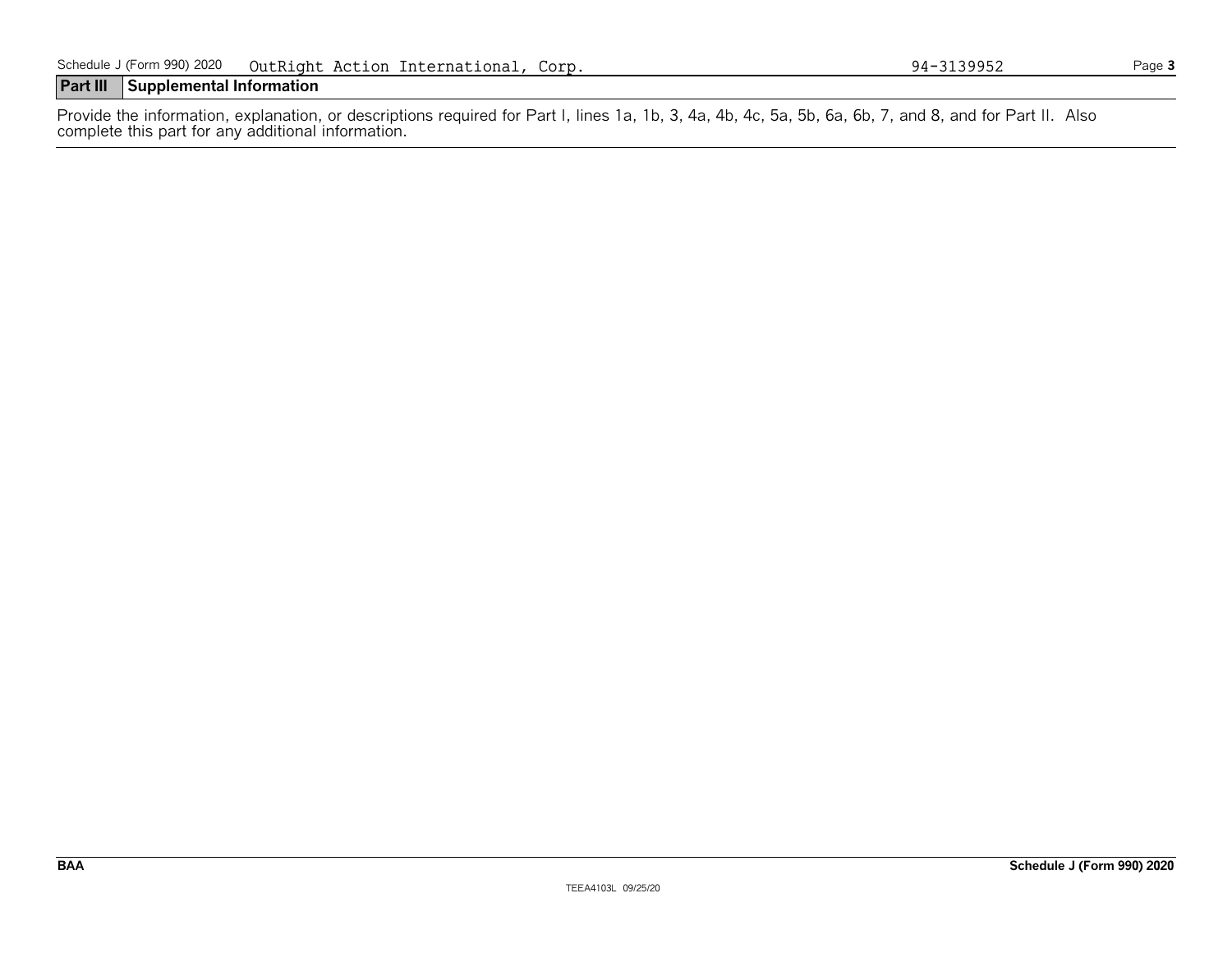Schedule J (Form 990) 2020 OutRight Action International, Corp. 94-3139952

## Part III Supplemental Information

Provide the information, explanation, or descriptions required for Part I, lines 1a, 1b, 3, 4a, 4b, 4c, 5a, 5b, 6a, 6b, 7, and 8, and for Part II. Also complete this part for any additional information.

BAA Schedule J (Form 990) 2020

TEEA4103L 09/25/20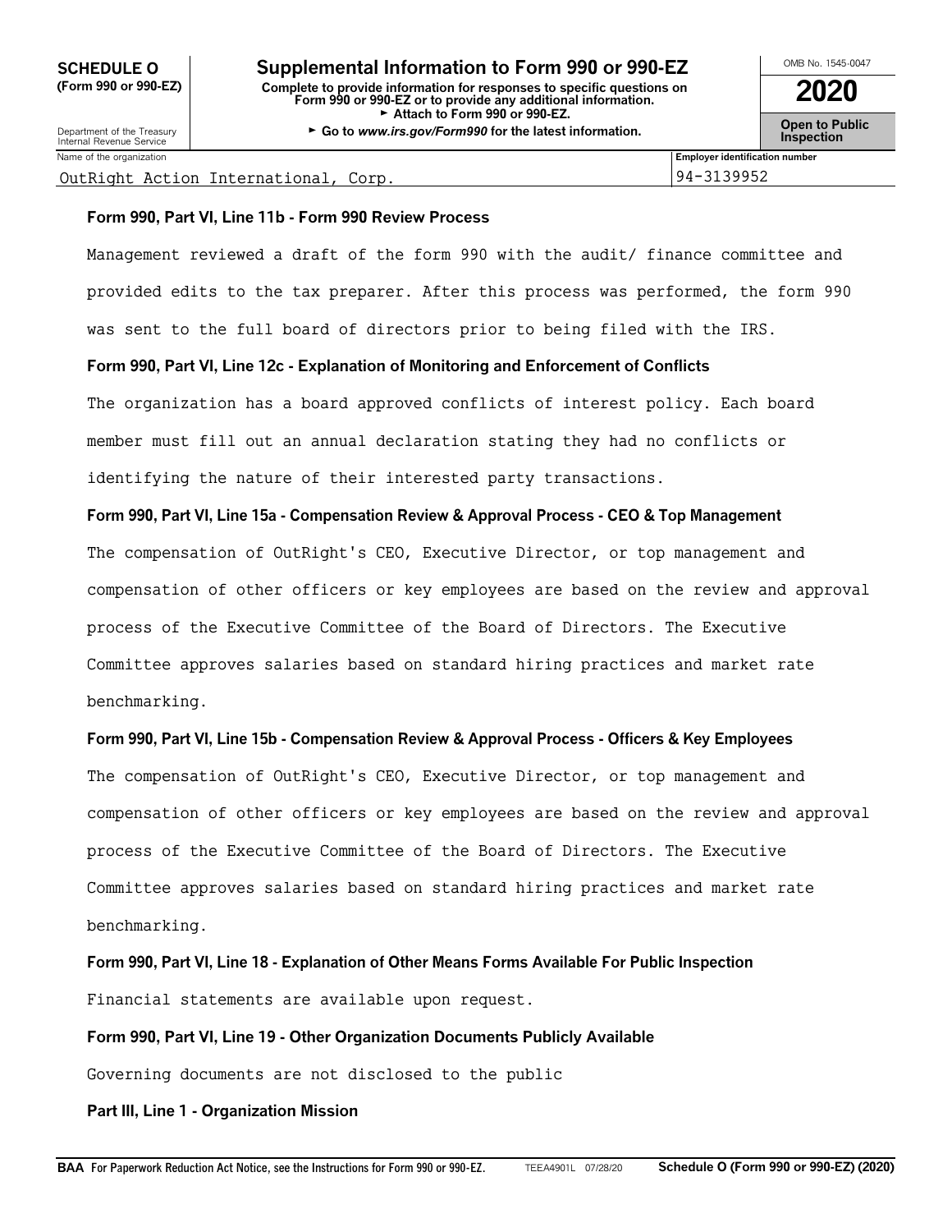**SCHEDULE O**
**(Form 990 or 990-EZ)**

Department of the Treasury
Internal Revenue Service

# Supplemental Information to Form 990 or 990-EZ

**Complete to provide information for responses to specific questions on Form 990 or 990-EZ or to provide any additional information.**
► **Attach to Form 990 or 990-EZ.**
► **Go to *www.irs.gov/Form990* for the latest information.**

OMB No. 1545-0047

**2020**

**Open to Public Inspection**

| Name of the organization | Employer identification number |
|---|---|
| OutRight Action International, Corp. | 94-3139952 |

**Form 990, Part VI, Line 11b - Form 990 Review Process**

Management reviewed a draft of the form 990 with the audit/ finance committee and provided edits to the tax preparer. After this process was performed, the form 990 was sent to the full board of directors prior to being filed with the IRS.

**Form 990, Part VI, Line 12c - Explanation of Monitoring and Enforcement of Conflicts**

The organization has a board approved conflicts of interest policy. Each board member must fill out an annual declaration stating they had no conflicts or identifying the nature of their interested party transactions.

**Form 990, Part VI, Line 15a - Compensation Review & Approval Process - CEO & Top Management**

The compensation of OutRight's CEO, Executive Director, or top management and compensation of other officers or key employees are based on the review and approval process of the Executive Committee of the Board of Directors. The Executive Committee approves salaries based on standard hiring practices and market rate benchmarking.

**Form 990, Part VI, Line 15b - Compensation Review & Approval Process - Officers & Key Employees**

The compensation of OutRight's CEO, Executive Director, or top management and compensation of other officers or key employees are based on the review and approval process of the Executive Committee of the Board of Directors. The Executive Committee approves salaries based on standard hiring practices and market rate benchmarking.

**Form 990, Part VI, Line 18 - Explanation of Other Means Forms Available For Public Inspection**

Financial statements are available upon request.

**Form 990, Part VI, Line 19 - Other Organization Documents Publicly Available**

Governing documents are not disclosed to the public

**Part III, Line 1 - Organization Mission**

**BAA** For Paperwork Reduction Act Notice, see the Instructions for Form 990 or 990-EZ. TEEA4901L 07/28/20 **Schedule O (Form 990 or 990-EZ) (2020)**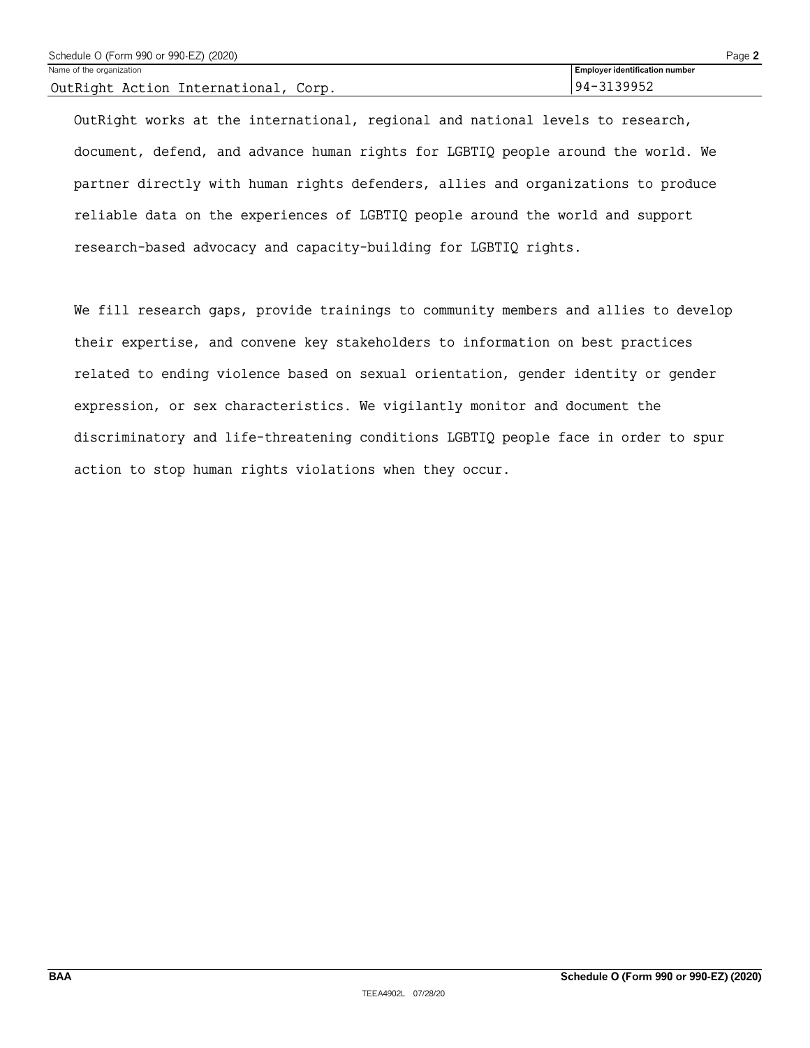Name of the organization: OutRight Action International, Corp.

Employer identification number: 94-3139952

OutRight works at the international, regional and national levels to research, document, defend, and advance human rights for LGBTIQ people around the world. We partner directly with human rights defenders, allies and organizations to produce reliable data on the experiences of LGBTIQ people around the world and support research-based advocacy and capacity-building for LGBTIQ rights.

We fill research gaps, provide trainings to community members and allies to develop their expertise, and convene key stakeholders to information on best practices related to ending violence based on sexual orientation, gender identity or gender expression, or sex characteristics. We vigilantly monitor and document the discriminatory and life-threatening conditions LGBTIQ people face in order to spur action to stop human rights violations when they occur.